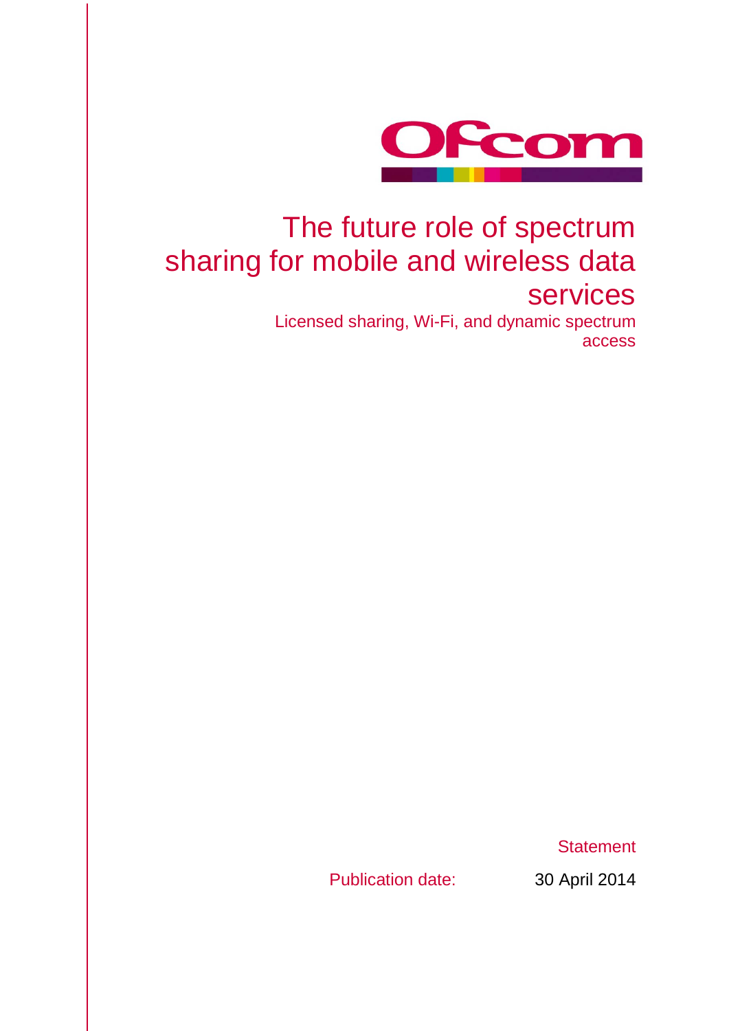# The future role of spectrum sharing for mobile and wireless data services

Licensed sharing, Wi-Fi, and dynamic spectrum access

Statement

Publication date: 30 April 2014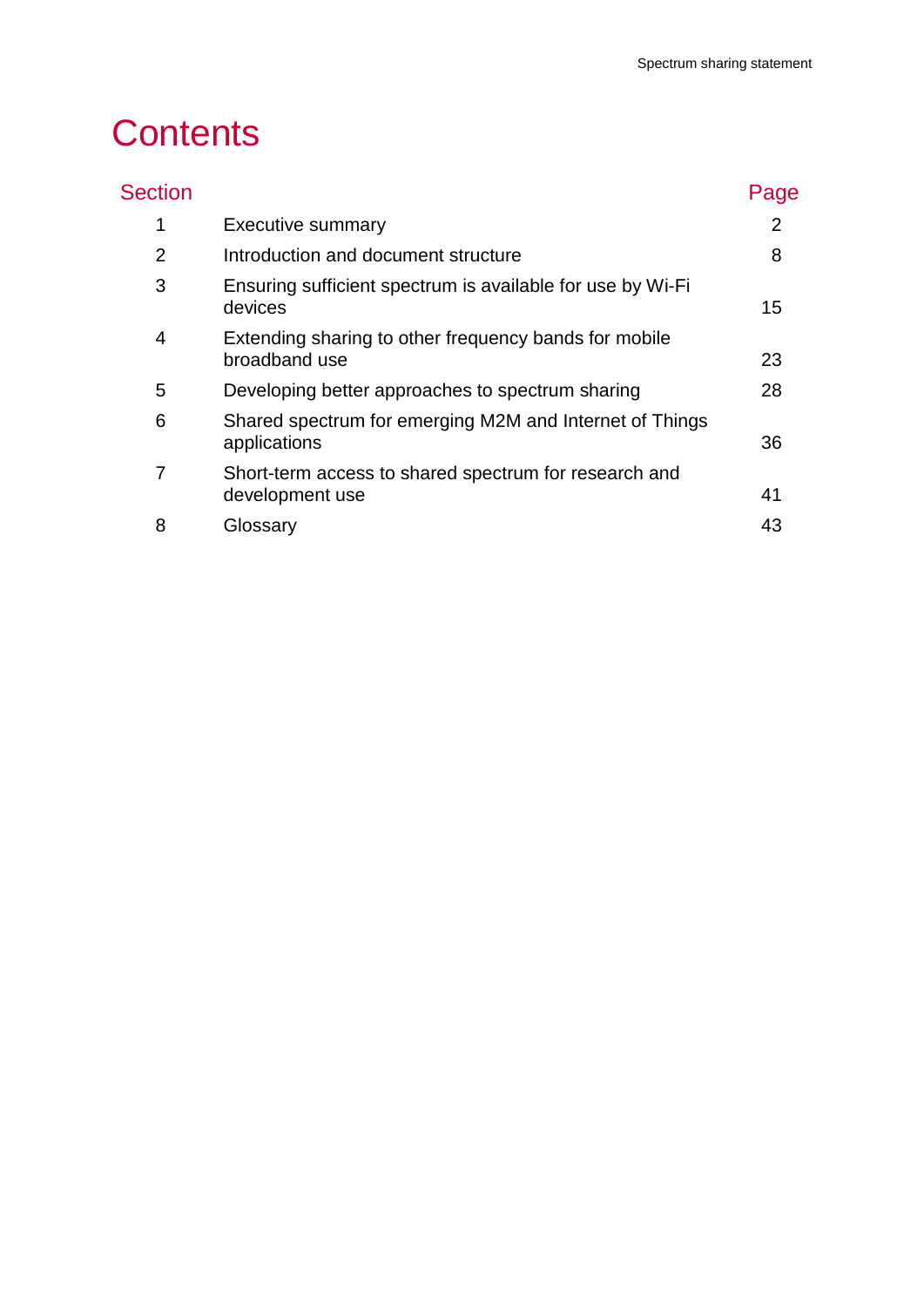# Contents

| Section | | Page |
|---|---|---|
| 1 | Executive summary | 2 |
| 2 | Introduction and document structure | 8 |
| 3 | Ensuring sufficient spectrum is available for use by Wi-Fi devices | 15 |
| 4 | Extending sharing to other frequency bands for mobile broadband use | 23 |
| 5 | Developing better approaches to spectrum sharing | 28 |
| 6 | Shared spectrum for emerging M2M and Internet of Things applications | 36 |
| 7 | Short-term access to shared spectrum for research and development use | 41 |
| 8 | Glossary | 43 |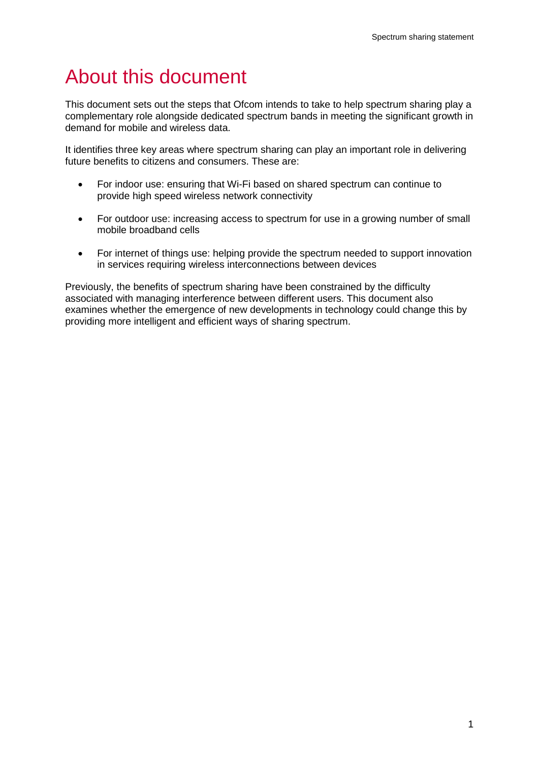# About this document

This document sets out the steps that Ofcom intends to take to help spectrum sharing play a complementary role alongside dedicated spectrum bands in meeting the significant growth in demand for mobile and wireless data.

It identifies three key areas where spectrum sharing can play an important role in delivering future benefits to citizens and consumers. These are:

- For indoor use: ensuring that Wi-Fi based on shared spectrum can continue to provide high speed wireless network connectivity
- For outdoor use: increasing access to spectrum for use in a growing number of small mobile broadband cells
- For internet of things use: helping provide the spectrum needed to support innovation in services requiring wireless interconnections between devices

Previously, the benefits of spectrum sharing have been constrained by the difficulty associated with managing interference between different users. This document also examines whether the emergence of new developments in technology could change this by providing more intelligent and efficient ways of sharing spectrum.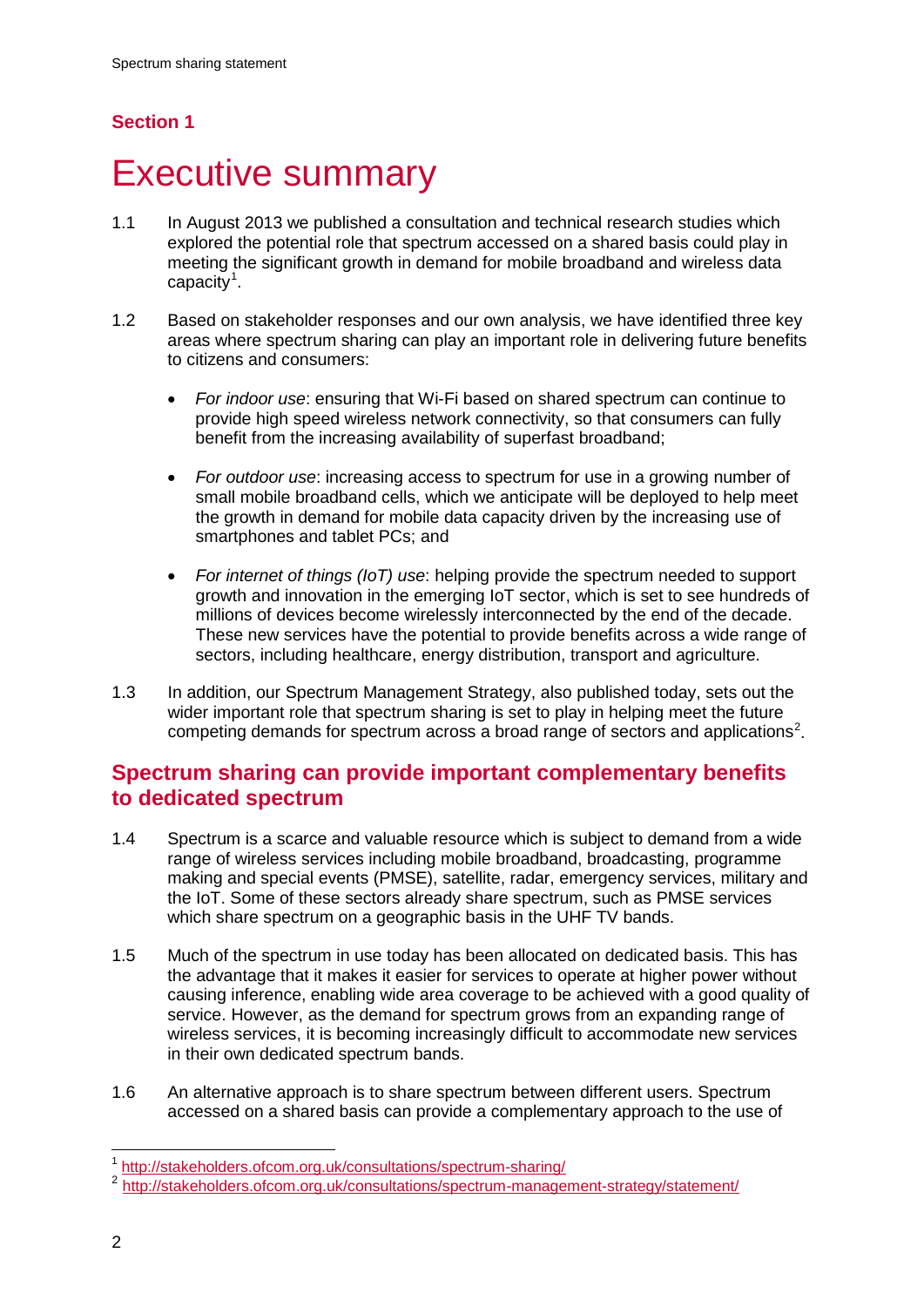## Section 1

# Executive summary

1.1 In August 2013 we published a consultation and technical research studies which explored the potential role that spectrum accessed on a shared basis could play in meeting the significant growth in demand for mobile broadband and wireless data capacity[1].

1.2 Based on stakeholder responses and our own analysis, we have identified three key areas where spectrum sharing can play an important role in delivering future benefits to citizens and consumers:

- *For indoor use*: ensuring that Wi-Fi based on shared spectrum can continue to provide high speed wireless network connectivity, so that consumers can fully benefit from the increasing availability of superfast broadband;
- *For outdoor use*: increasing access to spectrum for use in a growing number of small mobile broadband cells, which we anticipate will be deployed to help meet the growth in demand for mobile data capacity driven by the increasing use of smartphones and tablet PCs; and
- *For internet of things (IoT) use*: helping provide the spectrum needed to support growth and innovation in the emerging IoT sector, which is set to see hundreds of millions of devices become wirelessly interconnected by the end of the decade. These new services have the potential to provide benefits across a wide range of sectors, including healthcare, energy distribution, transport and agriculture.

1.3 In addition, our Spectrum Management Strategy, also published today, sets out the wider important role that spectrum sharing is set to play in helping meet the future competing demands for spectrum across a broad range of sectors and applications[2].

## Spectrum sharing can provide important complementary benefits to dedicated spectrum

1.4 Spectrum is a scarce and valuable resource which is subject to demand from a wide range of wireless services including mobile broadband, broadcasting, programme making and special events (PMSE), satellite, radar, emergency services, military and the IoT. Some of these sectors already share spectrum, such as PMSE services which share spectrum on a geographic basis in the UHF TV bands.

1.5 Much of the spectrum in use today has been allocated on dedicated basis. This has the advantage that it makes it easier for services to operate at higher power without causing inference, enabling wide area coverage to be achieved with a good quality of service. However, as the demand for spectrum grows from an expanding range of wireless services, it is becoming increasingly difficult to accommodate new services in their own dedicated spectrum bands.

1.6 An alternative approach is to share spectrum between different users. Spectrum accessed on a shared basis can provide a complementary approach to the use of

---

[1] http://stakeholders.ofcom.org.uk/consultations/spectrum-sharing/

[2] http://stakeholders.ofcom.org.uk/consultations/spectrum-management-strategy/statement/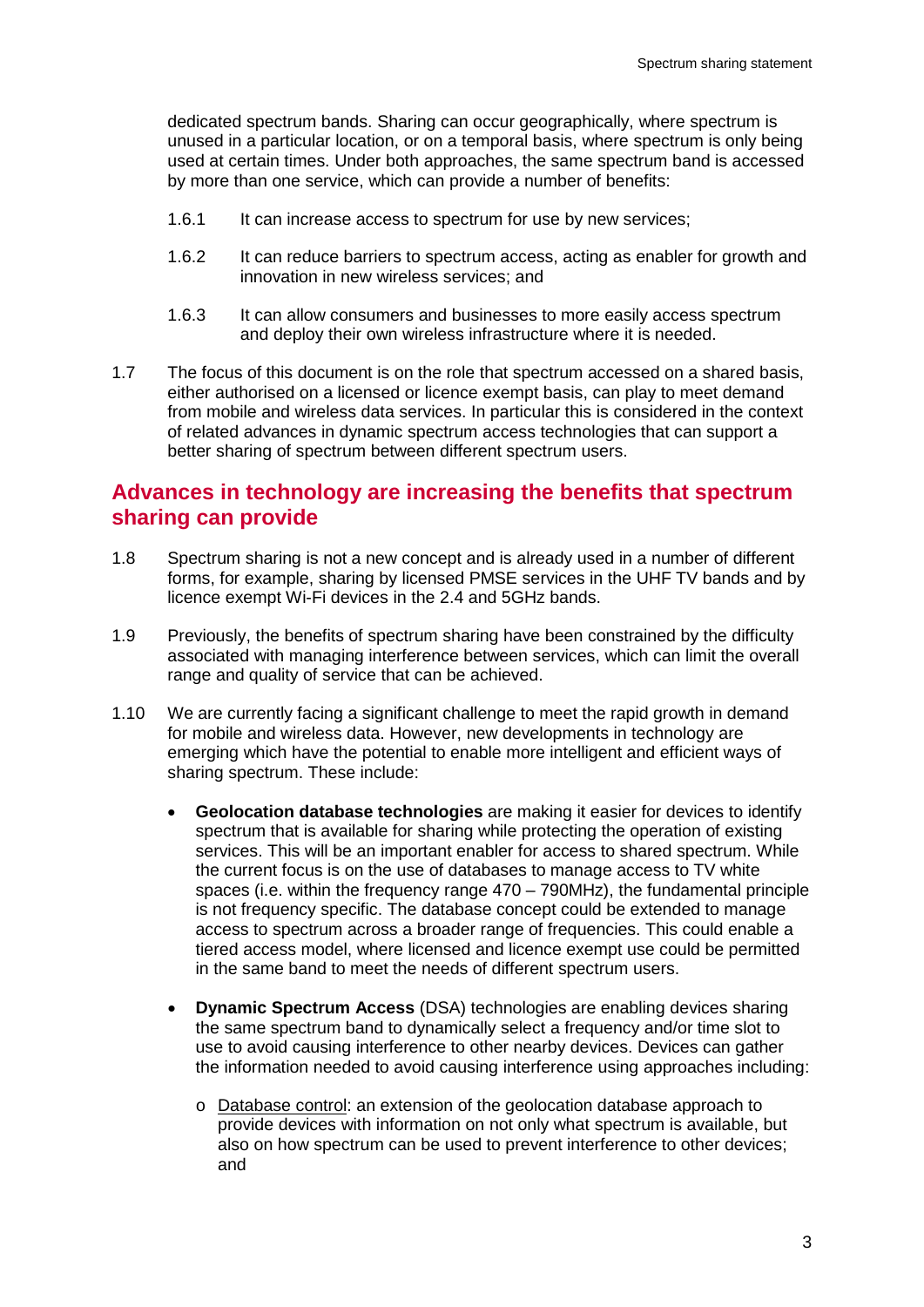dedicated spectrum bands. Sharing can occur geographically, where spectrum is unused in a particular location, or on a temporal basis, where spectrum is only being used at certain times. Under both approaches, the same spectrum band is accessed by more than one service, which can provide a number of benefits:

1.6.1 It can increase access to spectrum for use by new services;

1.6.2 It can reduce barriers to spectrum access, acting as enabler for growth and innovation in new wireless services; and

1.6.3 It can allow consumers and businesses to more easily access spectrum and deploy their own wireless infrastructure where it is needed.

1.7 The focus of this document is on the role that spectrum accessed on a shared basis, either authorised on a licensed or licence exempt basis, can play to meet demand from mobile and wireless data services. In particular this is considered in the context of related advances in dynamic spectrum access technologies that can support a better sharing of spectrum between different spectrum users.

## Advances in technology are increasing the benefits that spectrum sharing can provide

1.8 Spectrum sharing is not a new concept and is already used in a number of different forms, for example, sharing by licensed PMSE services in the UHF TV bands and by licence exempt Wi-Fi devices in the 2.4 and 5GHz bands.

1.9 Previously, the benefits of spectrum sharing have been constrained by the difficulty associated with managing interference between services, which can limit the overall range and quality of service that can be achieved.

1.10 We are currently facing a significant challenge to meet the rapid growth in demand for mobile and wireless data. However, new developments in technology are emerging which have the potential to enable more intelligent and efficient ways of sharing spectrum. These include:

- **Geolocation database technologies** are making it easier for devices to identify spectrum that is available for sharing while protecting the operation of existing services. This will be an important enabler for access to shared spectrum. While the current focus is on the use of databases to manage access to TV white spaces (i.e. within the frequency range 470 – 790MHz), the fundamental principle is not frequency specific. The database concept could be extended to manage access to spectrum across a broader range of frequencies. This could enable a tiered access model, where licensed and licence exempt use could be permitted in the same band to meet the needs of different spectrum users.

- **Dynamic Spectrum Access** (DSA) technologies are enabling devices sharing the same spectrum band to dynamically select a frequency and/or time slot to use to avoid causing interference to other nearby devices. Devices can gather the information needed to avoid causing interference using approaches including:

  - Database control: an extension of the geolocation database approach to provide devices with information on not only what spectrum is available, but also on how spectrum can be used to prevent interference to other devices; and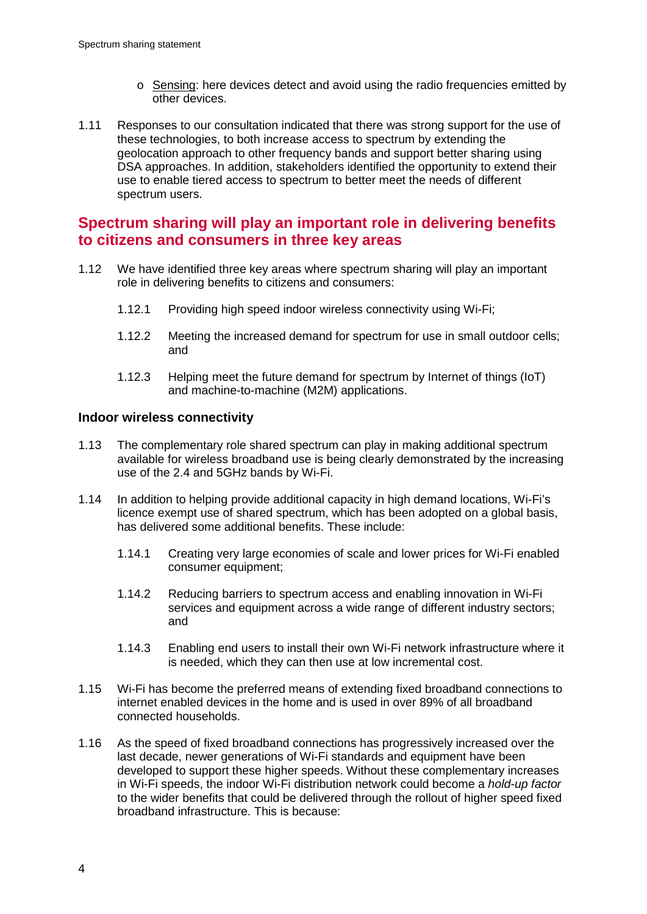- Sensing: here devices detect and avoid using the radio frequencies emitted by other devices.

1.11 Responses to our consultation indicated that there was strong support for the use of these technologies, to both increase access to spectrum by extending the geolocation approach to other frequency bands and support better sharing using DSA approaches. In addition, stakeholders identified the opportunity to extend their use to enable tiered access to spectrum to better meet the needs of different spectrum users.

## Spectrum sharing will play an important role in delivering benefits to citizens and consumers in three key areas

1.12 We have identified three key areas where spectrum sharing will play an important role in delivering benefits to citizens and consumers:

1.12.1 Providing high speed indoor wireless connectivity using Wi-Fi;

1.12.2 Meeting the increased demand for spectrum for use in small outdoor cells; and

1.12.3 Helping meet the future demand for spectrum by Internet of things (IoT) and machine-to-machine (M2M) applications.

### Indoor wireless connectivity

1.13 The complementary role shared spectrum can play in making additional spectrum available for wireless broadband use is being clearly demonstrated by the increasing use of the 2.4 and 5GHz bands by Wi-Fi.

1.14 In addition to helping provide additional capacity in high demand locations, Wi-Fi's licence exempt use of shared spectrum, which has been adopted on a global basis, has delivered some additional benefits. These include:

1.14.1 Creating very large economies of scale and lower prices for Wi-Fi enabled consumer equipment;

1.14.2 Reducing barriers to spectrum access and enabling innovation in Wi-Fi services and equipment across a wide range of different industry sectors; and

1.14.3 Enabling end users to install their own Wi-Fi network infrastructure where it is needed, which they can then use at low incremental cost.

1.15 Wi-Fi has become the preferred means of extending fixed broadband connections to internet enabled devices in the home and is used in over 89% of all broadband connected households.

1.16 As the speed of fixed broadband connections has progressively increased over the last decade, newer generations of Wi-Fi standards and equipment have been developed to support these higher speeds. Without these complementary increases in Wi-Fi speeds, the indoor Wi-Fi distribution network could become a *hold-up factor* to the wider benefits that could be delivered through the rollout of higher speed fixed broadband infrastructure. This is because: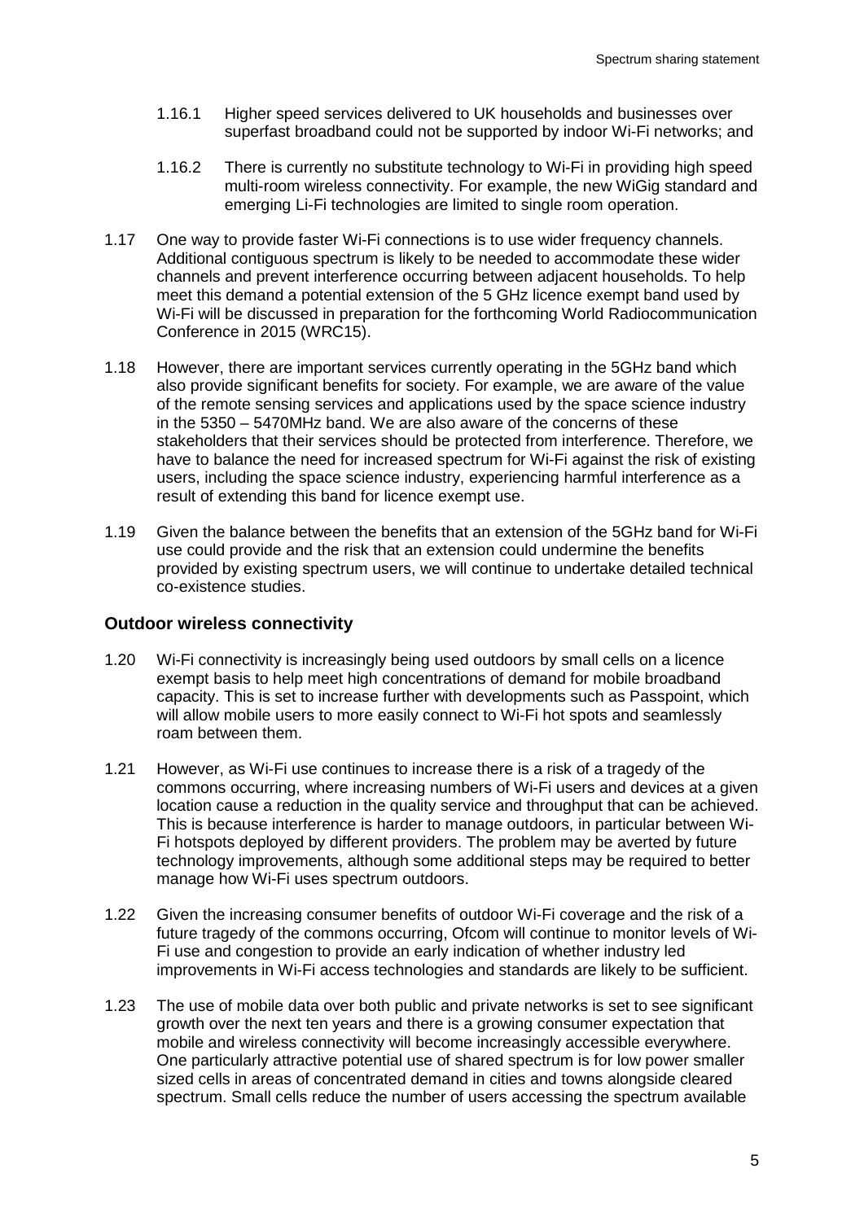1.16.1 Higher speed services delivered to UK households and businesses over superfast broadband could not be supported by indoor Wi-Fi networks; and

1.16.2 There is currently no substitute technology to Wi-Fi in providing high speed multi-room wireless connectivity. For example, the new WiGig standard and emerging Li-Fi technologies are limited to single room operation.

1.17 One way to provide faster Wi-Fi connections is to use wider frequency channels. Additional contiguous spectrum is likely to be needed to accommodate these wider channels and prevent interference occurring between adjacent households. To help meet this demand a potential extension of the 5 GHz licence exempt band used by Wi-Fi will be discussed in preparation for the forthcoming World Radiocommunication Conference in 2015 (WRC15).

1.18 However, there are important services currently operating in the 5GHz band which also provide significant benefits for society. For example, we are aware of the value of the remote sensing services and applications used by the space science industry in the 5350 – 5470MHz band. We are also aware of the concerns of these stakeholders that their services should be protected from interference. Therefore, we have to balance the need for increased spectrum for Wi-Fi against the risk of existing users, including the space science industry, experiencing harmful interference as a result of extending this band for licence exempt use.

1.19 Given the balance between the benefits that an extension of the 5GHz band for Wi-Fi use could provide and the risk that an extension could undermine the benefits provided by existing spectrum users, we will continue to undertake detailed technical co-existence studies.

### Outdoor wireless connectivity

1.20 Wi-Fi connectivity is increasingly being used outdoors by small cells on a licence exempt basis to help meet high concentrations of demand for mobile broadband capacity. This is set to increase further with developments such as Passpoint, which will allow mobile users to more easily connect to Wi-Fi hot spots and seamlessly roam between them.

1.21 However, as Wi-Fi use continues to increase there is a risk of a tragedy of the commons occurring, where increasing numbers of Wi-Fi users and devices at a given location cause a reduction in the quality service and throughput that can be achieved. This is because interference is harder to manage outdoors, in particular between Wi-Fi hotspots deployed by different providers. The problem may be averted by future technology improvements, although some additional steps may be required to better manage how Wi-Fi uses spectrum outdoors.

1.22 Given the increasing consumer benefits of outdoor Wi-Fi coverage and the risk of a future tragedy of the commons occurring, Ofcom will continue to monitor levels of Wi-Fi use and congestion to provide an early indication of whether industry led improvements in Wi-Fi access technologies and standards are likely to be sufficient.

1.23 The use of mobile data over both public and private networks is set to see significant growth over the next ten years and there is a growing consumer expectation that mobile and wireless connectivity will become increasingly accessible everywhere. One particularly attractive potential use of shared spectrum is for low power smaller sized cells in areas of concentrated demand in cities and towns alongside cleared spectrum. Small cells reduce the number of users accessing the spectrum available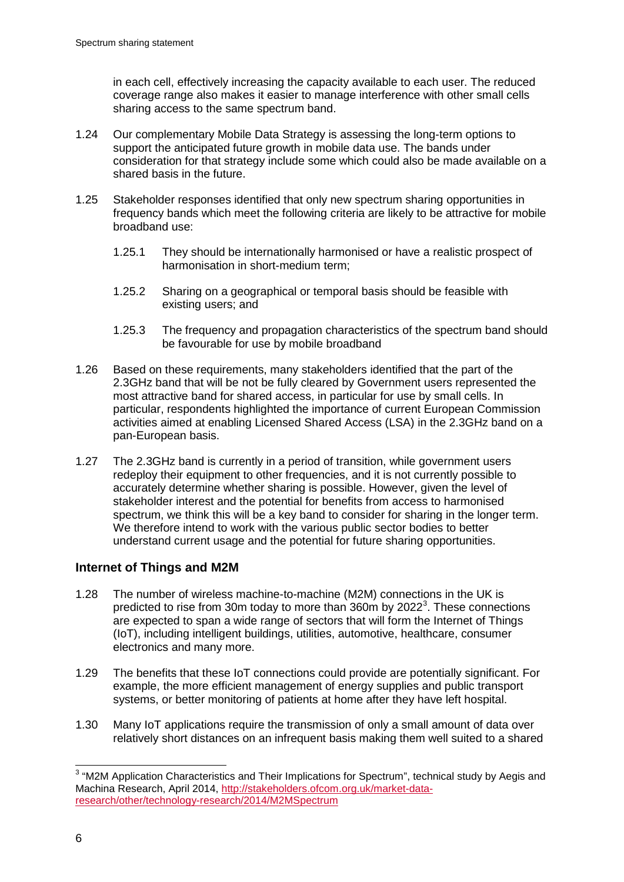in each cell, effectively increasing the capacity available to each user. The reduced coverage range also makes it easier to manage interference with other small cells sharing access to the same spectrum band.

1.24 Our complementary Mobile Data Strategy is assessing the long-term options to support the anticipated future growth in mobile data use. The bands under consideration for that strategy include some which could also be made available on a shared basis in the future.

1.25 Stakeholder responses identified that only new spectrum sharing opportunities in frequency bands which meet the following criteria are likely to be attractive for mobile broadband use:

1.25.1 They should be internationally harmonised or have a realistic prospect of harmonisation in short-medium term;

1.25.2 Sharing on a geographical or temporal basis should be feasible with existing users; and

1.25.3 The frequency and propagation characteristics of the spectrum band should be favourable for use by mobile broadband

1.26 Based on these requirements, many stakeholders identified that the part of the 2.3GHz band that will be not be fully cleared by Government users represented the most attractive band for shared access, in particular for use by small cells. In particular, respondents highlighted the importance of current European Commission activities aimed at enabling Licensed Shared Access (LSA) in the 2.3GHz band on a pan-European basis.

1.27 The 2.3GHz band is currently in a period of transition, while government users redeploy their equipment to other frequencies, and it is not currently possible to accurately determine whether sharing is possible. However, given the level of stakeholder interest and the potential for benefits from access to harmonised spectrum, we think this will be a key band to consider for sharing in the longer term. We therefore intend to work with the various public sector bodies to better understand current usage and the potential for future sharing opportunities.

## Internet of Things and M2M

1.28 The number of wireless machine-to-machine (M2M) connections in the UK is predicted to rise from 30m today to more than 360m by 2022[3]. These connections are expected to span a wide range of sectors that will form the Internet of Things (IoT), including intelligent buildings, utilities, automotive, healthcare, consumer electronics and many more.

1.29 The benefits that these IoT connections could provide are potentially significant. For example, the more efficient management of energy supplies and public transport systems, or better monitoring of patients at home after they have left hospital.

1.30 Many IoT applications require the transmission of only a small amount of data over relatively short distances on an infrequent basis making them well suited to a shared

[3] "M2M Application Characteristics and Their Implications for Spectrum", technical study by Aegis and Machina Research, April 2014, http://stakeholders.ofcom.org.uk/market-data-research/other/technology-research/2014/M2MSpectrum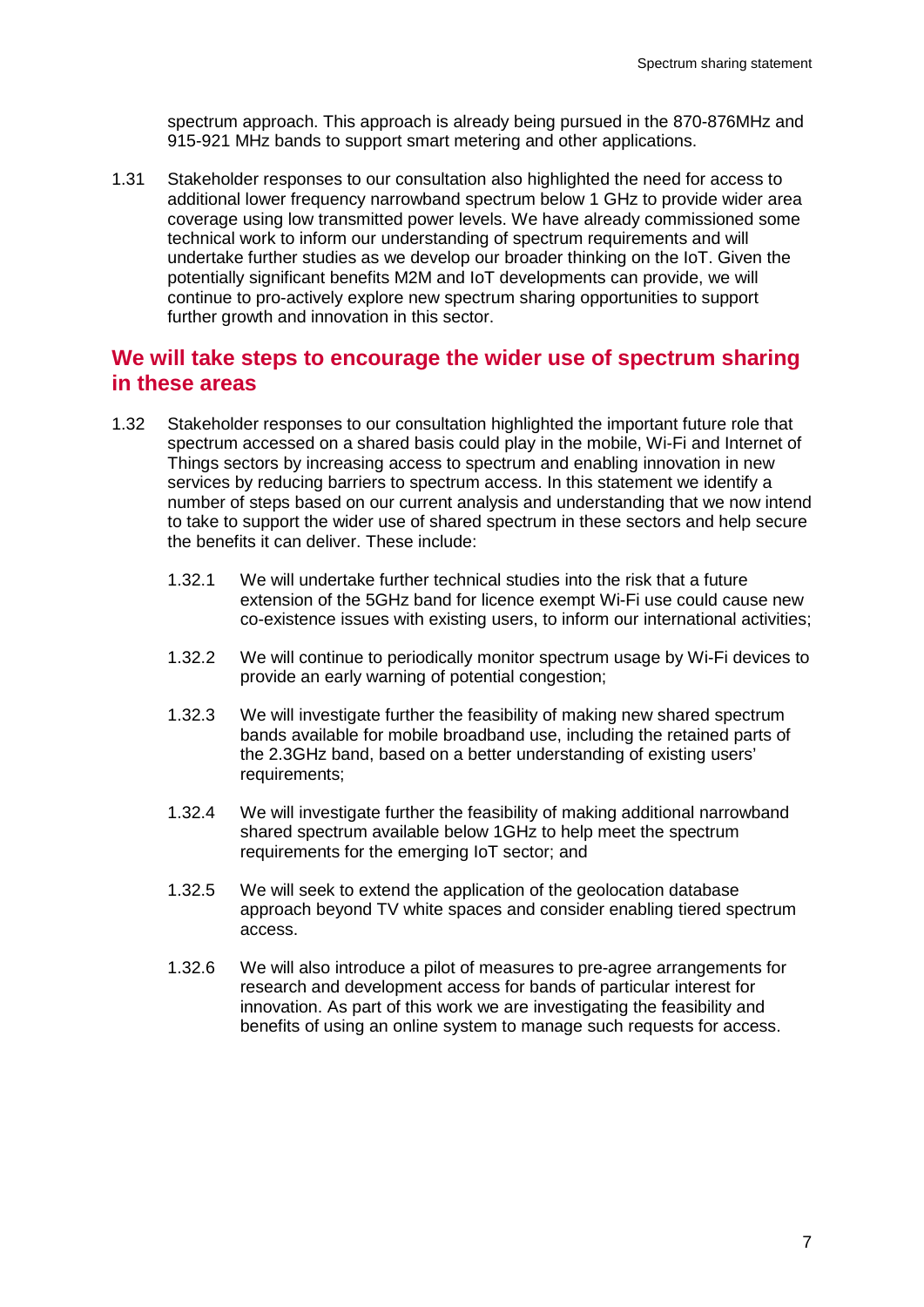spectrum approach. This approach is already being pursued in the 870-876MHz and 915-921 MHz bands to support smart metering and other applications.

1.31 Stakeholder responses to our consultation also highlighted the need for access to additional lower frequency narrowband spectrum below 1 GHz to provide wider area coverage using low transmitted power levels. We have already commissioned some technical work to inform our understanding of spectrum requirements and will undertake further studies as we develop our broader thinking on the IoT. Given the potentially significant benefits M2M and IoT developments can provide, we will continue to pro-actively explore new spectrum sharing opportunities to support further growth and innovation in this sector.

## We will take steps to encourage the wider use of spectrum sharing in these areas

1.32 Stakeholder responses to our consultation highlighted the important future role that spectrum accessed on a shared basis could play in the mobile, Wi-Fi and Internet of Things sectors by increasing access to spectrum and enabling innovation in new services by reducing barriers to spectrum access. In this statement we identify a number of steps based on our current analysis and understanding that we now intend to take to support the wider use of shared spectrum in these sectors and help secure the benefits it can deliver. These include:

1.32.1 We will undertake further technical studies into the risk that a future extension of the 5GHz band for licence exempt Wi-Fi use could cause new co-existence issues with existing users, to inform our international activities;

1.32.2 We will continue to periodically monitor spectrum usage by Wi-Fi devices to provide an early warning of potential congestion;

1.32.3 We will investigate further the feasibility of making new shared spectrum bands available for mobile broadband use, including the retained parts of the 2.3GHz band, based on a better understanding of existing users' requirements;

1.32.4 We will investigate further the feasibility of making additional narrowband shared spectrum available below 1GHz to help meet the spectrum requirements for the emerging IoT sector; and

1.32.5 We will seek to extend the application of the geolocation database approach beyond TV white spaces and consider enabling tiered spectrum access.

1.32.6 We will also introduce a pilot of measures to pre-agree arrangements for research and development access for bands of particular interest for innovation. As part of this work we are investigating the feasibility and benefits of using an online system to manage such requests for access.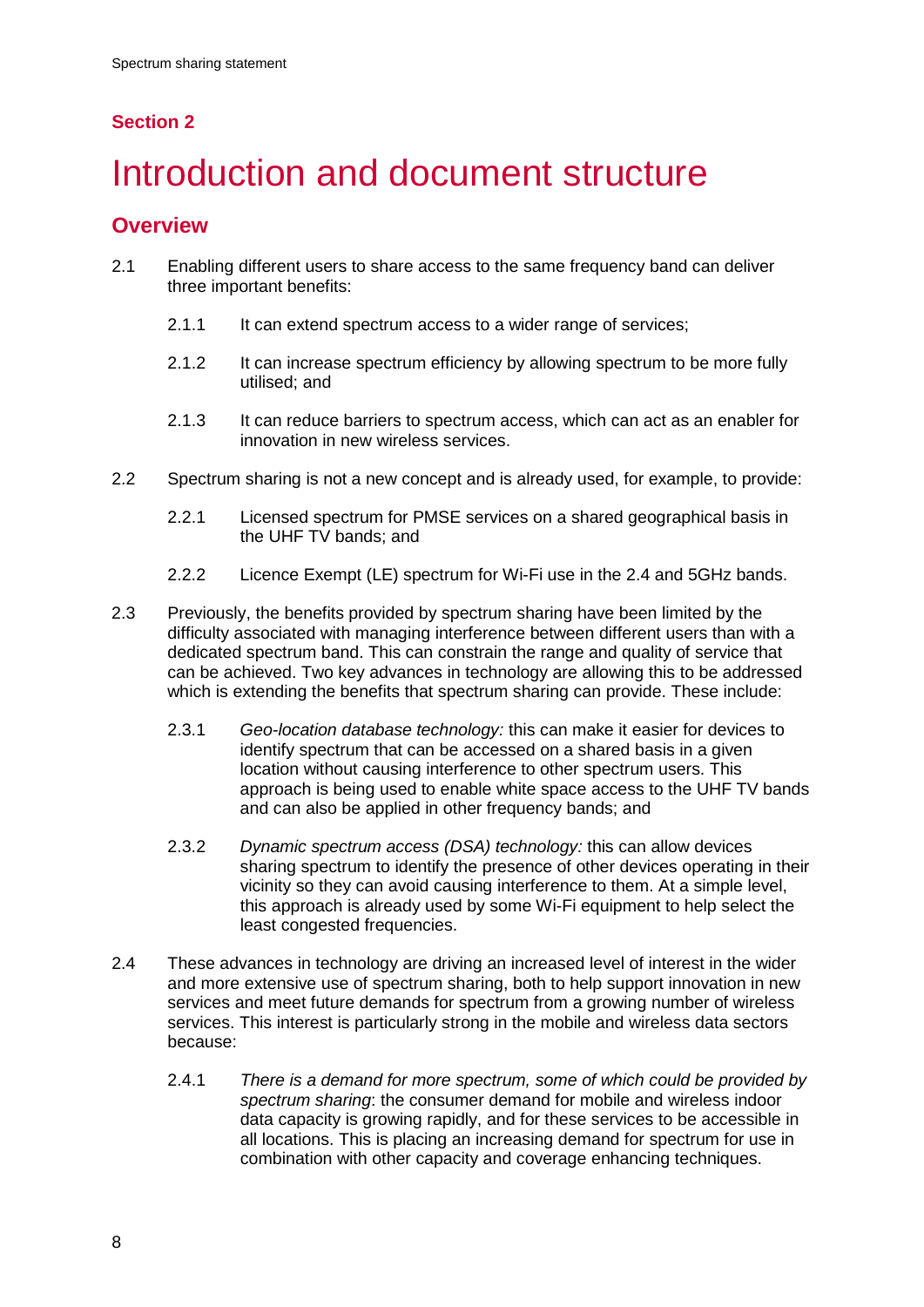## Section 2

# Introduction and document structure

## Overview

2.1 Enabling different users to share access to the same frequency band can deliver three important benefits:

2.1.1 It can extend spectrum access to a wider range of services;

2.1.2 It can increase spectrum efficiency by allowing spectrum to be more fully utilised; and

2.1.3 It can reduce barriers to spectrum access, which can act as an enabler for innovation in new wireless services.

2.2 Spectrum sharing is not a new concept and is already used, for example, to provide:

2.2.1 Licensed spectrum for PMSE services on a shared geographical basis in the UHF TV bands; and

2.2.2 Licence Exempt (LE) spectrum for Wi-Fi use in the 2.4 and 5GHz bands.

2.3 Previously, the benefits provided by spectrum sharing have been limited by the difficulty associated with managing interference between different users than with a dedicated spectrum band. This can constrain the range and quality of service that can be achieved. Two key advances in technology are allowing this to be addressed which is extending the benefits that spectrum sharing can provide. These include:

2.3.1 *Geo-location database technology:* this can make it easier for devices to identify spectrum that can be accessed on a shared basis in a given location without causing interference to other spectrum users. This approach is being used to enable white space access to the UHF TV bands and can also be applied in other frequency bands; and

2.3.2 *Dynamic spectrum access (DSA) technology:* this can allow devices sharing spectrum to identify the presence of other devices operating in their vicinity so they can avoid causing interference to them. At a simple level, this approach is already used by some Wi-Fi equipment to help select the least congested frequencies.

2.4 These advances in technology are driving an increased level of interest in the wider and more extensive use of spectrum sharing, both to help support innovation in new services and meet future demands for spectrum from a growing number of wireless services. This interest is particularly strong in the mobile and wireless data sectors because:

2.4.1 *There is a demand for more spectrum, some of which could be provided by spectrum sharing*: the consumer demand for mobile and wireless indoor data capacity is growing rapidly, and for these services to be accessible in all locations. This is placing an increasing demand for spectrum for use in combination with other capacity and coverage enhancing techniques.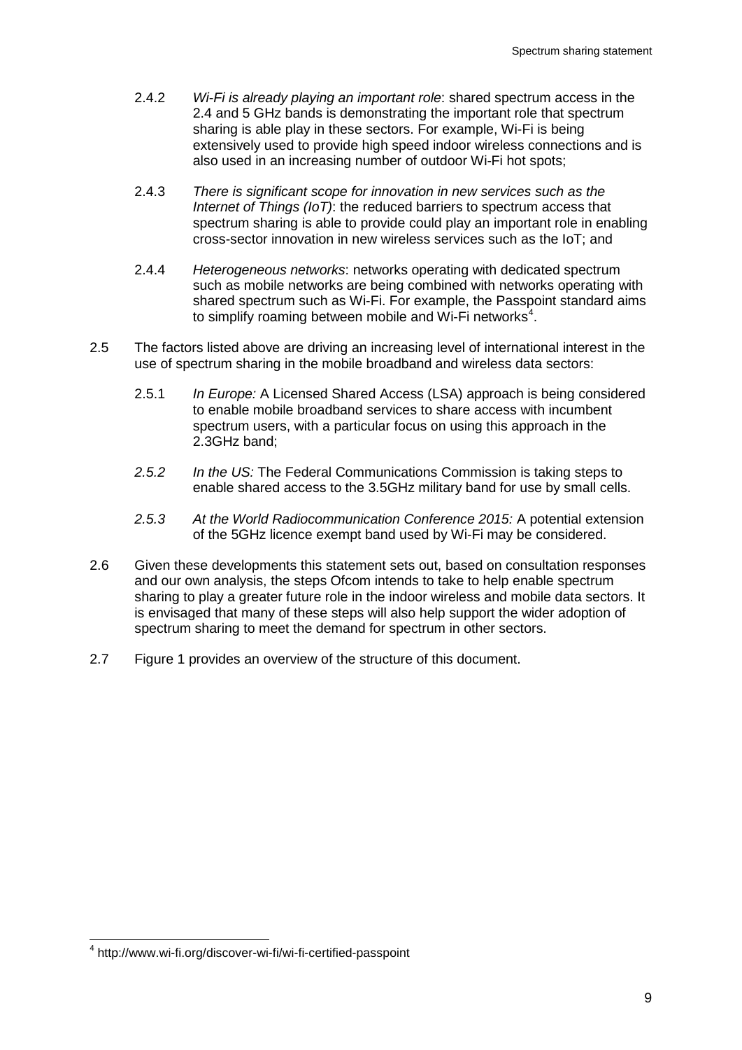2.4.2 *Wi-Fi is already playing an important role*: shared spectrum access in the 2.4 and 5 GHz bands is demonstrating the important role that spectrum sharing is able play in these sectors. For example, Wi-Fi is being extensively used to provide high speed indoor wireless connections and is also used in an increasing number of outdoor Wi-Fi hot spots;

2.4.3 *There is significant scope for innovation in new services such as the Internet of Things (IoT)*: the reduced barriers to spectrum access that spectrum sharing is able to provide could play an important role in enabling cross-sector innovation in new wireless services such as the IoT; and

2.4.4 *Heterogeneous networks*: networks operating with dedicated spectrum such as mobile networks are being combined with networks operating with shared spectrum such as Wi-Fi. For example, the Passpoint standard aims to simplify roaming between mobile and Wi-Fi networks[4].

2.5 The factors listed above are driving an increasing level of international interest in the use of spectrum sharing in the mobile broadband and wireless data sectors:

2.5.1 *In Europe:* A Licensed Shared Access (LSA) approach is being considered to enable mobile broadband services to share access with incumbent spectrum users, with a particular focus on using this approach in the 2.3GHz band;

*2.5.2* *In the US:* The Federal Communications Commission is taking steps to enable shared access to the 3.5GHz military band for use by small cells.

*2.5.3* *At the World Radiocommunication Conference 2015:* A potential extension of the 5GHz licence exempt band used by Wi-Fi may be considered.

2.6 Given these developments this statement sets out, based on consultation responses and our own analysis, the steps Ofcom intends to take to help enable spectrum sharing to play a greater future role in the indoor wireless and mobile data sectors. It is envisaged that many of these steps will also help support the wider adoption of spectrum sharing to meet the demand for spectrum in other sectors.

2.7 Figure 1 provides an overview of the structure of this document.

[4] http://www.wi-fi.org/discover-wi-fi/wi-fi-certified-passpoint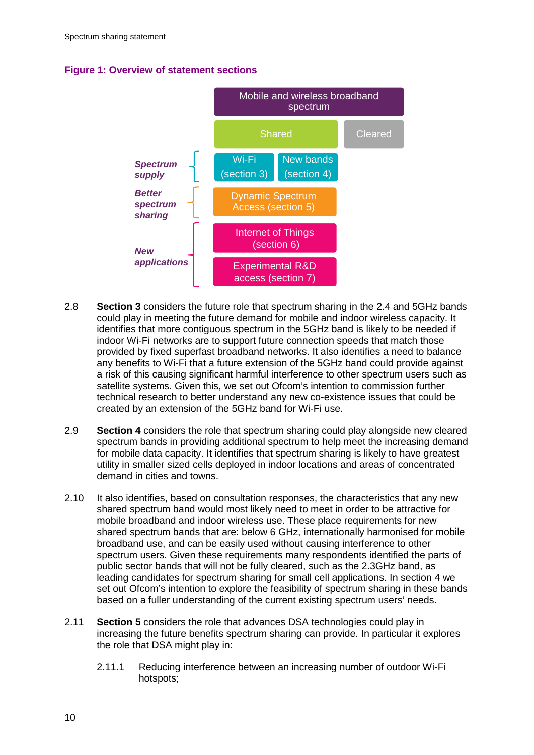**Figure 1: Overview of statement sections**

| | Mobile and wireless broadband spectrum | | |
|---|---|---|---|
| | Shared | | Cleared |
| *Spectrum supply* | Wi-Fi (section 3) | New bands (section 4) | |
| *Better spectrum sharing* | Dynamic Spectrum Access (section 5) | | |
| *New applications* | Internet of Things (section 6) | | |
| | Experimental R&D access (section 7) | | |

2.8 **Section 3** considers the future role that spectrum sharing in the 2.4 and 5GHz bands could play in meeting the future demand for mobile and indoor wireless capacity. It identifies that more contiguous spectrum in the 5GHz band is likely to be needed if indoor Wi-Fi networks are to support future connection speeds that match those provided by fixed superfast broadband networks. It also identifies a need to balance any benefits to Wi-Fi that a future extension of the 5GHz band could provide against a risk of this causing significant harmful interference to other spectrum users such as satellite systems. Given this, we set out Ofcom's intention to commission further technical research to better understand any new co-existence issues that could be created by an extension of the 5GHz band for Wi-Fi use.

2.9 **Section 4** considers the role that spectrum sharing could play alongside new cleared spectrum bands in providing additional spectrum to help meet the increasing demand for mobile data capacity. It identifies that spectrum sharing is likely to have greatest utility in smaller sized cells deployed in indoor locations and areas of concentrated demand in cities and towns.

2.10 It also identifies, based on consultation responses, the characteristics that any new shared spectrum band would most likely need to meet in order to be attractive for mobile broadband and indoor wireless use. These place requirements for new shared spectrum bands that are: below 6 GHz, internationally harmonised for mobile broadband use, and can be easily used without causing interference to other spectrum users. Given these requirements many respondents identified the parts of public sector bands that will not be fully cleared, such as the 2.3GHz band, as leading candidates for spectrum sharing for small cell applications. In section 4 we set out Ofcom's intention to explore the feasibility of spectrum sharing in these bands based on a fuller understanding of the current existing spectrum users' needs.

2.11 **Section 5** considers the role that advances DSA technologies could play in increasing the future benefits spectrum sharing can provide. In particular it explores the role that DSA might play in:

2.11.1 Reducing interference between an increasing number of outdoor Wi-Fi hotspots;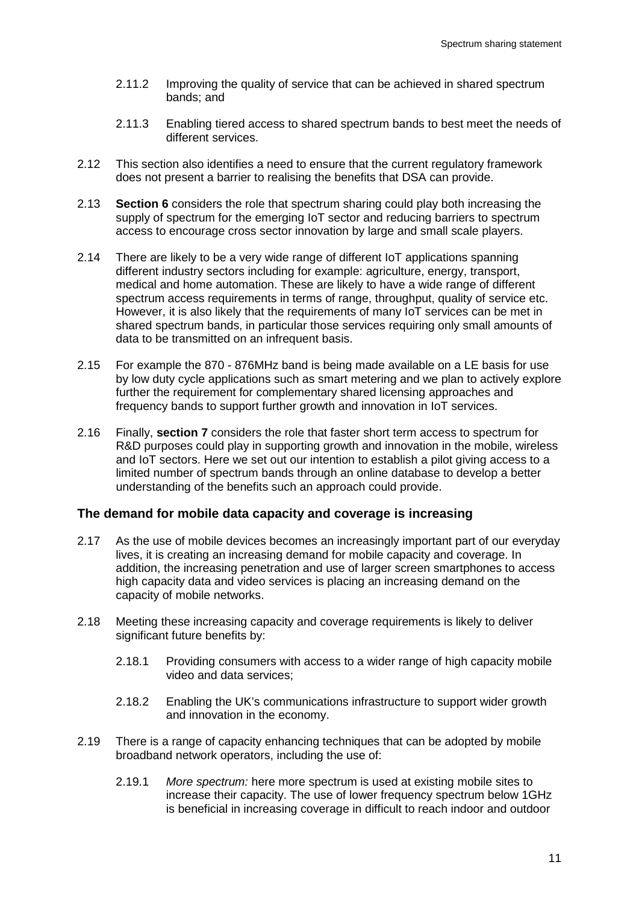2.11.2 Improving the quality of service that can be achieved in shared spectrum bands; and

2.11.3 Enabling tiered access to shared spectrum bands to best meet the needs of different services.

2.12 This section also identifies a need to ensure that the current regulatory framework does not present a barrier to realising the benefits that DSA can provide.

2.13 **Section 6** considers the role that spectrum sharing could play both increasing the supply of spectrum for the emerging IoT sector and reducing barriers to spectrum access to encourage cross sector innovation by large and small scale players.

2.14 There are likely to be a very wide range of different IoT applications spanning different industry sectors including for example: agriculture, energy, transport, medical and home automation. These are likely to have a wide range of different spectrum access requirements in terms of range, throughput, quality of service etc. However, it is also likely that the requirements of many IoT services can be met in shared spectrum bands, in particular those services requiring only small amounts of data to be transmitted on an infrequent basis.

2.15 For example the 870 - 876MHz band is being made available on a LE basis for use by low duty cycle applications such as smart metering and we plan to actively explore further the requirement for complementary shared licensing approaches and frequency bands to support further growth and innovation in IoT services.

2.16 Finally, **section 7** considers the role that faster short term access to spectrum for R&D purposes could play in supporting growth and innovation in the mobile, wireless and IoT sectors. Here we set out our intention to establish a pilot giving access to a limited number of spectrum bands through an online database to develop a better understanding of the benefits such an approach could provide.

## The demand for mobile data capacity and coverage is increasing

2.17 As the use of mobile devices becomes an increasingly important part of our everyday lives, it is creating an increasing demand for mobile capacity and coverage. In addition, the increasing penetration and use of larger screen smartphones to access high capacity data and video services is placing an increasing demand on the capacity of mobile networks.

2.18 Meeting these increasing capacity and coverage requirements is likely to deliver significant future benefits by:

2.18.1 Providing consumers with access to a wider range of high capacity mobile video and data services;

2.18.2 Enabling the UK's communications infrastructure to support wider growth and innovation in the economy.

2.19 There is a range of capacity enhancing techniques that can be adopted by mobile broadband network operators, including the use of:

2.19.1 *More spectrum:* here more spectrum is used at existing mobile sites to increase their capacity. The use of lower frequency spectrum below 1GHz is beneficial in increasing coverage in difficult to reach indoor and outdoor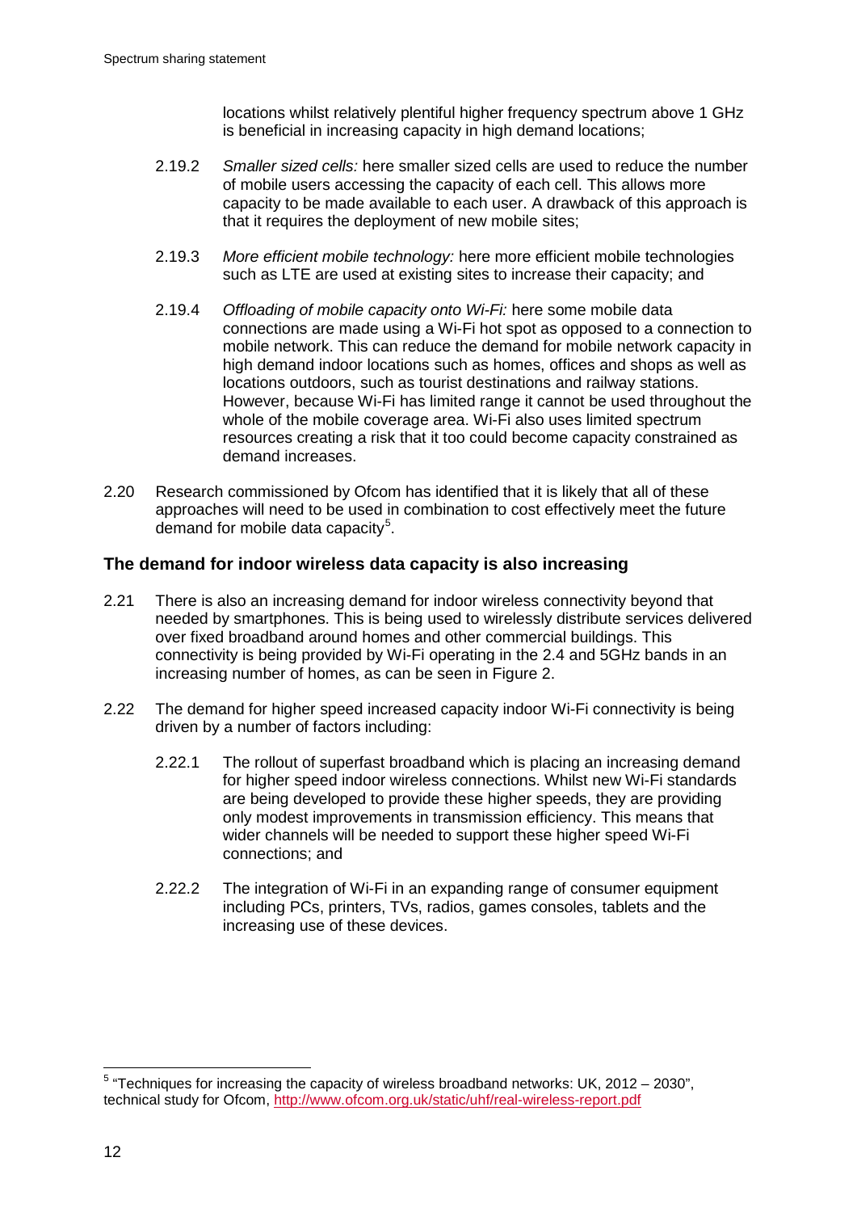locations whilst relatively plentiful higher frequency spectrum above 1 GHz is beneficial in increasing capacity in high demand locations;

2.19.2 *Smaller sized cells:* here smaller sized cells are used to reduce the number of mobile users accessing the capacity of each cell. This allows more capacity to be made available to each user. A drawback of this approach is that it requires the deployment of new mobile sites;

2.19.3 *More efficient mobile technology:* here more efficient mobile technologies such as LTE are used at existing sites to increase their capacity; and

2.19.4 *Offloading of mobile capacity onto Wi-Fi:* here some mobile data connections are made using a Wi-Fi hot spot as opposed to a connection to mobile network. This can reduce the demand for mobile network capacity in high demand indoor locations such as homes, offices and shops as well as locations outdoors, such as tourist destinations and railway stations. However, because Wi-Fi has limited range it cannot be used throughout the whole of the mobile coverage area. Wi-Fi also uses limited spectrum resources creating a risk that it too could become capacity constrained as demand increases.

2.20 Research commissioned by Ofcom has identified that it is likely that all of these approaches will need to be used in combination to cost effectively meet the future demand for mobile data capacity[5].

## The demand for indoor wireless data capacity is also increasing

2.21 There is also an increasing demand for indoor wireless connectivity beyond that needed by smartphones. This is being used to wirelessly distribute services delivered over fixed broadband around homes and other commercial buildings. This connectivity is being provided by Wi-Fi operating in the 2.4 and 5GHz bands in an increasing number of homes, as can be seen in Figure 2.

2.22 The demand for higher speed increased capacity indoor Wi-Fi connectivity is being driven by a number of factors including:

2.22.1 The rollout of superfast broadband which is placing an increasing demand for higher speed indoor wireless connections. Whilst new Wi-Fi standards are being developed to provide these higher speeds, they are providing only modest improvements in transmission efficiency. This means that wider channels will be needed to support these higher speed Wi-Fi connections; and

2.22.2 The integration of Wi-Fi in an expanding range of consumer equipment including PCs, printers, TVs, radios, games consoles, tablets and the increasing use of these devices.

[5] "Techniques for increasing the capacity of wireless broadband networks: UK, 2012 – 2030", technical study for Ofcom, http://www.ofcom.org.uk/static/uhf/real-wireless-report.pdf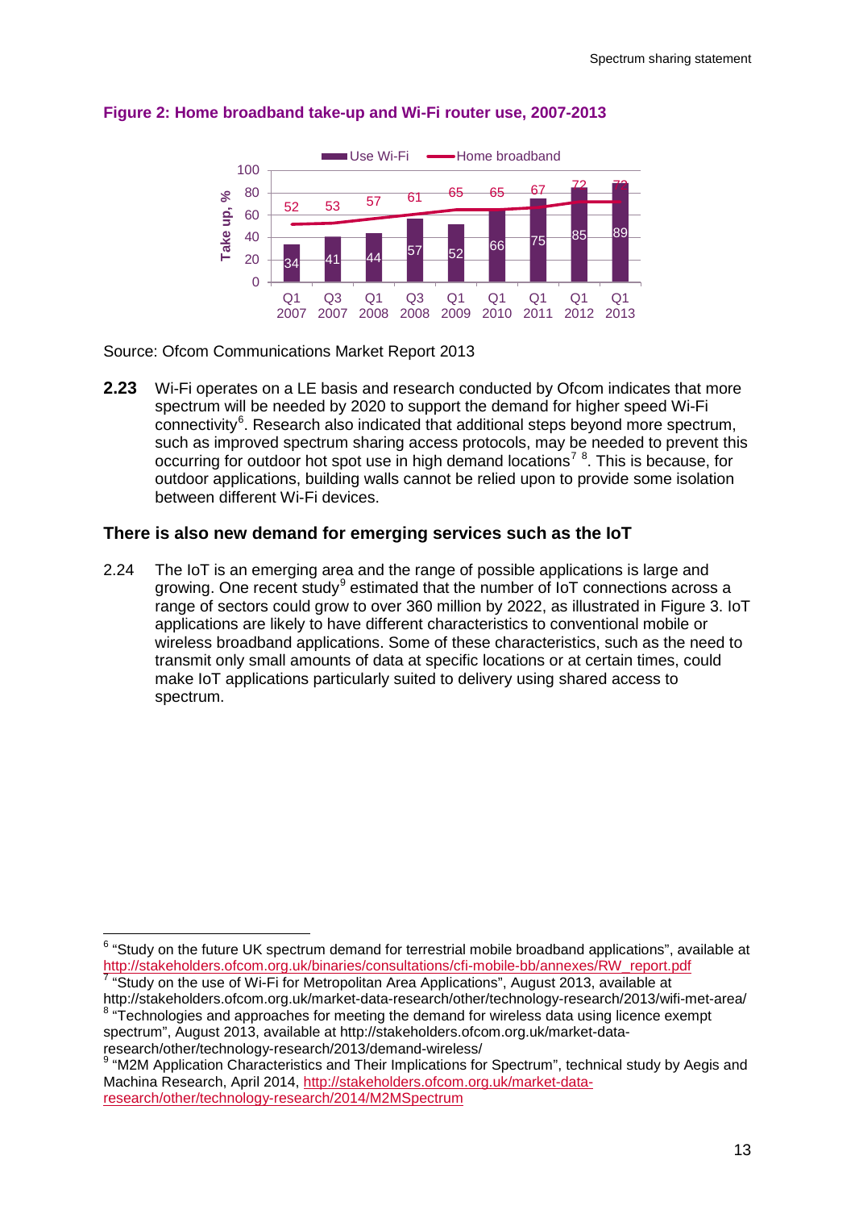**Figure 2: Home broadband take-up and Wi-Fi router use, 2007-2013**

| | Q1 2007 | Q3 2007 | Q1 2008 | Q3 2008 | Q1 2009 | Q1 2010 | Q1 2011 | Q1 2012 | Q1 2013 |
|---|---|---|---|---|---|---|---|---|---|
| Use Wi-Fi | 34 | 41 | 44 | 57 | 52 | 66 | 75 | 85 | 89 |
| Home broadband | 52 | 53 | 57 | 61 | 65 | 65 | 67 | 72 | 72 |

Take up, %

Source: Ofcom Communications Market Report 2013

**2.23** Wi-Fi operates on a LE basis and research conducted by Ofcom indicates that more spectrum will be needed by 2020 to support the demand for higher speed Wi-Fi connectivity[6]. Research also indicated that additional steps beyond more spectrum, such as improved spectrum sharing access protocols, may be needed to prevent this occurring for outdoor hot spot use in high demand locations[7] [8]. This is because, for outdoor applications, building walls cannot be relied upon to provide some isolation between different Wi-Fi devices.

### There is also new demand for emerging services such as the IoT

2.24 The IoT is an emerging area and the range of possible applications is large and growing. One recent study[9] estimated that the number of IoT connections across a range of sectors could grow to over 360 million by 2022, as illustrated in Figure 3. IoT applications are likely to have different characteristics to conventional mobile or wireless broadband applications. Some of these characteristics, such as the need to transmit only small amounts of data at specific locations or at certain times, could make IoT applications particularly suited to delivery using shared access to spectrum.

---

[6] "Study on the future UK spectrum demand for terrestrial mobile broadband applications", available at http://stakeholders.ofcom.org.uk/binaries/consultations/cfi-mobile-bb/annexes/RW_report.pdf

[7] "Study on the use of Wi-Fi for Metropolitan Area Applications", August 2013, available at http://stakeholders.ofcom.org.uk/market-data-research/other/technology-research/2013/wifi-met-area/

[8] "Technologies and approaches for meeting the demand for wireless data using licence exempt spectrum", August 2013, available at http://stakeholders.ofcom.org.uk/market-data-research/other/technology-research/2013/demand-wireless/

[9] "M2M Application Characteristics and Their Implications for Spectrum", technical study by Aegis and Machina Research, April 2014, http://stakeholders.ofcom.org.uk/market-data-research/other/technology-research/2014/M2MSpectrum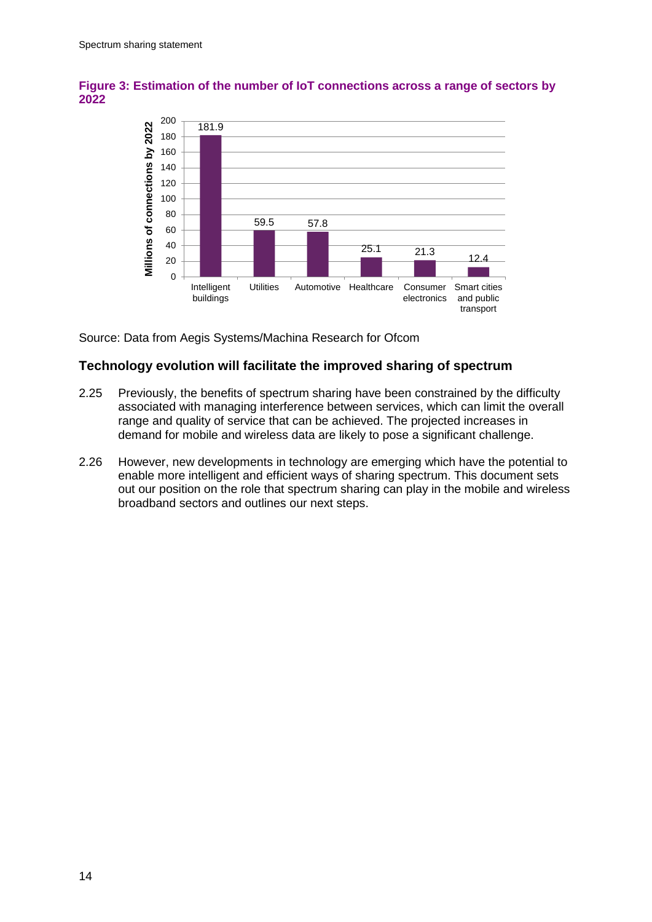**Figure 3: Estimation of the number of IoT connections across a range of sectors by 2022**

| Sector | Millions of connections by 2022 |
|---|---|
| Intelligent buildings | 181.9 |
| Utilities | 59.5 |
| Automotive | 57.8 |
| Healthcare | 25.1 |
| Consumer electronics | 21.3 |
| Smart cities and public transport | 12.4 |

Source: Data from Aegis Systems/Machina Research for Ofcom

### Technology evolution will facilitate the improved sharing of spectrum

2.25 Previously, the benefits of spectrum sharing have been constrained by the difficulty associated with managing interference between services, which can limit the overall range and quality of service that can be achieved. The projected increases in demand for mobile and wireless data are likely to pose a significant challenge.

2.26 However, new developments in technology are emerging which have the potential to enable more intelligent and efficient ways of sharing spectrum. This document sets out our position on the role that spectrum sharing can play in the mobile and wireless broadband sectors and outlines our next steps.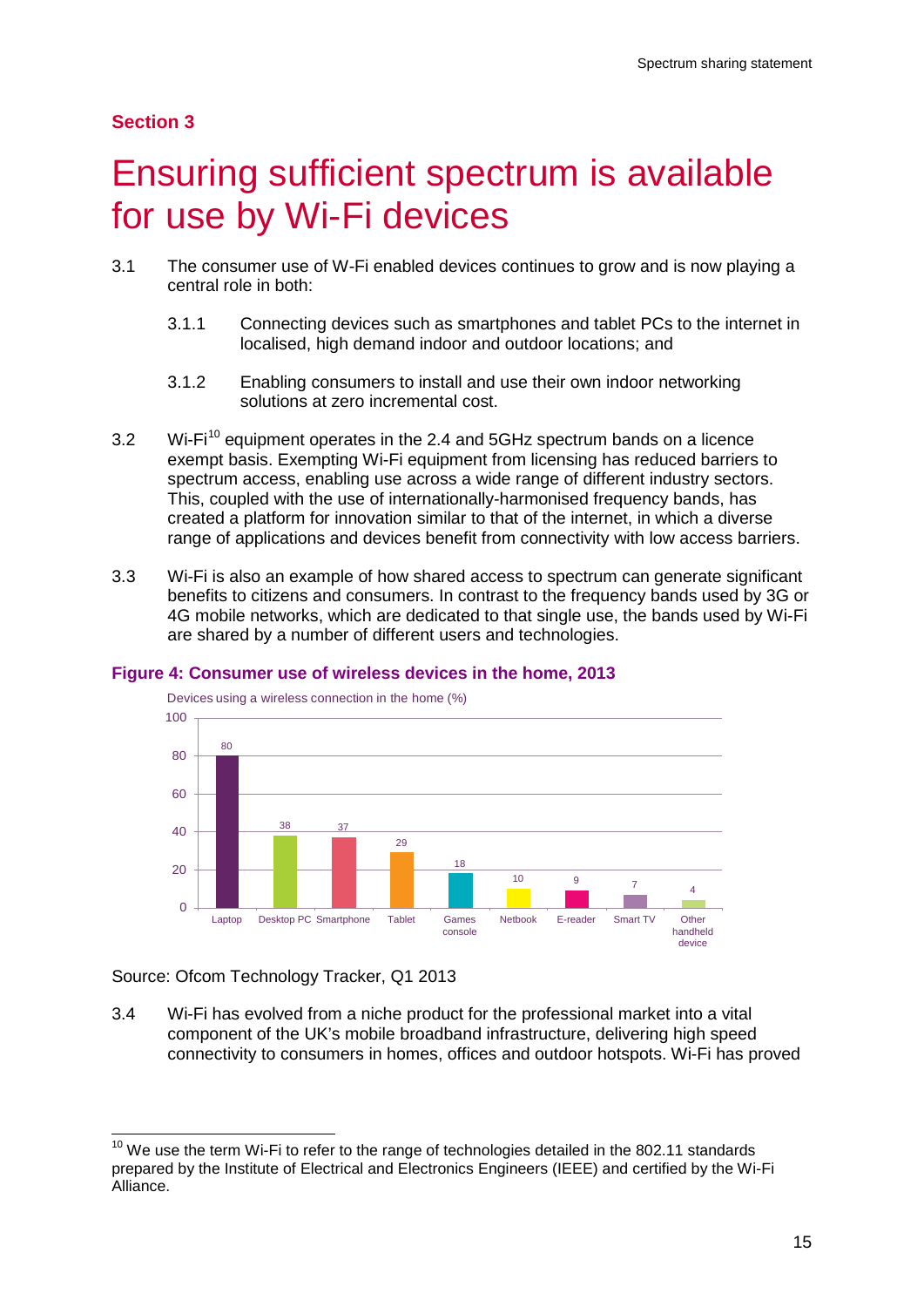## Section 3

# Ensuring sufficient spectrum is available for use by Wi-Fi devices

3.1 The consumer use of W-Fi enabled devices continues to grow and is now playing a central role in both:

3.1.1 Connecting devices such as smartphones and tablet PCs to the internet in localised, high demand indoor and outdoor locations; and

3.1.2 Enabling consumers to install and use their own indoor networking solutions at zero incremental cost.

3.2 Wi-Fi[10] equipment operates in the 2.4 and 5GHz spectrum bands on a licence exempt basis. Exempting Wi-Fi equipment from licensing has reduced barriers to spectrum access, enabling use across a wide range of different industry sectors. This, coupled with the use of internationally-harmonised frequency bands, has created a platform for innovation similar to that of the internet, in which a diverse range of applications and devices benefit from connectivity with low access barriers.

3.3 Wi-Fi is also an example of how shared access to spectrum can generate significant benefits to citizens and consumers. In contrast to the frequency bands used by 3G or 4G mobile networks, which are dedicated to that single use, the bands used by Wi-Fi are shared by a number of different users and technologies.

**Figure 4: Consumer use of wireless devices in the home, 2013**

Devices using a wireless connection in the home (%)

| Device | % |
|---|---|
| Laptop | 80 |
| Desktop PC | 38 |
| Smartphone | 37 |
| Tablet | 29 |
| Games console | 18 |
| Netbook | 10 |
| E-reader | 9 |
| Smart TV | 7 |
| Other handheld device | 4 |

Source: Ofcom Technology Tracker, Q1 2013

3.4 Wi-Fi has evolved from a niche product for the professional market into a vital component of the UK's mobile broadband infrastructure, delivering high speed connectivity to consumers in homes, offices and outdoor hotspots. Wi-Fi has proved

[10] We use the term Wi-Fi to refer to the range of technologies detailed in the 802.11 standards prepared by the Institute of Electrical and Electronics Engineers (IEEE) and certified by the Wi-Fi Alliance.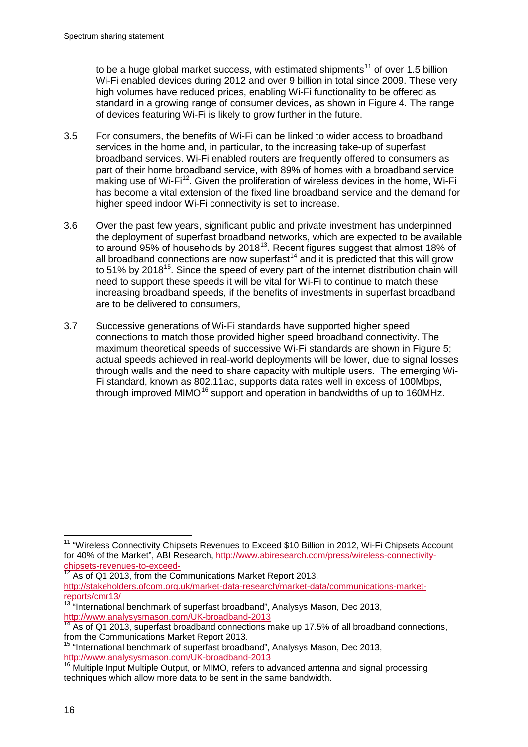to be a huge global market success, with estimated shipments[11] of over 1.5 billion Wi-Fi enabled devices during 2012 and over 9 billion in total since 2009. These very high volumes have reduced prices, enabling Wi-Fi functionality to be offered as standard in a growing range of consumer devices, as shown in Figure 4. The range of devices featuring Wi-Fi is likely to grow further in the future.

3.5 For consumers, the benefits of Wi-Fi can be linked to wider access to broadband services in the home and, in particular, to the increasing take-up of superfast broadband services. Wi-Fi enabled routers are frequently offered to consumers as part of their home broadband service, with 89% of homes with a broadband service making use of Wi-Fi[12]. Given the proliferation of wireless devices in the home, Wi-Fi has become a vital extension of the fixed line broadband service and the demand for higher speed indoor Wi-Fi connectivity is set to increase.

3.6 Over the past few years, significant public and private investment has underpinned the deployment of superfast broadband networks, which are expected to be available to around 95% of households by 2018[13]. Recent figures suggest that almost 18% of all broadband connections are now superfast[14] and it is predicted that this will grow to 51% by 2018[15]. Since the speed of every part of the internet distribution chain will need to support these speeds it will be vital for Wi-Fi to continue to match these increasing broadband speeds, if the benefits of investments in superfast broadband are to be delivered to consumers,

3.7 Successive generations of Wi-Fi standards have supported higher speed connections to match those provided higher speed broadband connectivity. The maximum theoretical speeds of successive Wi-Fi standards are shown in Figure 5; actual speeds achieved in real-world deployments will be lower, due to signal losses through walls and the need to share capacity with multiple users. The emerging Wi-Fi standard, known as 802.11ac, supports data rates well in excess of 100Mbps, through improved MIMO[16] support and operation in bandwidths of up to 160MHz.

---

[11] "Wireless Connectivity Chipsets Revenues to Exceed $10 Billion in 2012, Wi-Fi Chipsets Account for 40% of the Market", ABI Research, http://www.abiresearch.com/press/wireless-connectivity-chipsets-revenues-to-exceed-

[12] As of Q1 2013, from the Communications Market Report 2013, http://stakeholders.ofcom.org.uk/market-data-research/market-data/communications-market-reports/cmr13/

[13] "International benchmark of superfast broadband", Analysys Mason, Dec 2013, http://www.analysysmason.com/UK-broadband-2013

[14] As of Q1 2013, superfast broadband connections make up 17.5% of all broadband connections, from the Communications Market Report 2013.

[15] "International benchmark of superfast broadband", Analysys Mason, Dec 2013, http://www.analysysmason.com/UK-broadband-2013

[16] Multiple Input Multiple Output, or MIMO, refers to advanced antenna and signal processing techniques which allow more data to be sent in the same bandwidth.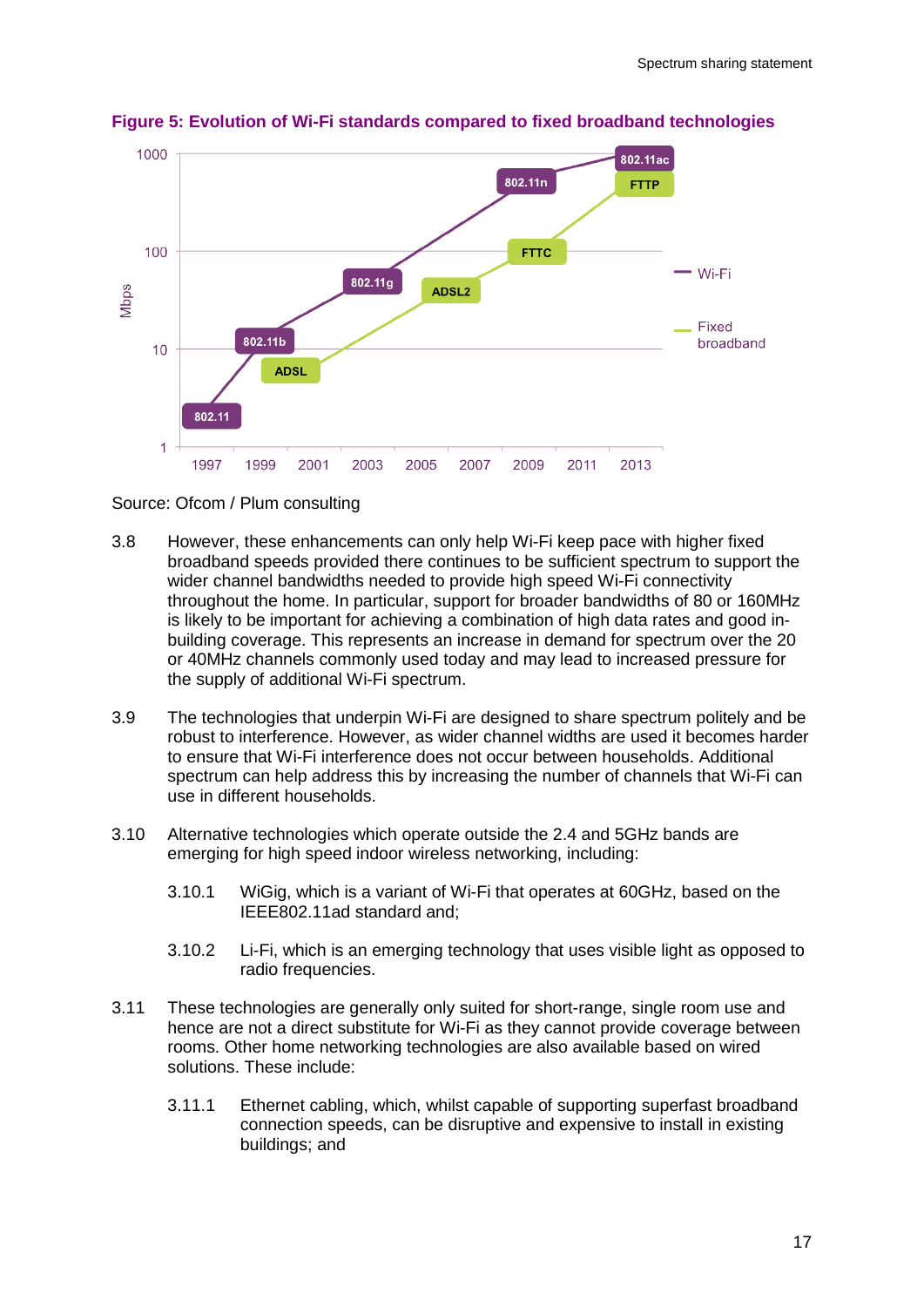**Figure 5: Evolution of Wi-Fi standards compared to fixed broadband technologies**

Source: Ofcom / Plum consulting

3.8 However, these enhancements can only help Wi-Fi keep pace with higher fixed broadband speeds provided there continues to be sufficient spectrum to support the wider channel bandwidths needed to provide high speed Wi-Fi connectivity throughout the home. In particular, support for broader bandwidths of 80 or 160MHz is likely to be important for achieving a combination of high data rates and good in-building coverage. This represents an increase in demand for spectrum over the 20 or 40MHz channels commonly used today and may lead to increased pressure for the supply of additional Wi-Fi spectrum.

3.9 The technologies that underpin Wi-Fi are designed to share spectrum politely and be robust to interference. However, as wider channel widths are used it becomes harder to ensure that Wi-Fi interference does not occur between households. Additional spectrum can help address this by increasing the number of channels that Wi-Fi can use in different households.

3.10 Alternative technologies which operate outside the 2.4 and 5GHz bands are emerging for high speed indoor wireless networking, including:

3.10.1 WiGig, which is a variant of Wi-Fi that operates at 60GHz, based on the IEEE802.11ad standard and;

3.10.2 Li-Fi, which is an emerging technology that uses visible light as opposed to radio frequencies.

3.11 These technologies are generally only suited for short-range, single room use and hence are not a direct substitute for Wi-Fi as they cannot provide coverage between rooms. Other home networking technologies are also available based on wired solutions. These include:

3.11.1 Ethernet cabling, which, whilst capable of supporting superfast broadband connection speeds, can be disruptive and expensive to install in existing buildings; and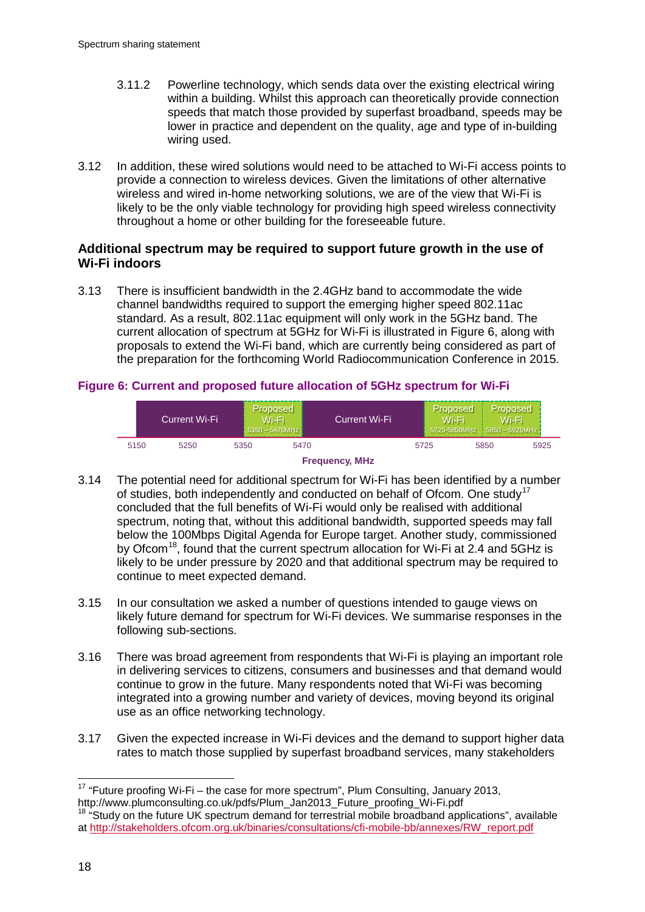3.11.2 Powerline technology, which sends data over the existing electrical wiring within a building. Whilst this approach can theoretically provide connection speeds that match those provided by superfast broadband, speeds may be lower in practice and dependent on the quality, age and type of in-building wiring used.

3.12 In addition, these wired solutions would need to be attached to Wi-Fi access points to provide a connection to wireless devices. Given the limitations of other alternative wireless and wired in-home networking solutions, we are of the view that Wi-Fi is likely to be the only viable technology for providing high speed wireless connectivity throughout a home or other building for the foreseeable future.

### Additional spectrum may be required to support future growth in the use of Wi-Fi indoors

3.13 There is insufficient bandwidth in the 2.4GHz band to accommodate the wide channel bandwidths required to support the emerging higher speed 802.11ac standard. As a result, 802.11ac equipment will only work in the 5GHz band. The current allocation of spectrum at 5GHz for Wi-Fi is illustrated in Figure 6, along with proposals to extend the Wi-Fi band, which are currently being considered as part of the preparation for the forthcoming World Radiocommunication Conference in 2015.

**Figure 6: Current and proposed future allocation of 5GHz spectrum for Wi-Fi**

| 5150–5350 | 5350–5470 | 5470–5725 | 5725–5850 | 5850–5925 |
|---|---|---|---|---|
| Current Wi-Fi | Proposed Wi-Fi 5350 – 5470MHz | Current Wi-Fi | Proposed Wi-Fi 5725-5850MHz | Proposed Wi-Fi 5850 – 5925MHz |

Frequency, MHz

3.14 The potential need for additional spectrum for Wi-Fi has been identified by a number of studies, both independently and conducted on behalf of Ofcom. One study[17] concluded that the full benefits of Wi-Fi would only be realised with additional spectrum, noting that, without this additional bandwidth, supported speeds may fall below the 100Mbps Digital Agenda for Europe target. Another study, commissioned by Ofcom[18], found that the current spectrum allocation for Wi-Fi at 2.4 and 5GHz is likely to be under pressure by 2020 and that additional spectrum may be required to continue to meet expected demand.

3.15 In our consultation we asked a number of questions intended to gauge views on likely future demand for spectrum for Wi-Fi devices. We summarise responses in the following sub-sections.

3.16 There was broad agreement from respondents that Wi-Fi is playing an important role in delivering services to citizens, consumers and businesses and that demand would continue to grow in the future. Many respondents noted that Wi-Fi was becoming integrated into a growing number and variety of devices, moving beyond its original use as an office networking technology.

3.17 Given the expected increase in Wi-Fi devices and the demand to support higher data rates to match those supplied by superfast broadband services, many stakeholders

---

[17] "Future proofing Wi-Fi – the case for more spectrum", Plum Consulting, January 2013, http://www.plumconsulting.co.uk/pdfs/Plum_Jan2013_Future_proofing_Wi-Fi.pdf

[18] "Study on the future UK spectrum demand for terrestrial mobile broadband applications", available at http://stakeholders.ofcom.org.uk/binaries/consultations/cfi-mobile-bb/annexes/RW_report.pdf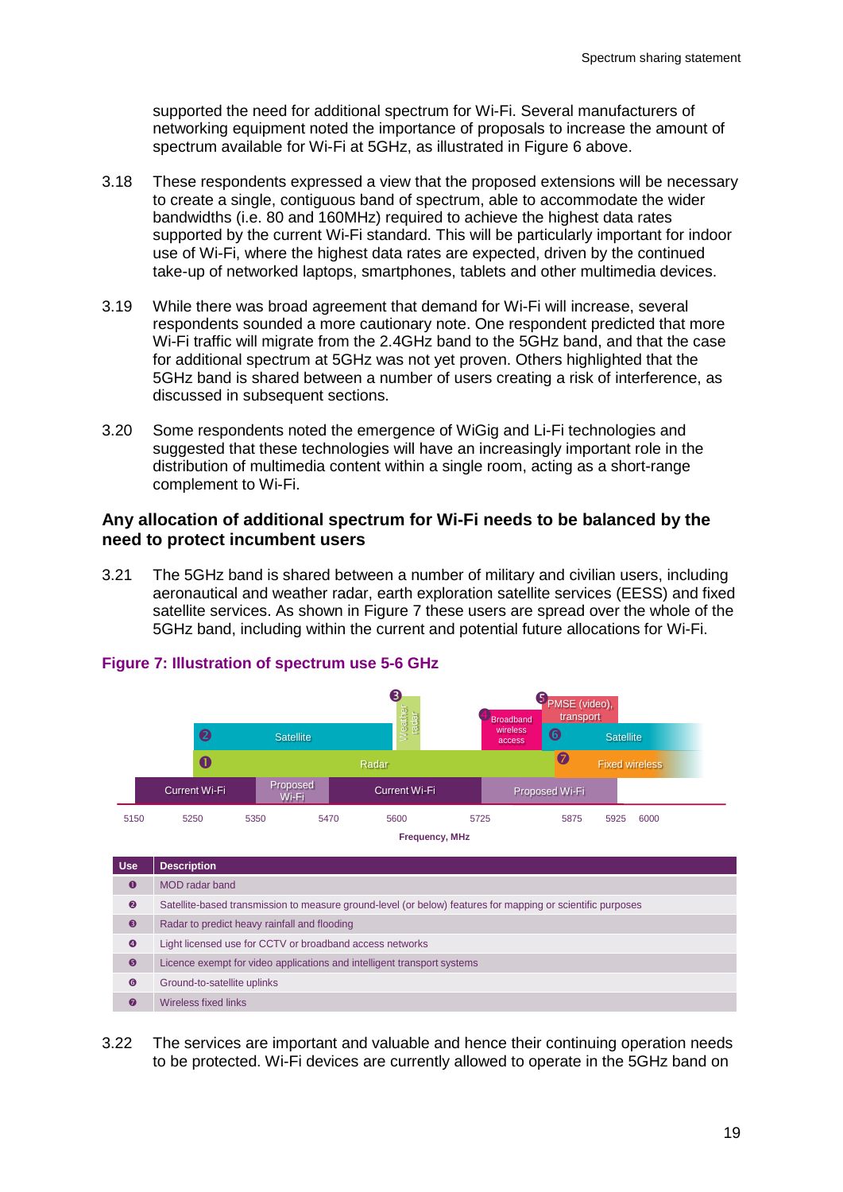supported the need for additional spectrum for Wi-Fi. Several manufacturers of networking equipment noted the importance of proposals to increase the amount of spectrum available for Wi-Fi at 5GHz, as illustrated in Figure 6 above.

3.18 These respondents expressed a view that the proposed extensions will be necessary to create a single, contiguous band of spectrum, able to accommodate the wider bandwidths (i.e. 80 and 160MHz) required to achieve the highest data rates supported by the current Wi-Fi standard. This will be particularly important for indoor use of Wi-Fi, where the highest data rates are expected, driven by the continued take-up of networked laptops, smartphones, tablets and other multimedia devices.

3.19 While there was broad agreement that demand for Wi-Fi will increase, several respondents sounded a more cautionary note. One respondent predicted that more Wi-Fi traffic will migrate from the 2.4GHz band to the 5GHz band, and that the case for additional spectrum at 5GHz was not yet proven. Others highlighted that the 5GHz band is shared between a number of users creating a risk of interference, as discussed in subsequent sections.

3.20 Some respondents noted the emergence of WiGig and Li-Fi technologies and suggested that these technologies will have an increasingly important role in the distribution of multimedia content within a single room, acting as a short-range complement to Wi-Fi.

### Any allocation of additional spectrum for Wi-Fi needs to be balanced by the need to protect incumbent users

3.21 The 5GHz band is shared between a number of military and civilian users, including aeronautical and weather radar, earth exploration satellite services (EESS) and fixed satellite services. As shown in Figure 7 these users are spread over the whole of the 5GHz band, including within the current and potential future allocations for Wi-Fi.

**Figure 7: Illustration of spectrum use 5-6 GHz**

| Use | Description |
|---|---|
| 1 | MOD radar band |
| 2 | Satellite-based transmission to measure ground-level (or below) features for mapping or scientific purposes |
| 3 | Radar to predict heavy rainfall and flooding |
| 4 | Light licensed use for CCTV or broadband access networks |
| 5 | Licence exempt for video applications and intelligent transport systems |
| 6 | Ground-to-satellite uplinks |
| 7 | Wireless fixed links |

3.22 The services are important and valuable and hence their continuing operation needs to be protected. Wi-Fi devices are currently allowed to operate in the 5GHz band on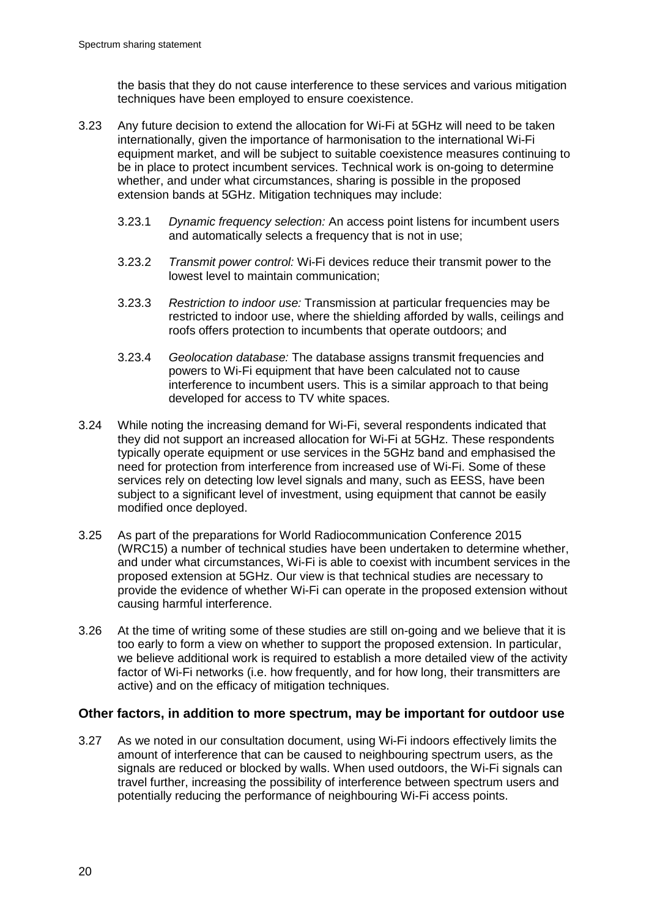the basis that they do not cause interference to these services and various mitigation techniques have been employed to ensure coexistence.

3.23 Any future decision to extend the allocation for Wi-Fi at 5GHz will need to be taken internationally, given the importance of harmonisation to the international Wi-Fi equipment market, and will be subject to suitable coexistence measures continuing to be in place to protect incumbent services. Technical work is on-going to determine whether, and under what circumstances, sharing is possible in the proposed extension bands at 5GHz. Mitigation techniques may include:

3.23.1 *Dynamic frequency selection:* An access point listens for incumbent users and automatically selects a frequency that is not in use;

3.23.2 *Transmit power control:* Wi-Fi devices reduce their transmit power to the lowest level to maintain communication;

3.23.3 *Restriction to indoor use:* Transmission at particular frequencies may be restricted to indoor use, where the shielding afforded by walls, ceilings and roofs offers protection to incumbents that operate outdoors; and

3.23.4 *Geolocation database:* The database assigns transmit frequencies and powers to Wi-Fi equipment that have been calculated not to cause interference to incumbent users. This is a similar approach to that being developed for access to TV white spaces.

3.24 While noting the increasing demand for Wi-Fi, several respondents indicated that they did not support an increased allocation for Wi-Fi at 5GHz. These respondents typically operate equipment or use services in the 5GHz band and emphasised the need for protection from interference from increased use of Wi-Fi. Some of these services rely on detecting low level signals and many, such as EESS, have been subject to a significant level of investment, using equipment that cannot be easily modified once deployed.

3.25 As part of the preparations for World Radiocommunication Conference 2015 (WRC15) a number of technical studies have been undertaken to determine whether, and under what circumstances, Wi-Fi is able to coexist with incumbent services in the proposed extension at 5GHz. Our view is that technical studies are necessary to provide the evidence of whether Wi-Fi can operate in the proposed extension without causing harmful interference.

3.26 At the time of writing some of these studies are still on-going and we believe that it is too early to form a view on whether to support the proposed extension. In particular, we believe additional work is required to establish a more detailed view of the activity factor of Wi-Fi networks (i.e. how frequently, and for how long, their transmitters are active) and on the efficacy of mitigation techniques.

### Other factors, in addition to more spectrum, may be important for outdoor use

3.27 As we noted in our consultation document, using Wi-Fi indoors effectively limits the amount of interference that can be caused to neighbouring spectrum users, as the signals are reduced or blocked by walls. When used outdoors, the Wi-Fi signals can travel further, increasing the possibility of interference between spectrum users and potentially reducing the performance of neighbouring Wi-Fi access points.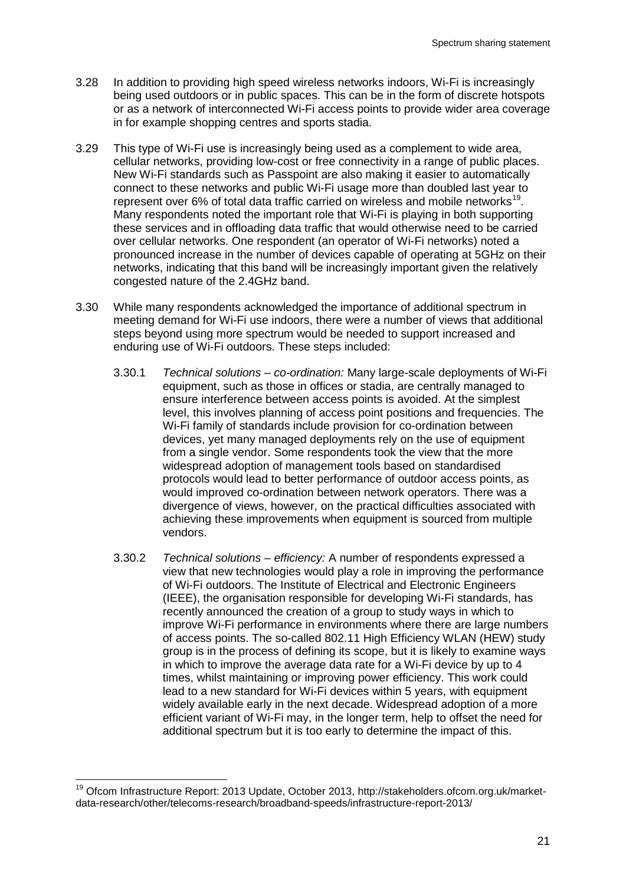3.28 In addition to providing high speed wireless networks indoors, Wi-Fi is increasingly being used outdoors or in public spaces. This can be in the form of discrete hotspots or as a network of interconnected Wi-Fi access points to provide wider area coverage in for example shopping centres and sports stadia.

3.29 This type of Wi-Fi use is increasingly being used as a complement to wide area, cellular networks, providing low-cost or free connectivity in a range of public places. New Wi-Fi standards such as Passpoint are also making it easier to automatically connect to these networks and public Wi-Fi usage more than doubled last year to represent over 6% of total data traffic carried on wireless and mobile networks[19]. Many respondents noted the important role that Wi-Fi is playing in both supporting these services and in offloading data traffic that would otherwise need to be carried over cellular networks. One respondent (an operator of Wi-Fi networks) noted a pronounced increase in the number of devices capable of operating at 5GHz on their networks, indicating that this band will be increasingly important given the relatively congested nature of the 2.4GHz band.

3.30 While many respondents acknowledged the importance of additional spectrum in meeting demand for Wi-Fi use indoors, there were a number of views that additional steps beyond using more spectrum would be needed to support increased and enduring use of Wi-Fi outdoors. These steps included:

3.30.1 *Technical solutions – co-ordination:* Many large-scale deployments of Wi-Fi equipment, such as those in offices or stadia, are centrally managed to ensure interference between access points is avoided. At the simplest level, this involves planning of access point positions and frequencies. The Wi-Fi family of standards include provision for co-ordination between devices, yet many managed deployments rely on the use of equipment from a single vendor. Some respondents took the view that the more widespread adoption of management tools based on standardised protocols would lead to better performance of outdoor access points, as would improved co-ordination between network operators. There was a divergence of views, however, on the practical difficulties associated with achieving these improvements when equipment is sourced from multiple vendors.

3.30.2 *Technical solutions – efficiency:* A number of respondents expressed a view that new technologies would play a role in improving the performance of Wi-Fi outdoors. The Institute of Electrical and Electronic Engineers (IEEE), the organisation responsible for developing Wi-Fi standards, has recently announced the creation of a group to study ways in which to improve Wi-Fi performance in environments where there are large numbers of access points. The so-called 802.11 High Efficiency WLAN (HEW) study group is in the process of defining its scope, but it is likely to examine ways in which to improve the average data rate for a Wi-Fi device by up to 4 times, whilst maintaining or improving power efficiency. This work could lead to a new standard for Wi-Fi devices within 5 years, with equipment widely available early in the next decade. Widespread adoption of a more efficient variant of Wi-Fi may, in the longer term, help to offset the need for additional spectrum but it is too early to determine the impact of this.

[19] Ofcom Infrastructure Report: 2013 Update, October 2013, http://stakeholders.ofcom.org.uk/market-data-research/other/telecoms-research/broadband-speeds/infrastructure-report-2013/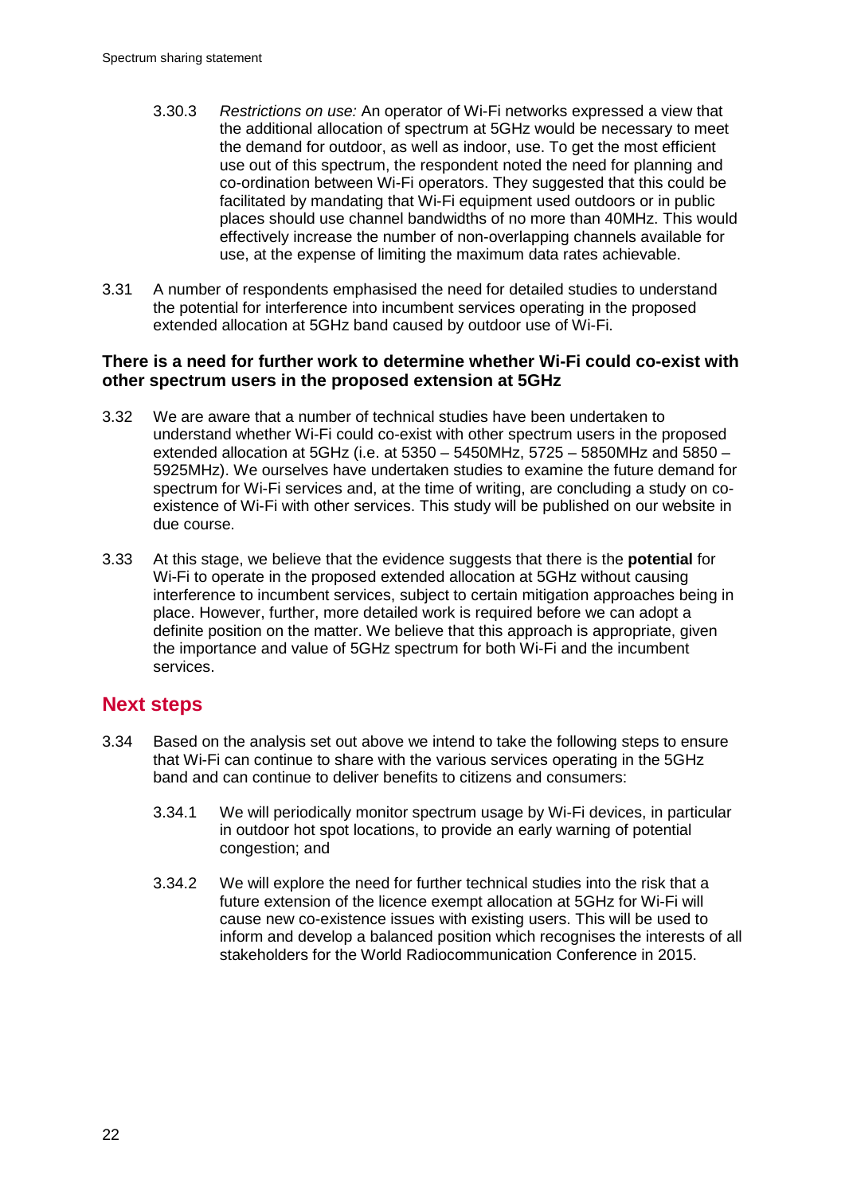3.30.3 *Restrictions on use:* An operator of Wi-Fi networks expressed a view that the additional allocation of spectrum at 5GHz would be necessary to meet the demand for outdoor, as well as indoor, use. To get the most efficient use out of this spectrum, the respondent noted the need for planning and co-ordination between Wi-Fi operators. They suggested that this could be facilitated by mandating that Wi-Fi equipment used outdoors or in public places should use channel bandwidths of no more than 40MHz. This would effectively increase the number of non-overlapping channels available for use, at the expense of limiting the maximum data rates achievable.

3.31 A number of respondents emphasised the need for detailed studies to understand the potential for interference into incumbent services operating in the proposed extended allocation at 5GHz band caused by outdoor use of Wi-Fi.

**There is a need for further work to determine whether Wi-Fi could co-exist with other spectrum users in the proposed extension at 5GHz**

3.32 We are aware that a number of technical studies have been undertaken to understand whether Wi-Fi could co-exist with other spectrum users in the proposed extended allocation at 5GHz (i.e. at 5350 – 5450MHz, 5725 – 5850MHz and 5850 – 5925MHz). We ourselves have undertaken studies to examine the future demand for spectrum for Wi-Fi services and, at the time of writing, are concluding a study on co-existence of Wi-Fi with other services. This study will be published on our website in due course.

3.33 At this stage, we believe that the evidence suggests that there is the **potential** for Wi-Fi to operate in the proposed extended allocation at 5GHz without causing interference to incumbent services, subject to certain mitigation approaches being in place. However, further, more detailed work is required before we can adopt a definite position on the matter. We believe that this approach is appropriate, given the importance and value of 5GHz spectrum for both Wi-Fi and the incumbent services.

## Next steps

3.34 Based on the analysis set out above we intend to take the following steps to ensure that Wi-Fi can continue to share with the various services operating in the 5GHz band and can continue to deliver benefits to citizens and consumers:

3.34.1 We will periodically monitor spectrum usage by Wi-Fi devices, in particular in outdoor hot spot locations, to provide an early warning of potential congestion; and

3.34.2 We will explore the need for further technical studies into the risk that a future extension of the licence exempt allocation at 5GHz for Wi-Fi will cause new co-existence issues with existing users. This will be used to inform and develop a balanced position which recognises the interests of all stakeholders for the World Radiocommunication Conference in 2015.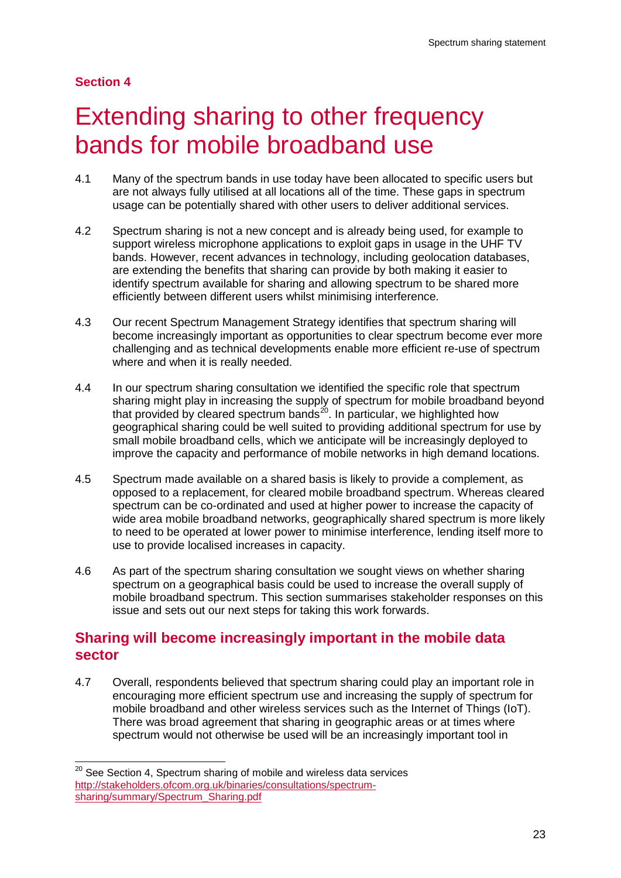## Section 4

# Extending sharing to other frequency bands for mobile broadband use

4.1 Many of the spectrum bands in use today have been allocated to specific users but are not always fully utilised at all locations all of the time. These gaps in spectrum usage can be potentially shared with other users to deliver additional services.

4.2 Spectrum sharing is not a new concept and is already being used, for example to support wireless microphone applications to exploit gaps in usage in the UHF TV bands. However, recent advances in technology, including geolocation databases, are extending the benefits that sharing can provide by both making it easier to identify spectrum available for sharing and allowing spectrum to be shared more efficiently between different users whilst minimising interference.

4.3 Our recent Spectrum Management Strategy identifies that spectrum sharing will become increasingly important as opportunities to clear spectrum become ever more challenging and as technical developments enable more efficient re-use of spectrum where and when it is really needed.

4.4 In our spectrum sharing consultation we identified the specific role that spectrum sharing might play in increasing the supply of spectrum for mobile broadband beyond that provided by cleared spectrum bands[20]. In particular, we highlighted how geographical sharing could be well suited to providing additional spectrum for use by small mobile broadband cells, which we anticipate will be increasingly deployed to improve the capacity and performance of mobile networks in high demand locations.

4.5 Spectrum made available on a shared basis is likely to provide a complement, as opposed to a replacement, for cleared mobile broadband spectrum. Whereas cleared spectrum can be co-ordinated and used at higher power to increase the capacity of wide area mobile broadband networks, geographically shared spectrum is more likely to need to be operated at lower power to minimise interference, lending itself more to use to provide localised increases in capacity.

4.6 As part of the spectrum sharing consultation we sought views on whether sharing spectrum on a geographical basis could be used to increase the overall supply of mobile broadband spectrum. This section summarises stakeholder responses on this issue and sets out our next steps for taking this work forwards.

## Sharing will become increasingly important in the mobile data sector

4.7 Overall, respondents believed that spectrum sharing could play an important role in encouraging more efficient spectrum use and increasing the supply of spectrum for mobile broadband and other wireless services such as the Internet of Things (IoT). There was broad agreement that sharing in geographic areas or at times where spectrum would not otherwise be used will be an increasingly important tool in

[20] See Section 4, Spectrum sharing of mobile and wireless data services http://stakeholders.ofcom.org.uk/binaries/consultations/spectrum-sharing/summary/Spectrum_Sharing.pdf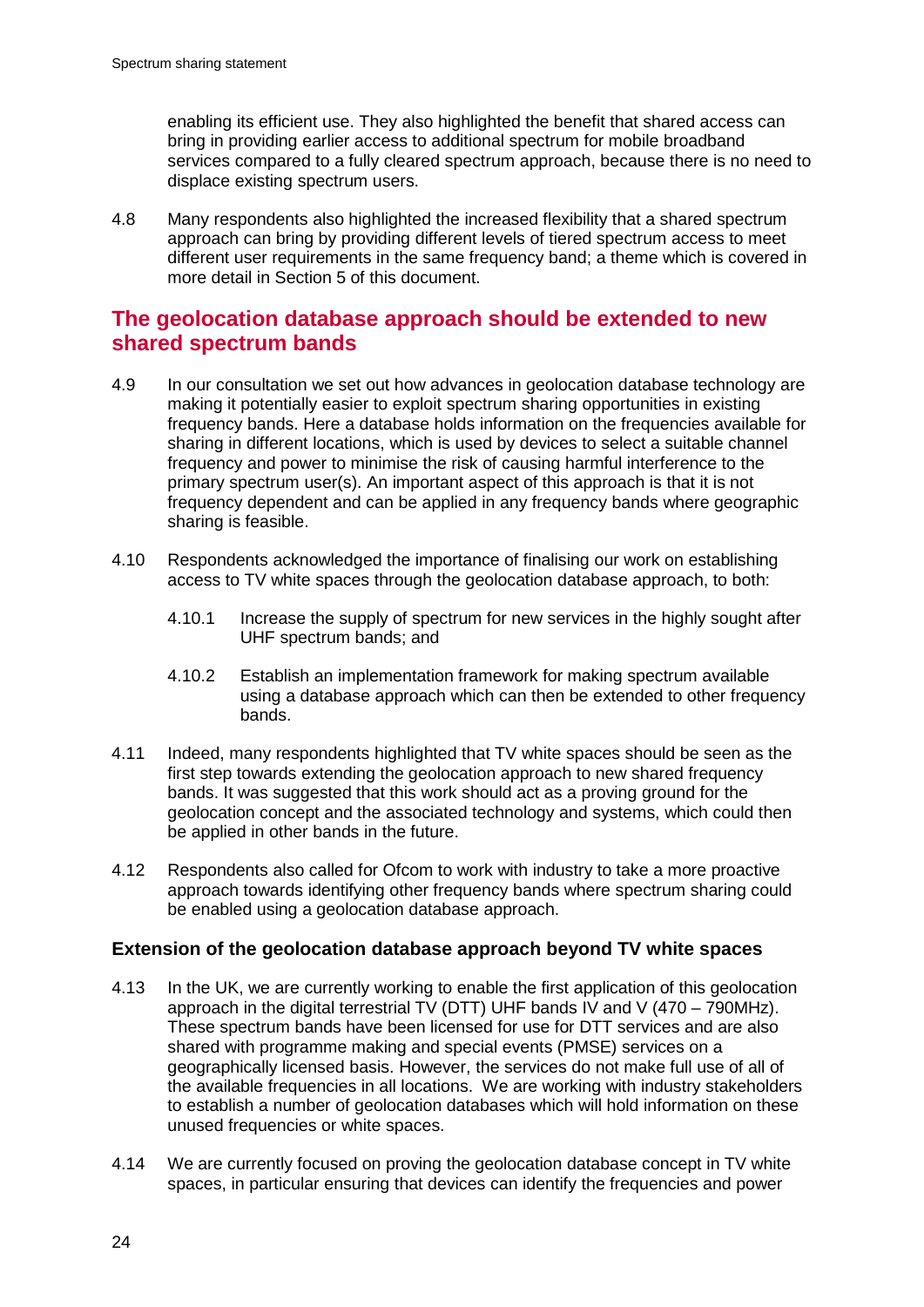enabling its efficient use. They also highlighted the benefit that shared access can bring in providing earlier access to additional spectrum for mobile broadband services compared to a fully cleared spectrum approach, because there is no need to displace existing spectrum users.

4.8 Many respondents also highlighted the increased flexibility that a shared spectrum approach can bring by providing different levels of tiered spectrum access to meet different user requirements in the same frequency band; a theme which is covered in more detail in Section 5 of this document.

## The geolocation database approach should be extended to new shared spectrum bands

4.9 In our consultation we set out how advances in geolocation database technology are making it potentially easier to exploit spectrum sharing opportunities in existing frequency bands. Here a database holds information on the frequencies available for sharing in different locations, which is used by devices to select a suitable channel frequency and power to minimise the risk of causing harmful interference to the primary spectrum user(s). An important aspect of this approach is that it is not frequency dependent and can be applied in any frequency bands where geographic sharing is feasible.

4.10 Respondents acknowledged the importance of finalising our work on establishing access to TV white spaces through the geolocation database approach, to both:

4.10.1 Increase the supply of spectrum for new services in the highly sought after UHF spectrum bands; and

4.10.2 Establish an implementation framework for making spectrum available using a database approach which can then be extended to other frequency bands.

4.11 Indeed, many respondents highlighted that TV white spaces should be seen as the first step towards extending the geolocation approach to new shared frequency bands. It was suggested that this work should act as a proving ground for the geolocation concept and the associated technology and systems, which could then be applied in other bands in the future.

4.12 Respondents also called for Ofcom to work with industry to take a more proactive approach towards identifying other frequency bands where spectrum sharing could be enabled using a geolocation database approach.

### Extension of the geolocation database approach beyond TV white spaces

4.13 In the UK, we are currently working to enable the first application of this geolocation approach in the digital terrestrial TV (DTT) UHF bands IV and V (470 – 790MHz). These spectrum bands have been licensed for use for DTT services and are also shared with programme making and special events (PMSE) services on a geographically licensed basis. However, the services do not make full use of all of the available frequencies in all locations. We are working with industry stakeholders to establish a number of geolocation databases which will hold information on these unused frequencies or white spaces.

4.14 We are currently focused on proving the geolocation database concept in TV white spaces, in particular ensuring that devices can identify the frequencies and power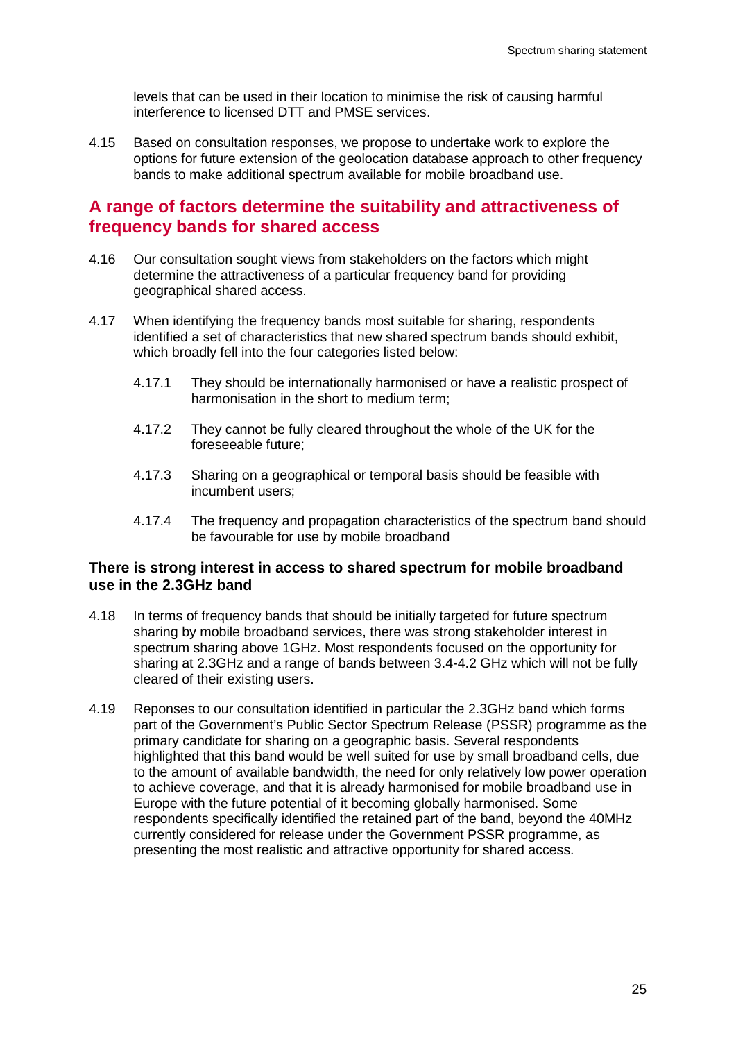levels that can be used in their location to minimise the risk of causing harmful interference to licensed DTT and PMSE services.

4.15 Based on consultation responses, we propose to undertake work to explore the options for future extension of the geolocation database approach to other frequency bands to make additional spectrum available for mobile broadband use.

## A range of factors determine the suitability and attractiveness of frequency bands for shared access

4.16 Our consultation sought views from stakeholders on the factors which might determine the attractiveness of a particular frequency band for providing geographical shared access.

4.17 When identifying the frequency bands most suitable for sharing, respondents identified a set of characteristics that new shared spectrum bands should exhibit, which broadly fell into the four categories listed below:

4.17.1 They should be internationally harmonised or have a realistic prospect of harmonisation in the short to medium term;

4.17.2 They cannot be fully cleared throughout the whole of the UK for the foreseeable future;

4.17.3 Sharing on a geographical or temporal basis should be feasible with incumbent users;

4.17.4 The frequency and propagation characteristics of the spectrum band should be favourable for use by mobile broadband

### There is strong interest in access to shared spectrum for mobile broadband use in the 2.3GHz band

4.18 In terms of frequency bands that should be initially targeted for future spectrum sharing by mobile broadband services, there was strong stakeholder interest in spectrum sharing above 1GHz. Most respondents focused on the opportunity for sharing at 2.3GHz and a range of bands between 3.4-4.2 GHz which will not be fully cleared of their existing users.

4.19 Reponses to our consultation identified in particular the 2.3GHz band which forms part of the Government's Public Sector Spectrum Release (PSSR) programme as the primary candidate for sharing on a geographic basis. Several respondents highlighted that this band would be well suited for use by small broadband cells, due to the amount of available bandwidth, the need for only relatively low power operation to achieve coverage, and that it is already harmonised for mobile broadband use in Europe with the future potential of it becoming globally harmonised. Some respondents specifically identified the retained part of the band, beyond the 40MHz currently considered for release under the Government PSSR programme, as presenting the most realistic and attractive opportunity for shared access.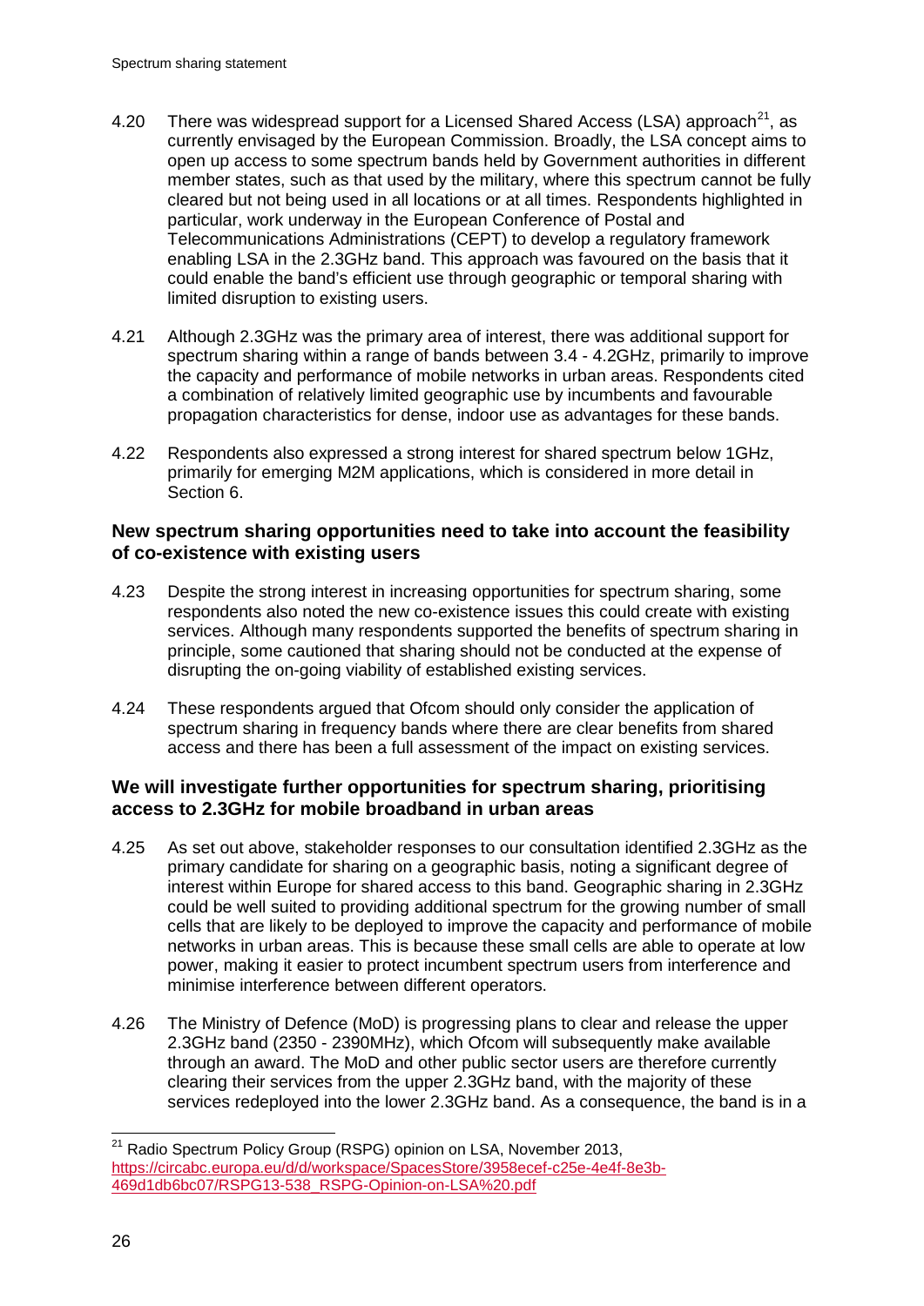4.20 There was widespread support for a Licensed Shared Access (LSA) approach[21], as currently envisaged by the European Commission. Broadly, the LSA concept aims to open up access to some spectrum bands held by Government authorities in different member states, such as that used by the military, where this spectrum cannot be fully cleared but not being used in all locations or at all times. Respondents highlighted in particular, work underway in the European Conference of Postal and Telecommunications Administrations (CEPT) to develop a regulatory framework enabling LSA in the 2.3GHz band. This approach was favoured on the basis that it could enable the band's efficient use through geographic or temporal sharing with limited disruption to existing users.

4.21 Although 2.3GHz was the primary area of interest, there was additional support for spectrum sharing within a range of bands between 3.4 - 4.2GHz, primarily to improve the capacity and performance of mobile networks in urban areas. Respondents cited a combination of relatively limited geographic use by incumbents and favourable propagation characteristics for dense, indoor use as advantages for these bands.

4.22 Respondents also expressed a strong interest for shared spectrum below 1GHz, primarily for emerging M2M applications, which is considered in more detail in Section 6.

### New spectrum sharing opportunities need to take into account the feasibility of co-existence with existing users

4.23 Despite the strong interest in increasing opportunities for spectrum sharing, some respondents also noted the new co-existence issues this could create with existing services. Although many respondents supported the benefits of spectrum sharing in principle, some cautioned that sharing should not be conducted at the expense of disrupting the on-going viability of established existing services.

4.24 These respondents argued that Ofcom should only consider the application of spectrum sharing in frequency bands where there are clear benefits from shared access and there has been a full assessment of the impact on existing services.

### We will investigate further opportunities for spectrum sharing, prioritising access to 2.3GHz for mobile broadband in urban areas

4.25 As set out above, stakeholder responses to our consultation identified 2.3GHz as the primary candidate for sharing on a geographic basis, noting a significant degree of interest within Europe for shared access to this band. Geographic sharing in 2.3GHz could be well suited to providing additional spectrum for the growing number of small cells that are likely to be deployed to improve the capacity and performance of mobile networks in urban areas. This is because these small cells are able to operate at low power, making it easier to protect incumbent spectrum users from interference and minimise interference between different operators.

4.26 The Ministry of Defence (MoD) is progressing plans to clear and release the upper 2.3GHz band (2350 - 2390MHz), which Ofcom will subsequently make available through an award. The MoD and other public sector users are therefore currently clearing their services from the upper 2.3GHz band, with the majority of these services redeployed into the lower 2.3GHz band. As a consequence, the band is in a

---

[21] Radio Spectrum Policy Group (RSPG) opinion on LSA, November 2013, https://circabc.europa.eu/d/d/workspace/SpacesStore/3958ecef-c25e-4e4f-8e3b-469d1db6bc07/RSPG13-538_RSPG-Opinion-on-LSA%20.pdf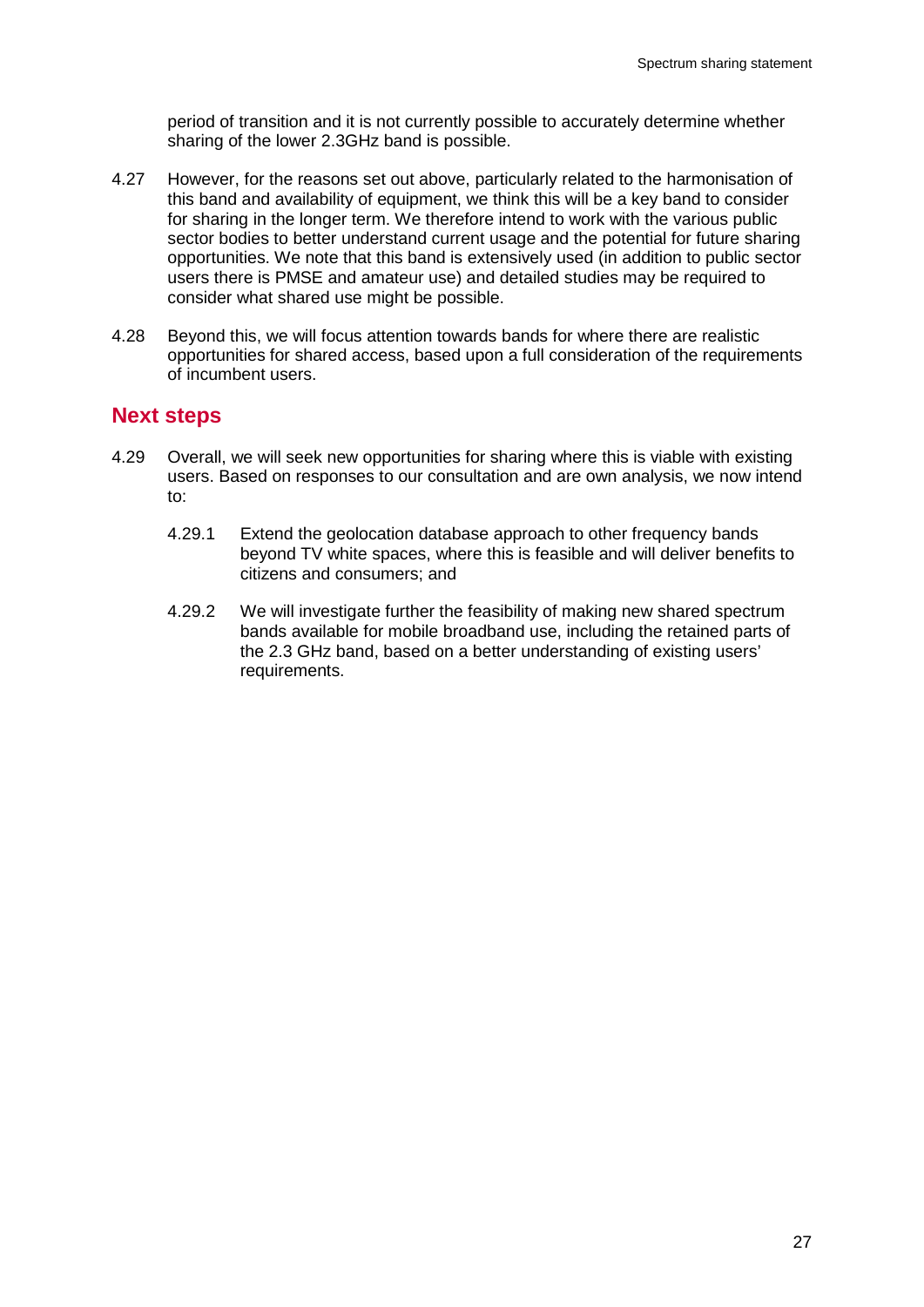period of transition and it is not currently possible to accurately determine whether sharing of the lower 2.3GHz band is possible.

4.27 However, for the reasons set out above, particularly related to the harmonisation of this band and availability of equipment, we think this will be a key band to consider for sharing in the longer term. We therefore intend to work with the various public sector bodies to better understand current usage and the potential for future sharing opportunities. We note that this band is extensively used (in addition to public sector users there is PMSE and amateur use) and detailed studies may be required to consider what shared use might be possible.

4.28 Beyond this, we will focus attention towards bands for where there are realistic opportunities for shared access, based upon a full consideration of the requirements of incumbent users.

## Next steps

4.29 Overall, we will seek new opportunities for sharing where this is viable with existing users. Based on responses to our consultation and are own analysis, we now intend to:

4.29.1 Extend the geolocation database approach to other frequency bands beyond TV white spaces, where this is feasible and will deliver benefits to citizens and consumers; and

4.29.2 We will investigate further the feasibility of making new shared spectrum bands available for mobile broadband use, including the retained parts of the 2.3 GHz band, based on a better understanding of existing users' requirements.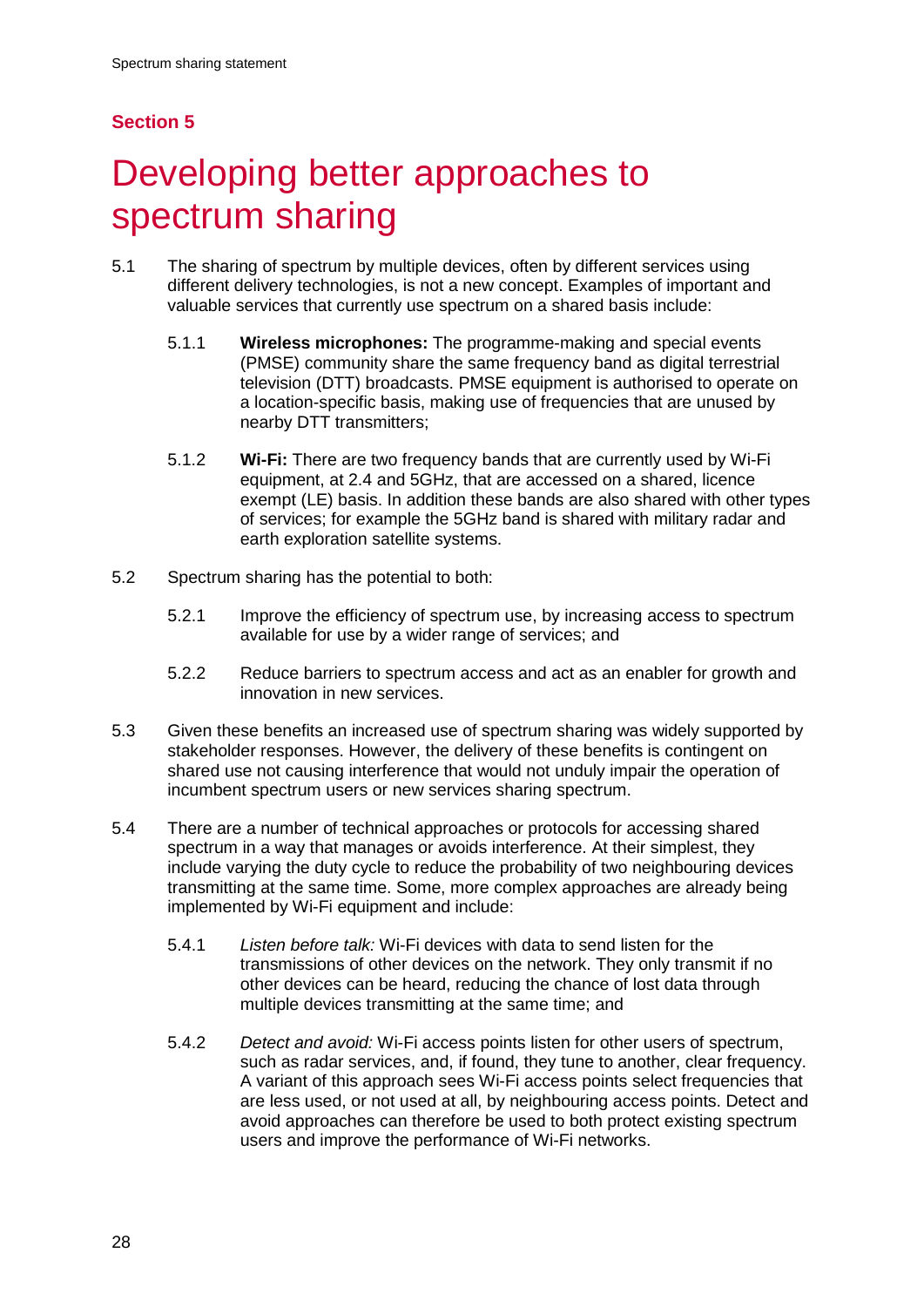## Section 5

# Developing better approaches to spectrum sharing

5.1 The sharing of spectrum by multiple devices, often by different services using different delivery technologies, is not a new concept. Examples of important and valuable services that currently use spectrum on a shared basis include:

5.1.1 **Wireless microphones:** The programme-making and special events (PMSE) community share the same frequency band as digital terrestrial television (DTT) broadcasts. PMSE equipment is authorised to operate on a location-specific basis, making use of frequencies that are unused by nearby DTT transmitters;

5.1.2 **Wi-Fi:** There are two frequency bands that are currently used by Wi-Fi equipment, at 2.4 and 5GHz, that are accessed on a shared, licence exempt (LE) basis. In addition these bands are also shared with other types of services; for example the 5GHz band is shared with military radar and earth exploration satellite systems.

5.2 Spectrum sharing has the potential to both:

5.2.1 Improve the efficiency of spectrum use, by increasing access to spectrum available for use by a wider range of services; and

5.2.2 Reduce barriers to spectrum access and act as an enabler for growth and innovation in new services.

5.3 Given these benefits an increased use of spectrum sharing was widely supported by stakeholder responses. However, the delivery of these benefits is contingent on shared use not causing interference that would not unduly impair the operation of incumbent spectrum users or new services sharing spectrum.

5.4 There are a number of technical approaches or protocols for accessing shared spectrum in a way that manages or avoids interference. At their simplest, they include varying the duty cycle to reduce the probability of two neighbouring devices transmitting at the same time. Some, more complex approaches are already being implemented by Wi-Fi equipment and include:

5.4.1 *Listen before talk:* Wi-Fi devices with data to send listen for the transmissions of other devices on the network. They only transmit if no other devices can be heard, reducing the chance of lost data through multiple devices transmitting at the same time; and

5.4.2 *Detect and avoid:* Wi-Fi access points listen for other users of spectrum, such as radar services, and, if found, they tune to another, clear frequency. A variant of this approach sees Wi-Fi access points select frequencies that are less used, or not used at all, by neighbouring access points. Detect and avoid approaches can therefore be used to both protect existing spectrum users and improve the performance of Wi-Fi networks.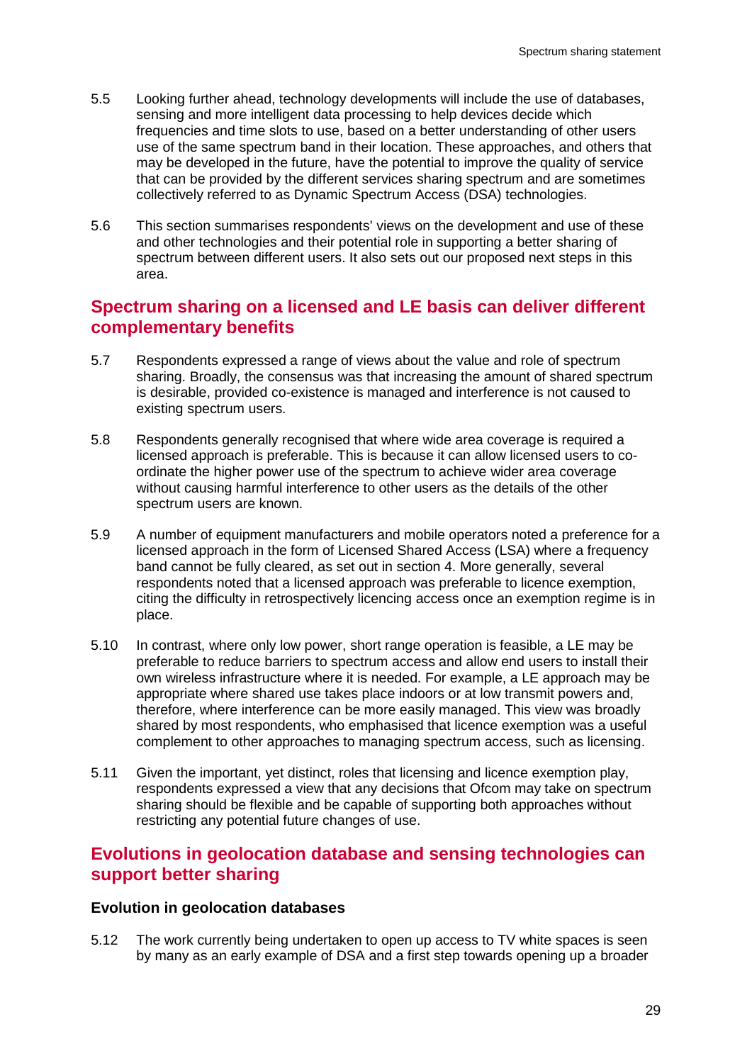5.5 Looking further ahead, technology developments will include the use of databases, sensing and more intelligent data processing to help devices decide which frequencies and time slots to use, based on a better understanding of other users use of the same spectrum band in their location. These approaches, and others that may be developed in the future, have the potential to improve the quality of service that can be provided by the different services sharing spectrum and are sometimes collectively referred to as Dynamic Spectrum Access (DSA) technologies.

5.6 This section summarises respondents' views on the development and use of these and other technologies and their potential role in supporting a better sharing of spectrum between different users. It also sets out our proposed next steps in this area.

## Spectrum sharing on a licensed and LE basis can deliver different complementary benefits

5.7 Respondents expressed a range of views about the value and role of spectrum sharing. Broadly, the consensus was that increasing the amount of shared spectrum is desirable, provided co-existence is managed and interference is not caused to existing spectrum users.

5.8 Respondents generally recognised that where wide area coverage is required a licensed approach is preferable. This is because it can allow licensed users to co-ordinate the higher power use of the spectrum to achieve wider area coverage without causing harmful interference to other users as the details of the other spectrum users are known.

5.9 A number of equipment manufacturers and mobile operators noted a preference for a licensed approach in the form of Licensed Shared Access (LSA) where a frequency band cannot be fully cleared, as set out in section 4. More generally, several respondents noted that a licensed approach was preferable to licence exemption, citing the difficulty in retrospectively licencing access once an exemption regime is in place.

5.10 In contrast, where only low power, short range operation is feasible, a LE may be preferable to reduce barriers to spectrum access and allow end users to install their own wireless infrastructure where it is needed. For example, a LE approach may be appropriate where shared use takes place indoors or at low transmit powers and, therefore, where interference can be more easily managed. This view was broadly shared by most respondents, who emphasised that licence exemption was a useful complement to other approaches to managing spectrum access, such as licensing.

5.11 Given the important, yet distinct, roles that licensing and licence exemption play, respondents expressed a view that any decisions that Ofcom may take on spectrum sharing should be flexible and be capable of supporting both approaches without restricting any potential future changes of use.

## Evolutions in geolocation database and sensing technologies can support better sharing

### Evolution in geolocation databases

5.12 The work currently being undertaken to open up access to TV white spaces is seen by many as an early example of DSA and a first step towards opening up a broader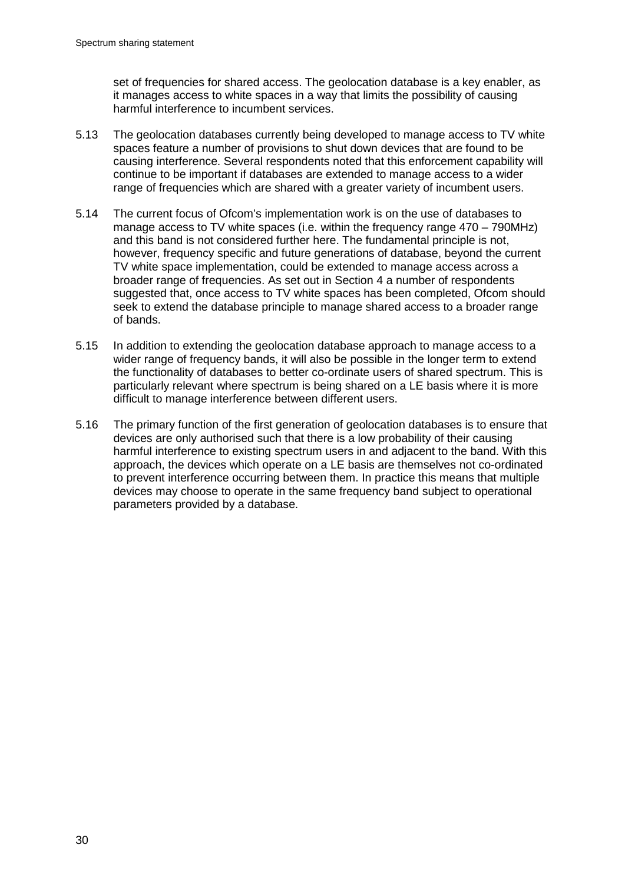set of frequencies for shared access. The geolocation database is a key enabler, as it manages access to white spaces in a way that limits the possibility of causing harmful interference to incumbent services.

5.13 The geolocation databases currently being developed to manage access to TV white spaces feature a number of provisions to shut down devices that are found to be causing interference. Several respondents noted that this enforcement capability will continue to be important if databases are extended to manage access to a wider range of frequencies which are shared with a greater variety of incumbent users.

5.14 The current focus of Ofcom's implementation work is on the use of databases to manage access to TV white spaces (i.e. within the frequency range 470 – 790MHz) and this band is not considered further here. The fundamental principle is not, however, frequency specific and future generations of database, beyond the current TV white space implementation, could be extended to manage access across a broader range of frequencies. As set out in Section 4 a number of respondents suggested that, once access to TV white spaces has been completed, Ofcom should seek to extend the database principle to manage shared access to a broader range of bands.

5.15 In addition to extending the geolocation database approach to manage access to a wider range of frequency bands, it will also be possible in the longer term to extend the functionality of databases to better co-ordinate users of shared spectrum. This is particularly relevant where spectrum is being shared on a LE basis where it is more difficult to manage interference between different users.

5.16 The primary function of the first generation of geolocation databases is to ensure that devices are only authorised such that there is a low probability of their causing harmful interference to existing spectrum users in and adjacent to the band. With this approach, the devices which operate on a LE basis are themselves not co-ordinated to prevent interference occurring between them. In practice this means that multiple devices may choose to operate in the same frequency band subject to operational parameters provided by a database.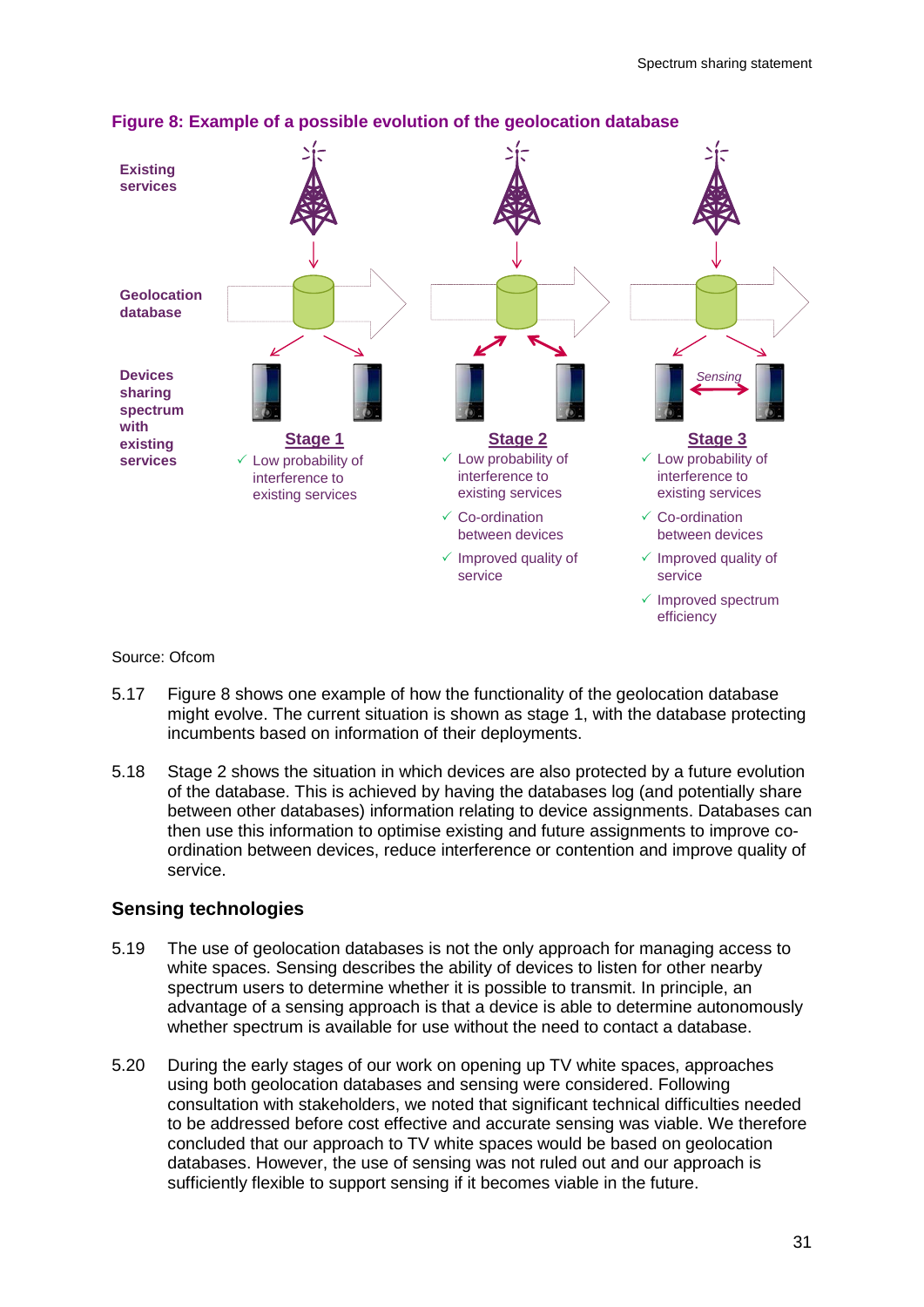**Figure 8: Example of a possible evolution of the geolocation database**

Existing services

Geolocation database

Devices sharing spectrum with existing services

**Stage 1**

- ✓ Low probability of interference to existing services

**Stage 2**

- ✓ Low probability of interference to existing services
- ✓ Co-ordination between devices
- ✓ Improved quality of service

**Stage 3**

Sensing

- ✓ Low probability of interference to existing services
- ✓ Co-ordination between devices
- ✓ Improved quality of service
- ✓ Improved spectrum efficiency

Source: Ofcom

5.17 Figure 8 shows one example of how the functionality of the geolocation database might evolve. The current situation is shown as stage 1, with the database protecting incumbents based on information of their deployments.

5.18 Stage 2 shows the situation in which devices are also protected by a future evolution of the database. This is achieved by having the databases log (and potentially share between other databases) information relating to device assignments. Databases can then use this information to optimise existing and future assignments to improve co-ordination between devices, reduce interference or contention and improve quality of service.

## Sensing technologies

5.19 The use of geolocation databases is not the only approach for managing access to white spaces. Sensing describes the ability of devices to listen for other nearby spectrum users to determine whether it is possible to transmit. In principle, an advantage of a sensing approach is that a device is able to determine autonomously whether spectrum is available for use without the need to contact a database.

5.20 During the early stages of our work on opening up TV white spaces, approaches using both geolocation databases and sensing were considered. Following consultation with stakeholders, we noted that significant technical difficulties needed to be addressed before cost effective and accurate sensing was viable. We therefore concluded that our approach to TV white spaces would be based on geolocation databases. However, the use of sensing was not ruled out and our approach is sufficiently flexible to support sensing if it becomes viable in the future.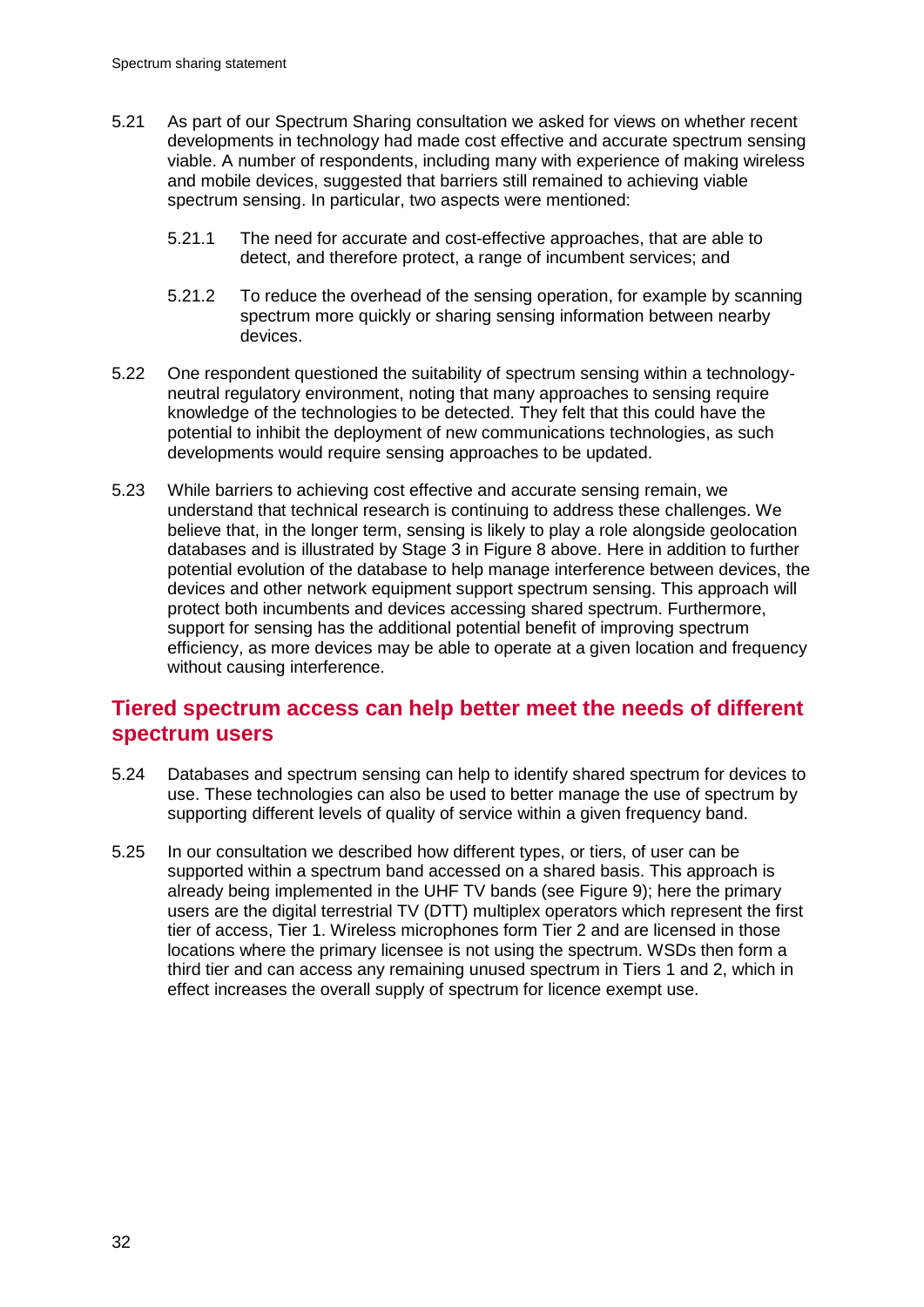5.21 As part of our Spectrum Sharing consultation we asked for views on whether recent developments in technology had made cost effective and accurate spectrum sensing viable. A number of respondents, including many with experience of making wireless and mobile devices, suggested that barriers still remained to achieving viable spectrum sensing. In particular, two aspects were mentioned:

5.21.1 The need for accurate and cost-effective approaches, that are able to detect, and therefore protect, a range of incumbent services; and

5.21.2 To reduce the overhead of the sensing operation, for example by scanning spectrum more quickly or sharing sensing information between nearby devices.

5.22 One respondent questioned the suitability of spectrum sensing within a technology-neutral regulatory environment, noting that many approaches to sensing require knowledge of the technologies to be detected. They felt that this could have the potential to inhibit the deployment of new communications technologies, as such developments would require sensing approaches to be updated.

5.23 While barriers to achieving cost effective and accurate sensing remain, we understand that technical research is continuing to address these challenges. We believe that, in the longer term, sensing is likely to play a role alongside geolocation databases and is illustrated by Stage 3 in Figure 8 above. Here in addition to further potential evolution of the database to help manage interference between devices, the devices and other network equipment support spectrum sensing. This approach will protect both incumbents and devices accessing shared spectrum. Furthermore, support for sensing has the additional potential benefit of improving spectrum efficiency, as more devices may be able to operate at a given location and frequency without causing interference.

## Tiered spectrum access can help better meet the needs of different spectrum users

5.24 Databases and spectrum sensing can help to identify shared spectrum for devices to use. These technologies can also be used to better manage the use of spectrum by supporting different levels of quality of service within a given frequency band.

5.25 In our consultation we described how different types, or tiers, of user can be supported within a spectrum band accessed on a shared basis. This approach is already being implemented in the UHF TV bands (see Figure 9); here the primary users are the digital terrestrial TV (DTT) multiplex operators which represent the first tier of access, Tier 1. Wireless microphones form Tier 2 and are licensed in those locations where the primary licensee is not using the spectrum. WSDs then form a third tier and can access any remaining unused spectrum in Tiers 1 and 2, which in effect increases the overall supply of spectrum for licence exempt use.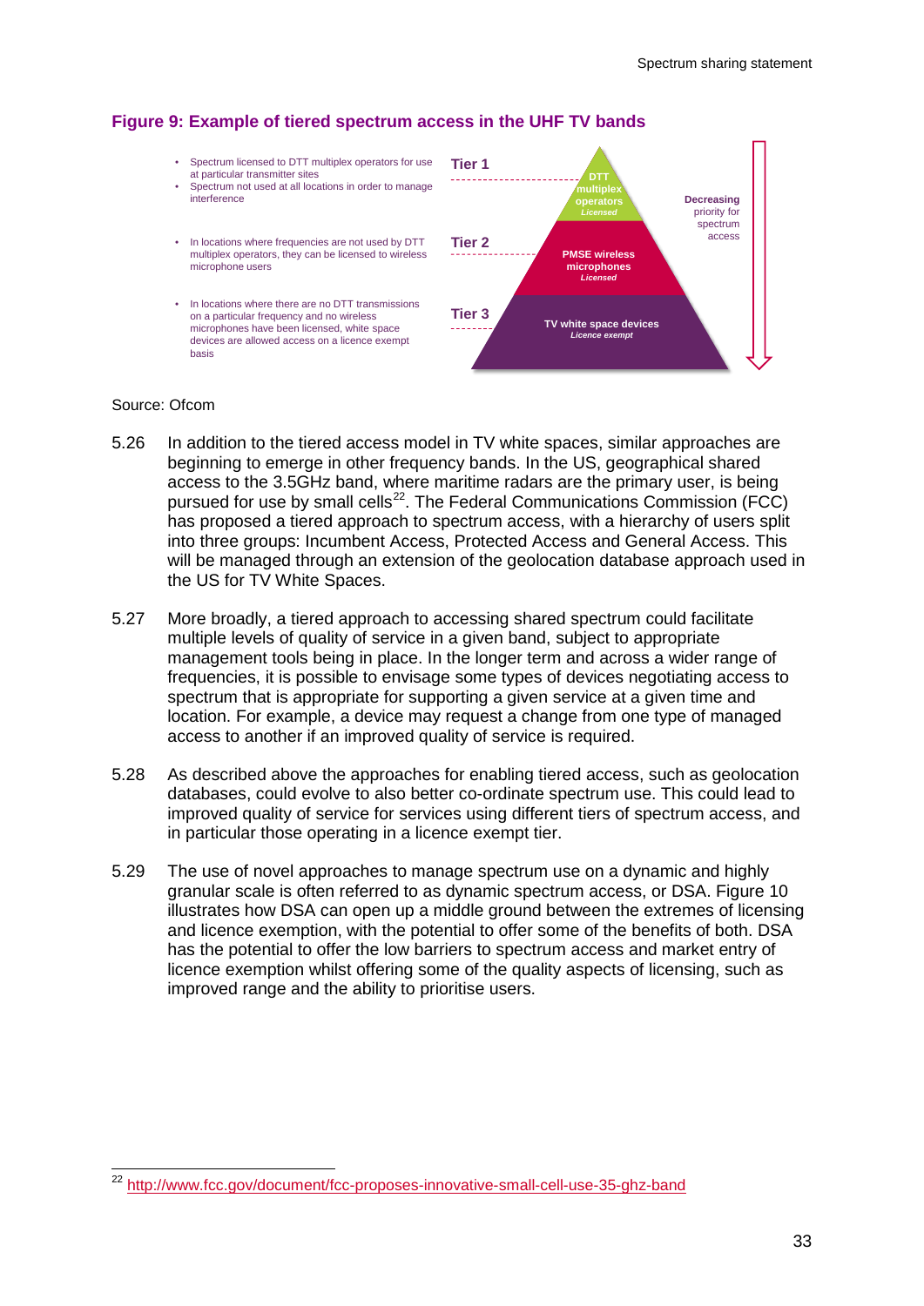**Figure 9: Example of tiered spectrum access in the UHF TV bands**

| | Tier | Users |
|---|---|---|
| • Spectrum licensed to DTT multiplex operators for use at particular transmitter sites<br>• Spectrum not used at all locations in order to manage interference | Tier 1 | DTT multiplex operators *Licensed* |
| • In locations where frequencies are not used by DTT multiplex operators, they can be licensed to wireless microphone users | Tier 2 | PMSE wireless microphones *Licensed* |
| • In locations where there are no DTT transmissions on a particular frequency and no wireless microphones have been licensed, white space devices are allowed access on a licence exempt basis | Tier 3 | TV white space devices *Licence exempt* |

**Decreasing** priority for spectrum access

Source: Ofcom

5.26 In addition to the tiered access model in TV white spaces, similar approaches are beginning to emerge in other frequency bands. In the US, geographical shared access to the 3.5GHz band, where maritime radars are the primary user, is being pursued for use by small cells[22]. The Federal Communications Commission (FCC) has proposed a tiered approach to spectrum access, with a hierarchy of users split into three groups: Incumbent Access, Protected Access and General Access. This will be managed through an extension of the geolocation database approach used in the US for TV White Spaces.

5.27 More broadly, a tiered approach to accessing shared spectrum could facilitate multiple levels of quality of service in a given band, subject to appropriate management tools being in place. In the longer term and across a wider range of frequencies, it is possible to envisage some types of devices negotiating access to spectrum that is appropriate for supporting a given service at a given time and location. For example, a device may request a change from one type of managed access to another if an improved quality of service is required.

5.28 As described above the approaches for enabling tiered access, such as geolocation databases, could evolve to also better co-ordinate spectrum use. This could lead to improved quality of service for services using different tiers of spectrum access, and in particular those operating in a licence exempt tier.

5.29 The use of novel approaches to manage spectrum use on a dynamic and highly granular scale is often referred to as dynamic spectrum access, or DSA. Figure 10 illustrates how DSA can open up a middle ground between the extremes of licensing and licence exemption, with the potential to offer some of the benefits of both. DSA has the potential to offer the low barriers to spectrum access and market entry of licence exemption whilst offering some of the quality aspects of licensing, such as improved range and the ability to prioritise users.

---

[22] http://www.fcc.gov/document/fcc-proposes-innovative-small-cell-use-35-ghz-band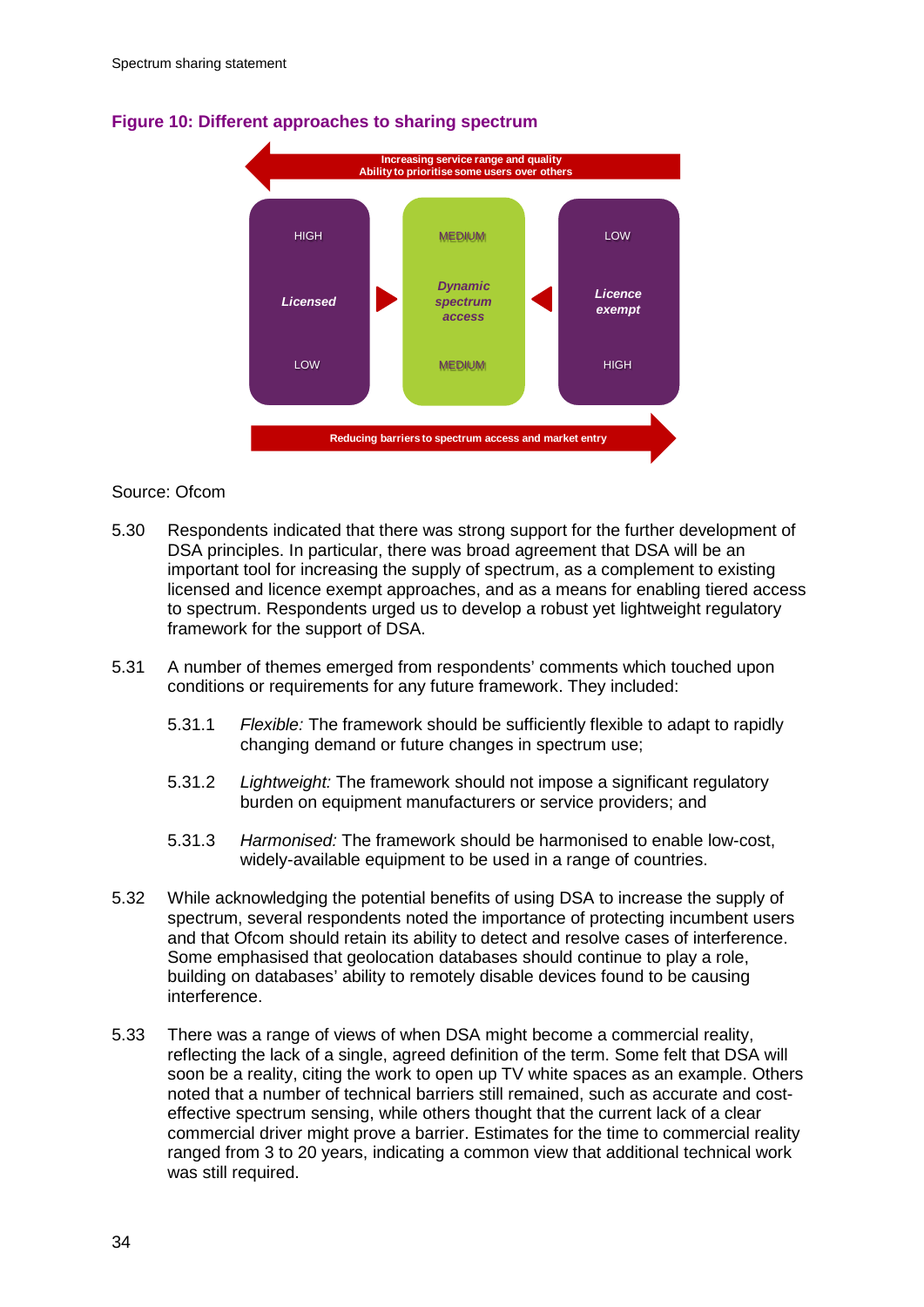**Figure 10: Different approaches to sharing spectrum**

Increasing service range and quality
Ability to prioritise some users over others

| HIGH | MEDIUM | LOW |
|---|---|---|
| *Licensed* | *Dynamic spectrum access* | *Licence exempt* |
| LOW | MEDIUM | HIGH |

Reducing barriers to spectrum access and market entry

Source: Ofcom

5.30 Respondents indicated that there was strong support for the further development of DSA principles. In particular, there was broad agreement that DSA will be an important tool for increasing the supply of spectrum, as a complement to existing licensed and licence exempt approaches, and as a means for enabling tiered access to spectrum. Respondents urged us to develop a robust yet lightweight regulatory framework for the support of DSA.

5.31 A number of themes emerged from respondents' comments which touched upon conditions or requirements for any future framework. They included:

5.31.1 *Flexible:* The framework should be sufficiently flexible to adapt to rapidly changing demand or future changes in spectrum use;

5.31.2 *Lightweight:* The framework should not impose a significant regulatory burden on equipment manufacturers or service providers; and

5.31.3 *Harmonised:* The framework should be harmonised to enable low-cost, widely-available equipment to be used in a range of countries.

5.32 While acknowledging the potential benefits of using DSA to increase the supply of spectrum, several respondents noted the importance of protecting incumbent users and that Ofcom should retain its ability to detect and resolve cases of interference. Some emphasised that geolocation databases should continue to play a role, building on databases' ability to remotely disable devices found to be causing interference.

5.33 There was a range of views of when DSA might become a commercial reality, reflecting the lack of a single, agreed definition of the term. Some felt that DSA will soon be a reality, citing the work to open up TV white spaces as an example. Others noted that a number of technical barriers still remained, such as accurate and cost-effective spectrum sensing, while others thought that the current lack of a clear commercial driver might prove a barrier. Estimates for the time to commercial reality ranged from 3 to 20 years, indicating a common view that additional technical work was still required.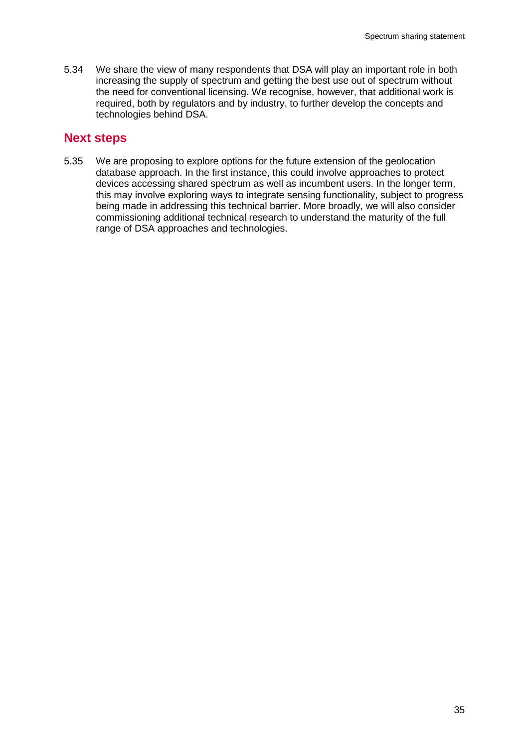5.34 We share the view of many respondents that DSA will play an important role in both increasing the supply of spectrum and getting the best use out of spectrum without the need for conventional licensing. We recognise, however, that additional work is required, both by regulators and by industry, to further develop the concepts and technologies behind DSA.

## Next steps

5.35 We are proposing to explore options for the future extension of the geolocation database approach. In the first instance, this could involve approaches to protect devices accessing shared spectrum as well as incumbent users. In the longer term, this may involve exploring ways to integrate sensing functionality, subject to progress being made in addressing this technical barrier. More broadly, we will also consider commissioning additional technical research to understand the maturity of the full range of DSA approaches and technologies.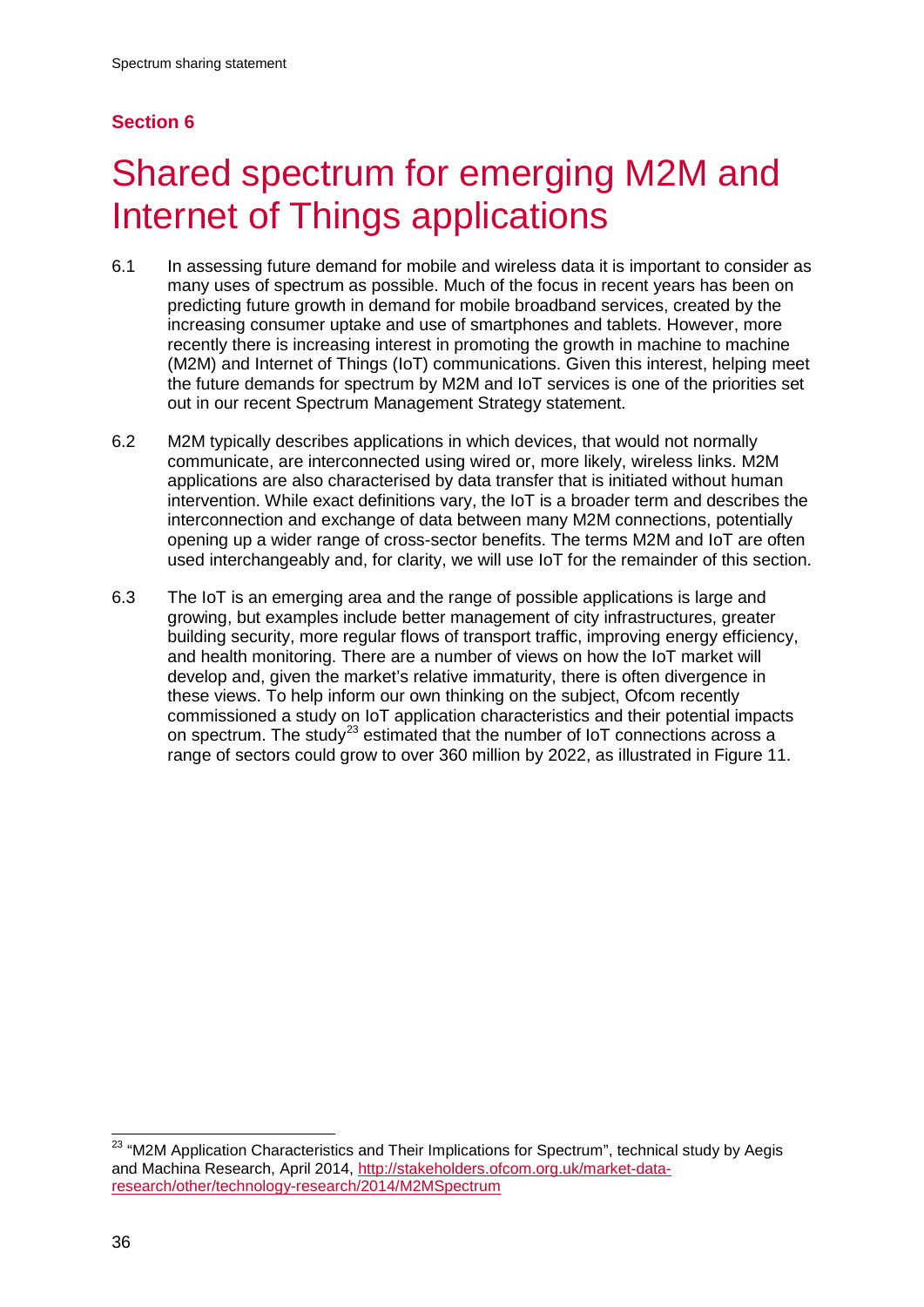## Section 6

# Shared spectrum for emerging M2M and Internet of Things applications

6.1 In assessing future demand for mobile and wireless data it is important to consider as many uses of spectrum as possible. Much of the focus in recent years has been on predicting future growth in demand for mobile broadband services, created by the increasing consumer uptake and use of smartphones and tablets. However, more recently there is increasing interest in promoting the growth in machine to machine (M2M) and Internet of Things (IoT) communications. Given this interest, helping meet the future demands for spectrum by M2M and IoT services is one of the priorities set out in our recent Spectrum Management Strategy statement.

6.2 M2M typically describes applications in which devices, that would not normally communicate, are interconnected using wired or, more likely, wireless links. M2M applications are also characterised by data transfer that is initiated without human intervention. While exact definitions vary, the IoT is a broader term and describes the interconnection and exchange of data between many M2M connections, potentially opening up a wider range of cross-sector benefits. The terms M2M and IoT are often used interchangeably and, for clarity, we will use IoT for the remainder of this section.

6.3 The IoT is an emerging area and the range of possible applications is large and growing, but examples include better management of city infrastructures, greater building security, more regular flows of transport traffic, improving energy efficiency, and health monitoring. There are a number of views on how the IoT market will develop and, given the market's relative immaturity, there is often divergence in these views. To help inform our own thinking on the subject, Ofcom recently commissioned a study on IoT application characteristics and their potential impacts on spectrum. The study[23] estimated that the number of IoT connections across a range of sectors could grow to over 360 million by 2022, as illustrated in Figure 11.

[23] "M2M Application Characteristics and Their Implications for Spectrum", technical study by Aegis and Machina Research, April 2014, http://stakeholders.ofcom.org.uk/market-data-research/other/technology-research/2014/M2MSpectrum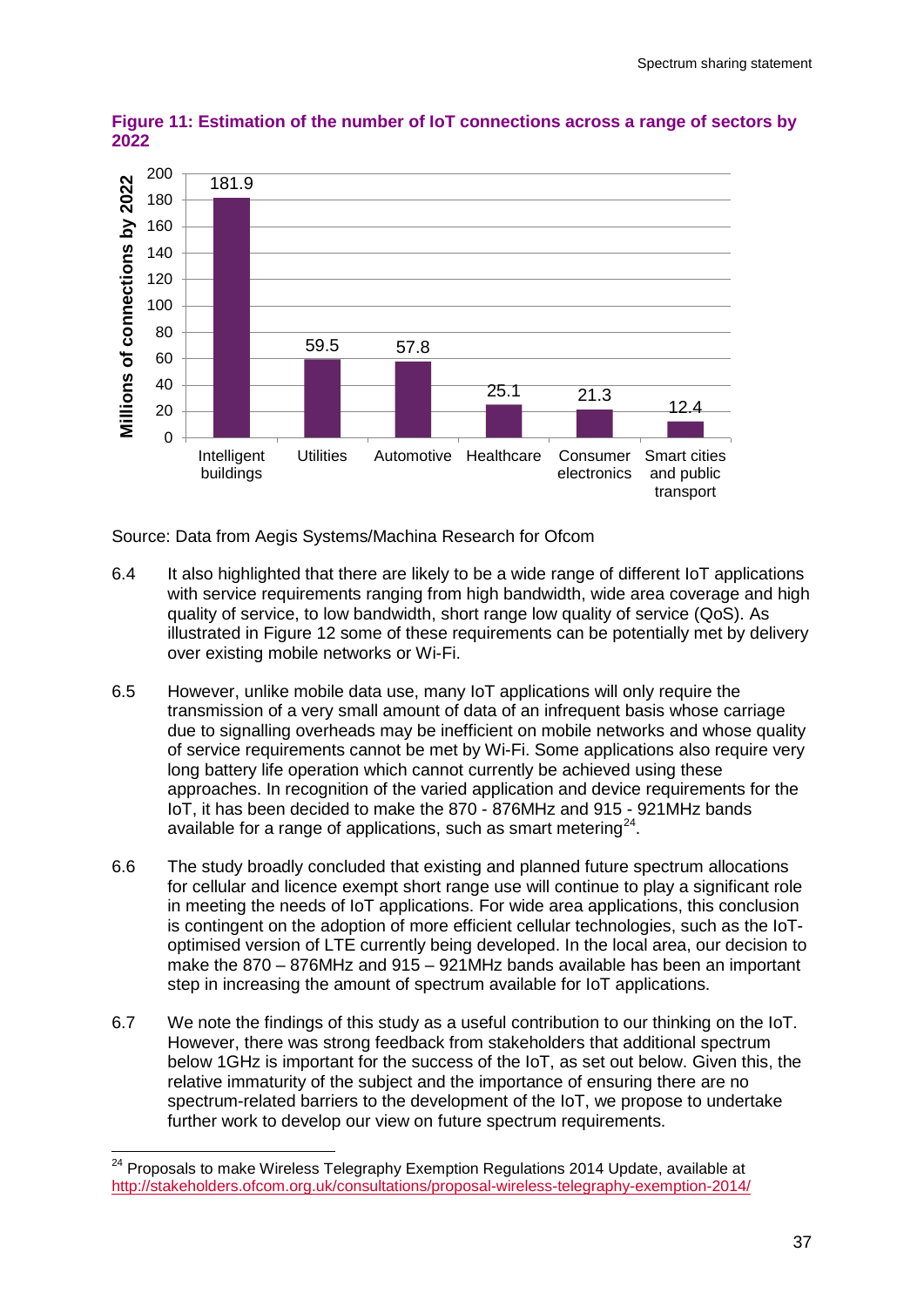**Figure 11: Estimation of the number of IoT connections across a range of sectors by 2022**

| Sector | Millions of connections by 2022 |
|---|---|
| Intelligent buildings | 181.9 |
| Utilities | 59.5 |
| Automotive | 57.8 |
| Healthcare | 25.1 |
| Consumer electronics | 21.3 |
| Smart cities and public transport | 12.4 |

Source: Data from Aegis Systems/Machina Research for Ofcom

6.4 It also highlighted that there are likely to be a wide range of different IoT applications with service requirements ranging from high bandwidth, wide area coverage and high quality of service, to low bandwidth, short range low quality of service (QoS). As illustrated in Figure 12 some of these requirements can be potentially met by delivery over existing mobile networks or Wi-Fi.

6.5 However, unlike mobile data use, many IoT applications will only require the transmission of a very small amount of data of an infrequent basis whose carriage due to signalling overheads may be inefficient on mobile networks and whose quality of service requirements cannot be met by Wi-Fi. Some applications also require very long battery life operation which cannot currently be achieved using these approaches. In recognition of the varied application and device requirements for the IoT, it has been decided to make the 870 - 876MHz and 915 - 921MHz bands available for a range of applications, such as smart metering[24].

6.6 The study broadly concluded that existing and planned future spectrum allocations for cellular and licence exempt short range use will continue to play a significant role in meeting the needs of IoT applications. For wide area applications, this conclusion is contingent on the adoption of more efficient cellular technologies, such as the IoT-optimised version of LTE currently being developed. In the local area, our decision to make the 870 – 876MHz and 915 – 921MHz bands available has been an important step in increasing the amount of spectrum available for IoT applications.

6.7 We note the findings of this study as a useful contribution to our thinking on the IoT. However, there was strong feedback from stakeholders that additional spectrum below 1GHz is important for the success of the IoT, as set out below. Given this, the relative immaturity of the subject and the importance of ensuring there are no spectrum-related barriers to the development of the IoT, we propose to undertake further work to develop our view on future spectrum requirements.

[24] Proposals to make Wireless Telegraphy Exemption Regulations 2014 Update, available at http://stakeholders.ofcom.org.uk/consultations/proposal-wireless-telegraphy-exemption-2014/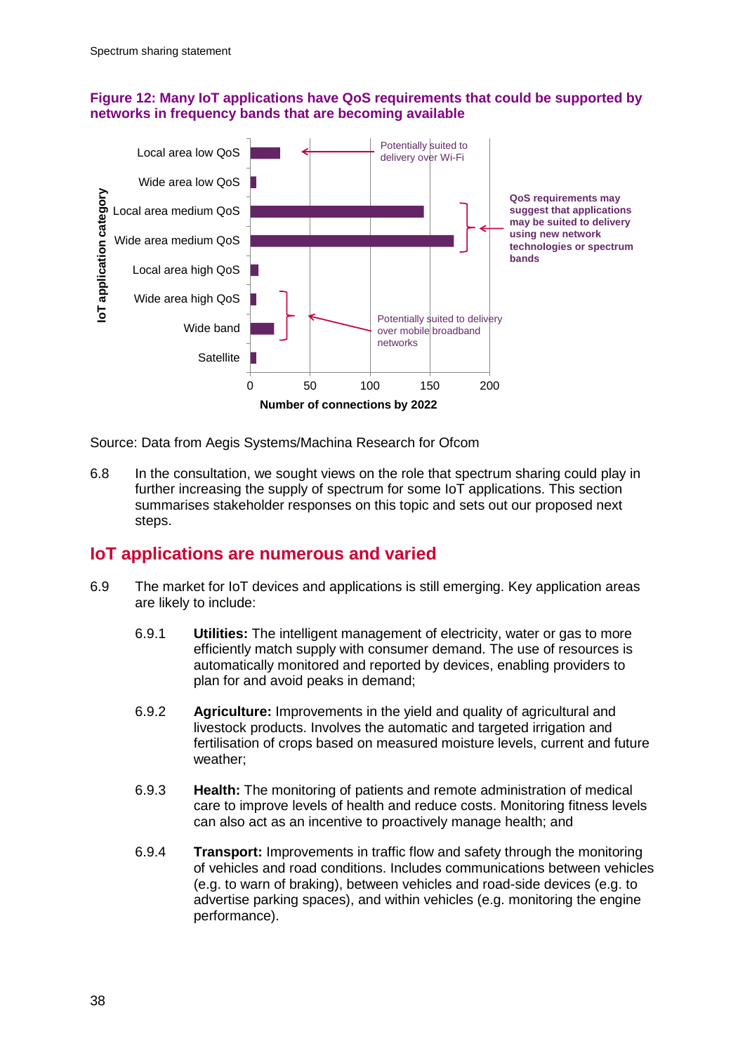**Figure 12: Many IoT applications have QoS requirements that could be supported by networks in frequency bands that are becoming available**

| IoT application category | Number of connections by 2022 |
|---|---|
| Local area low QoS | ~25 |
| Wide area low QoS | ~5 |
| Local area medium QoS | ~145 |
| Wide area medium QoS | ~170 |
| Local area high QoS | ~7 |
| Wide area high QoS | ~5 |
| Wide band | ~20 |
| Satellite | ~5 |

Annotations in figure:
- Local area low QoS: Potentially suited to delivery over Wi-Fi
- Local area medium QoS and Wide area medium QoS: QoS requirements may suggest that applications may be suited to delivery using new network technologies or spectrum bands
- Wide area high QoS and Wide band: Potentially suited to delivery over mobile broadband networks

Source: Data from Aegis Systems/Machina Research for Ofcom

6.8 In the consultation, we sought views on the role that spectrum sharing could play in further increasing the supply of spectrum for some IoT applications. This section summarises stakeholder responses on this topic and sets out our proposed next steps.

## IoT applications are numerous and varied

6.9 The market for IoT devices and applications is still emerging. Key application areas are likely to include:

6.9.1 **Utilities:** The intelligent management of electricity, water or gas to more efficiently match supply with consumer demand. The use of resources is automatically monitored and reported by devices, enabling providers to plan for and avoid peaks in demand;

6.9.2 **Agriculture:** Improvements in the yield and quality of agricultural and livestock products. Involves the automatic and targeted irrigation and fertilisation of crops based on measured moisture levels, current and future weather;

6.9.3 **Health:** The monitoring of patients and remote administration of medical care to improve levels of health and reduce costs. Monitoring fitness levels can also act as an incentive to proactively manage health; and

6.9.4 **Transport:** Improvements in traffic flow and safety through the monitoring of vehicles and road conditions. Includes communications between vehicles (e.g. to warn of braking), between vehicles and road-side devices (e.g. to advertise parking spaces), and within vehicles (e.g. monitoring the engine performance).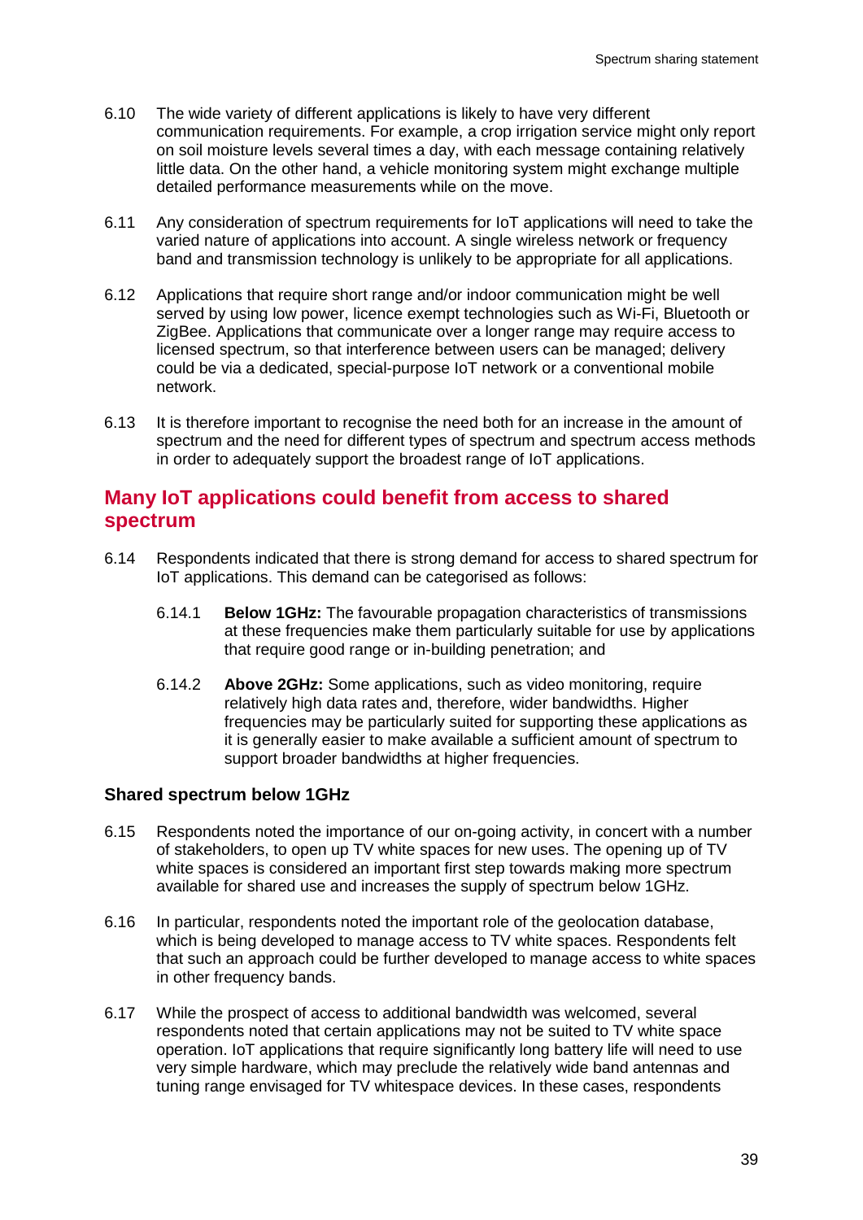6.10 The wide variety of different applications is likely to have very different communication requirements. For example, a crop irrigation service might only report on soil moisture levels several times a day, with each message containing relatively little data. On the other hand, a vehicle monitoring system might exchange multiple detailed performance measurements while on the move.

6.11 Any consideration of spectrum requirements for IoT applications will need to take the varied nature of applications into account. A single wireless network or frequency band and transmission technology is unlikely to be appropriate for all applications.

6.12 Applications that require short range and/or indoor communication might be well served by using low power, licence exempt technologies such as Wi-Fi, Bluetooth or ZigBee. Applications that communicate over a longer range may require access to licensed spectrum, so that interference between users can be managed; delivery could be via a dedicated, special-purpose IoT network or a conventional mobile network.

6.13 It is therefore important to recognise the need both for an increase in the amount of spectrum and the need for different types of spectrum and spectrum access methods in order to adequately support the broadest range of IoT applications.

## Many IoT applications could benefit from access to shared spectrum

6.14 Respondents indicated that there is strong demand for access to shared spectrum for IoT applications. This demand can be categorised as follows:

6.14.1 **Below 1GHz:** The favourable propagation characteristics of transmissions at these frequencies make them particularly suitable for use by applications that require good range or in-building penetration; and

6.14.2 **Above 2GHz:** Some applications, such as video monitoring, require relatively high data rates and, therefore, wider bandwidths. Higher frequencies may be particularly suited for supporting these applications as it is generally easier to make available a sufficient amount of spectrum to support broader bandwidths at higher frequencies.

### Shared spectrum below 1GHz

6.15 Respondents noted the importance of our on-going activity, in concert with a number of stakeholders, to open up TV white spaces for new uses. The opening up of TV white spaces is considered an important first step towards making more spectrum available for shared use and increases the supply of spectrum below 1GHz.

6.16 In particular, respondents noted the important role of the geolocation database, which is being developed to manage access to TV white spaces. Respondents felt that such an approach could be further developed to manage access to white spaces in other frequency bands.

6.17 While the prospect of access to additional bandwidth was welcomed, several respondents noted that certain applications may not be suited to TV white space operation. IoT applications that require significantly long battery life will need to use very simple hardware, which may preclude the relatively wide band antennas and tuning range envisaged for TV whitespace devices. In these cases, respondents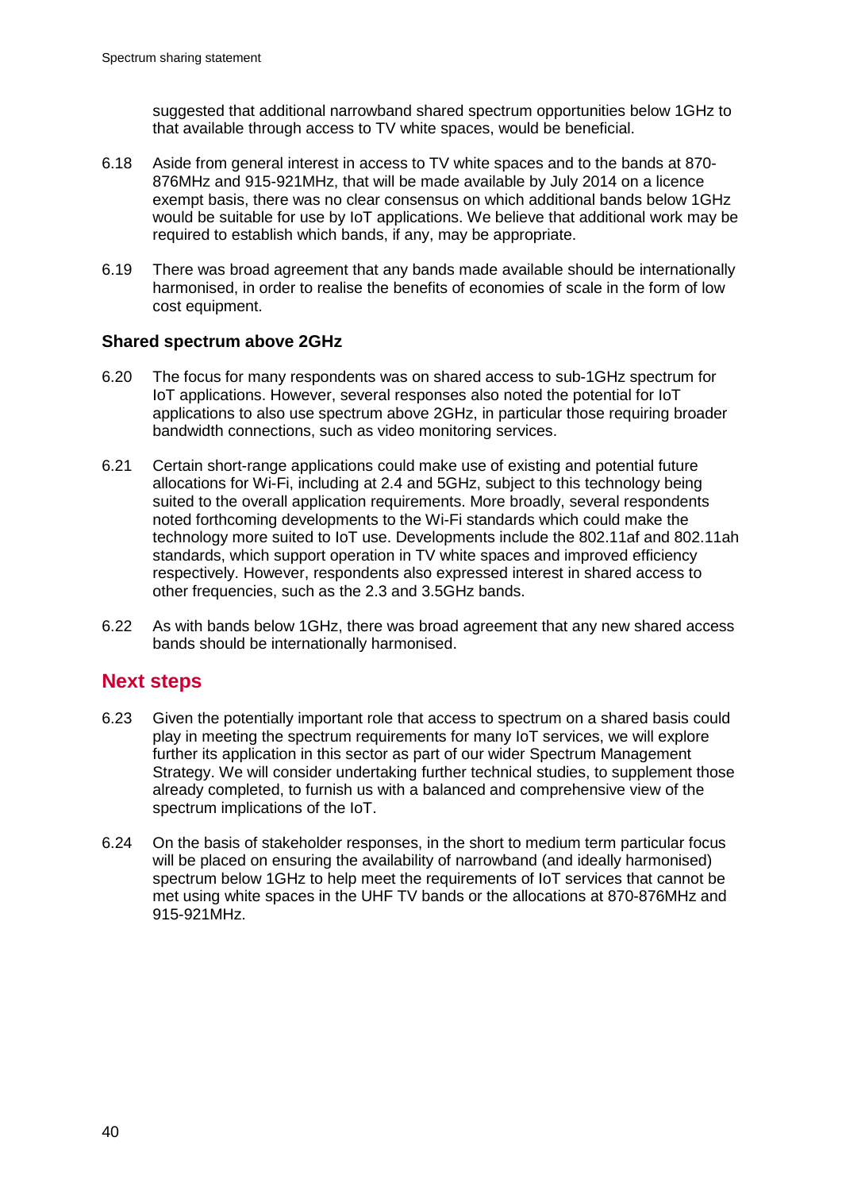suggested that additional narrowband shared spectrum opportunities below 1GHz to that available through access to TV white spaces, would be beneficial.

6.18 Aside from general interest in access to TV white spaces and to the bands at 870-876MHz and 915-921MHz, that will be made available by July 2014 on a licence exempt basis, there was no clear consensus on which additional bands below 1GHz would be suitable for use by IoT applications. We believe that additional work may be required to establish which bands, if any, may be appropriate.

6.19 There was broad agreement that any bands made available should be internationally harmonised, in order to realise the benefits of economies of scale in the form of low cost equipment.

### Shared spectrum above 2GHz

6.20 The focus for many respondents was on shared access to sub-1GHz spectrum for IoT applications. However, several responses also noted the potential for IoT applications to also use spectrum above 2GHz, in particular those requiring broader bandwidth connections, such as video monitoring services.

6.21 Certain short-range applications could make use of existing and potential future allocations for Wi-Fi, including at 2.4 and 5GHz, subject to this technology being suited to the overall application requirements. More broadly, several respondents noted forthcoming developments to the Wi-Fi standards which could make the technology more suited to IoT use. Developments include the 802.11af and 802.11ah standards, which support operation in TV white spaces and improved efficiency respectively. However, respondents also expressed interest in shared access to other frequencies, such as the 2.3 and 3.5GHz bands.

6.22 As with bands below 1GHz, there was broad agreement that any new shared access bands should be internationally harmonised.

## Next steps

6.23 Given the potentially important role that access to spectrum on a shared basis could play in meeting the spectrum requirements for many IoT services, we will explore further its application in this sector as part of our wider Spectrum Management Strategy. We will consider undertaking further technical studies, to supplement those already completed, to furnish us with a balanced and comprehensive view of the spectrum implications of the IoT.

6.24 On the basis of stakeholder responses, in the short to medium term particular focus will be placed on ensuring the availability of narrowband (and ideally harmonised) spectrum below 1GHz to help meet the requirements of IoT services that cannot be met using white spaces in the UHF TV bands or the allocations at 870-876MHz and 915-921MHz.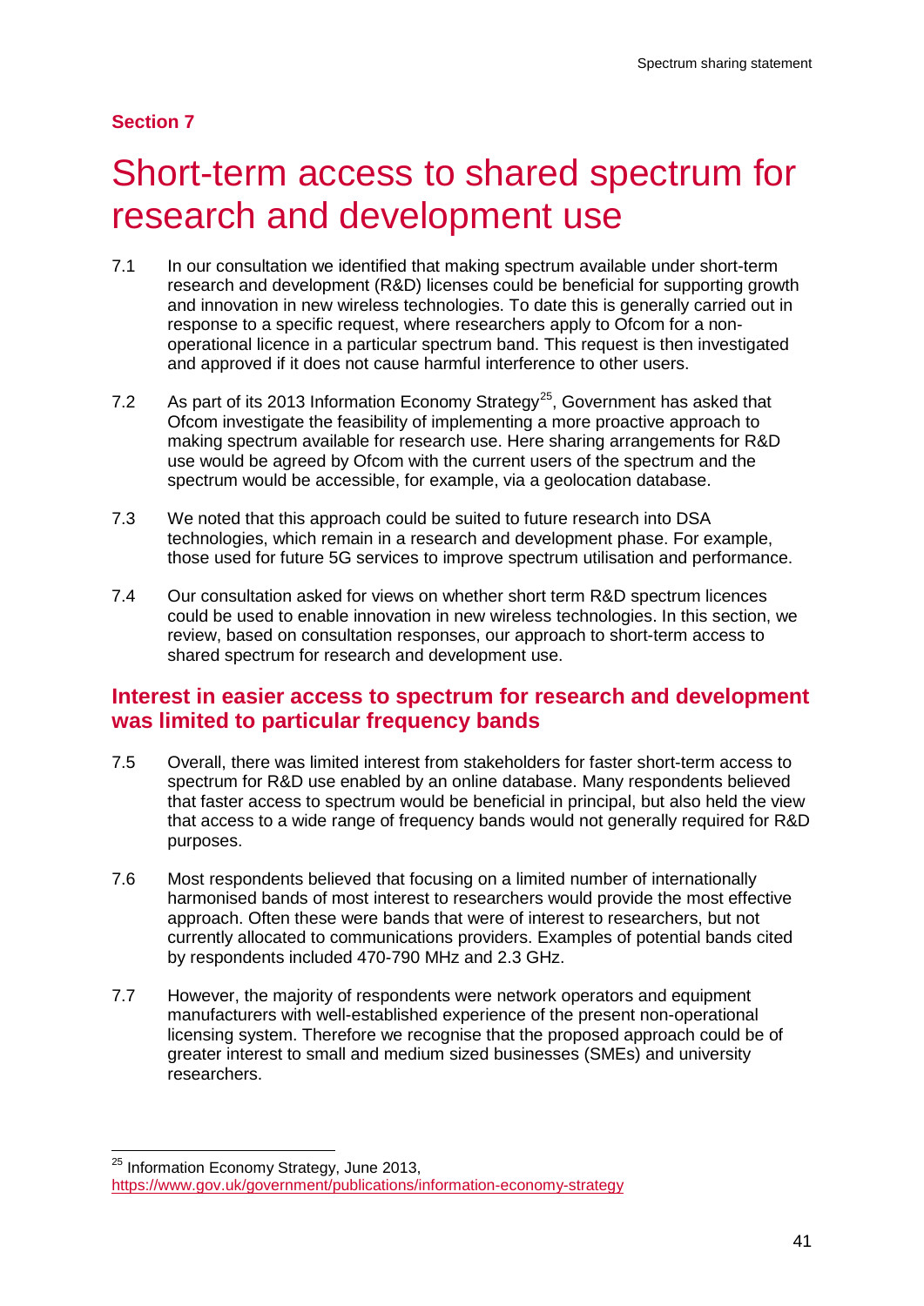## Section 7

# Short-term access to shared spectrum for research and development use

7.1 In our consultation we identified that making spectrum available under short-term research and development (R&D) licenses could be beneficial for supporting growth and innovation in new wireless technologies. To date this is generally carried out in response to a specific request, where researchers apply to Ofcom for a non-operational licence in a particular spectrum band. This request is then investigated and approved if it does not cause harmful interference to other users.

7.2 As part of its 2013 Information Economy Strategy[25], Government has asked that Ofcom investigate the feasibility of implementing a more proactive approach to making spectrum available for research use. Here sharing arrangements for R&D use would be agreed by Ofcom with the current users of the spectrum and the spectrum would be accessible, for example, via a geolocation database.

7.3 We noted that this approach could be suited to future research into DSA technologies, which remain in a research and development phase. For example, those used for future 5G services to improve spectrum utilisation and performance.

7.4 Our consultation asked for views on whether short term R&D spectrum licences could be used to enable innovation in new wireless technologies. In this section, we review, based on consultation responses, our approach to short-term access to shared spectrum for research and development use.

## Interest in easier access to spectrum for research and development was limited to particular frequency bands

7.5 Overall, there was limited interest from stakeholders for faster short-term access to spectrum for R&D use enabled by an online database. Many respondents believed that faster access to spectrum would be beneficial in principal, but also held the view that access to a wide range of frequency bands would not generally required for R&D purposes.

7.6 Most respondents believed that focusing on a limited number of internationally harmonised bands of most interest to researchers would provide the most effective approach. Often these were bands that were of interest to researchers, but not currently allocated to communications providers. Examples of potential bands cited by respondents included 470-790 MHz and 2.3 GHz.

7.7 However, the majority of respondents were network operators and equipment manufacturers with well-established experience of the present non-operational licensing system. Therefore we recognise that the proposed approach could be of greater interest to small and medium sized businesses (SMEs) and university researchers.

---

[25] Information Economy Strategy, June 2013, https://www.gov.uk/government/publications/information-economy-strategy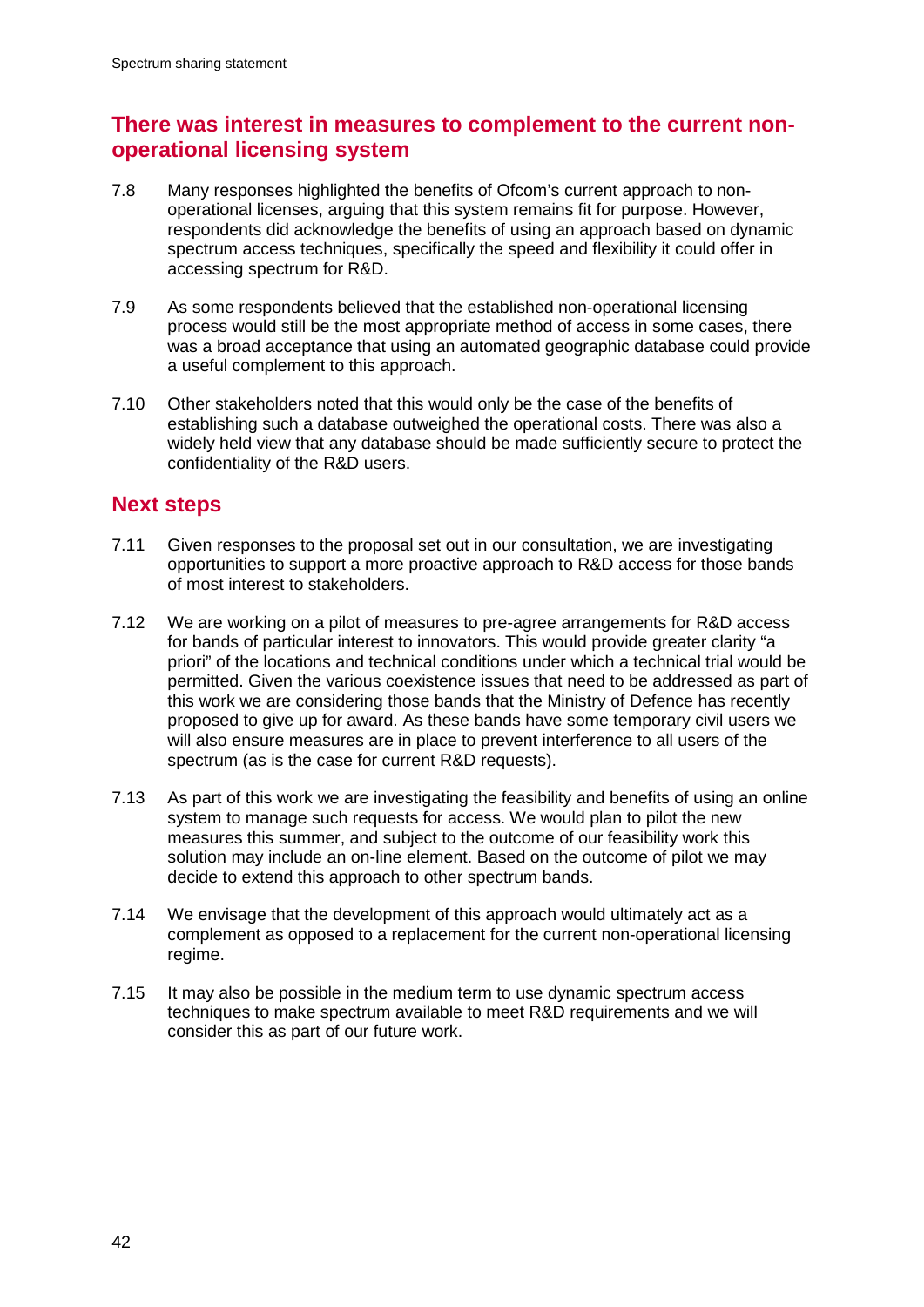## There was interest in measures to complement to the current non-operational licensing system

7.8 Many responses highlighted the benefits of Ofcom's current approach to non-operational licenses, arguing that this system remains fit for purpose. However, respondents did acknowledge the benefits of using an approach based on dynamic spectrum access techniques, specifically the speed and flexibility it could offer in accessing spectrum for R&D.

7.9 As some respondents believed that the established non-operational licensing process would still be the most appropriate method of access in some cases, there was a broad acceptance that using an automated geographic database could provide a useful complement to this approach.

7.10 Other stakeholders noted that this would only be the case of the benefits of establishing such a database outweighed the operational costs. There was also a widely held view that any database should be made sufficiently secure to protect the confidentiality of the R&D users.

## Next steps

7.11 Given responses to the proposal set out in our consultation, we are investigating opportunities to support a more proactive approach to R&D access for those bands of most interest to stakeholders.

7.12 We are working on a pilot of measures to pre-agree arrangements for R&D access for bands of particular interest to innovators. This would provide greater clarity "a priori" of the locations and technical conditions under which a technical trial would be permitted. Given the various coexistence issues that need to be addressed as part of this work we are considering those bands that the Ministry of Defence has recently proposed to give up for award. As these bands have some temporary civil users we will also ensure measures are in place to prevent interference to all users of the spectrum (as is the case for current R&D requests).

7.13 As part of this work we are investigating the feasibility and benefits of using an online system to manage such requests for access. We would plan to pilot the new measures this summer, and subject to the outcome of our feasibility work this solution may include an on-line element. Based on the outcome of pilot we may decide to extend this approach to other spectrum bands.

7.14 We envisage that the development of this approach would ultimately act as a complement as opposed to a replacement for the current non-operational licensing regime.

7.15 It may also be possible in the medium term to use dynamic spectrum access techniques to make spectrum available to meet R&D requirements and we will consider this as part of our future work.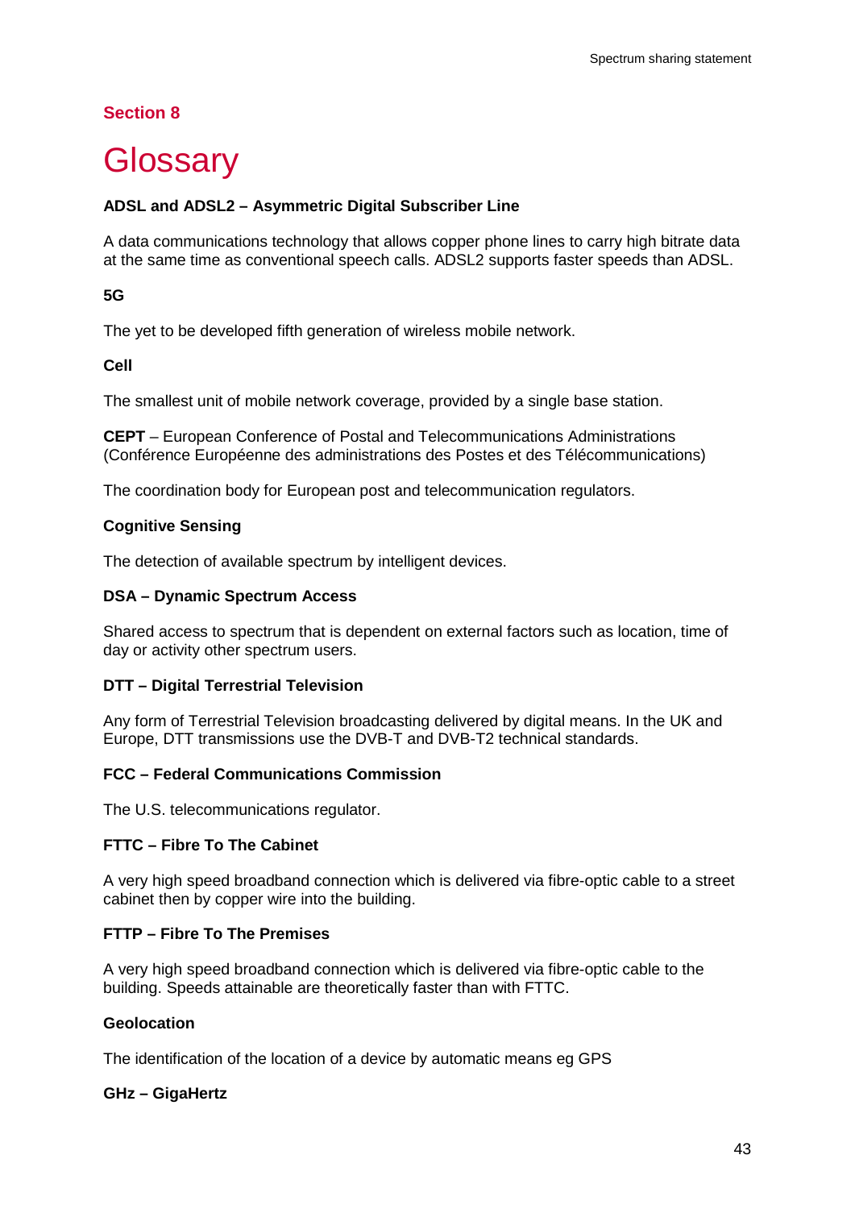## Section 8

# Glossary

**ADSL and ADSL2 – Asymmetric Digital Subscriber Line**

A data communications technology that allows copper phone lines to carry high bitrate data at the same time as conventional speech calls. ADSL2 supports faster speeds than ADSL.

**5G**

The yet to be developed fifth generation of wireless mobile network.

**Cell**

The smallest unit of mobile network coverage, provided by a single base station.

**CEPT** – European Conference of Postal and Telecommunications Administrations (Conférence Européenne des administrations des Postes et des Télécommunications)

The coordination body for European post and telecommunication regulators.

**Cognitive Sensing**

The detection of available spectrum by intelligent devices.

**DSA – Dynamic Spectrum Access**

Shared access to spectrum that is dependent on external factors such as location, time of day or activity other spectrum users.

**DTT – Digital Terrestrial Television**

Any form of Terrestrial Television broadcasting delivered by digital means. In the UK and Europe, DTT transmissions use the DVB-T and DVB-T2 technical standards.

**FCC – Federal Communications Commission**

The U.S. telecommunications regulator.

**FTTC – Fibre To The Cabinet**

A very high speed broadband connection which is delivered via fibre-optic cable to a street cabinet then by copper wire into the building.

**FTTP – Fibre To The Premises**

A very high speed broadband connection which is delivered via fibre-optic cable to the building. Speeds attainable are theoretically faster than with FTTC.

**Geolocation**

The identification of the location of a device by automatic means eg GPS

**GHz – GigaHertz**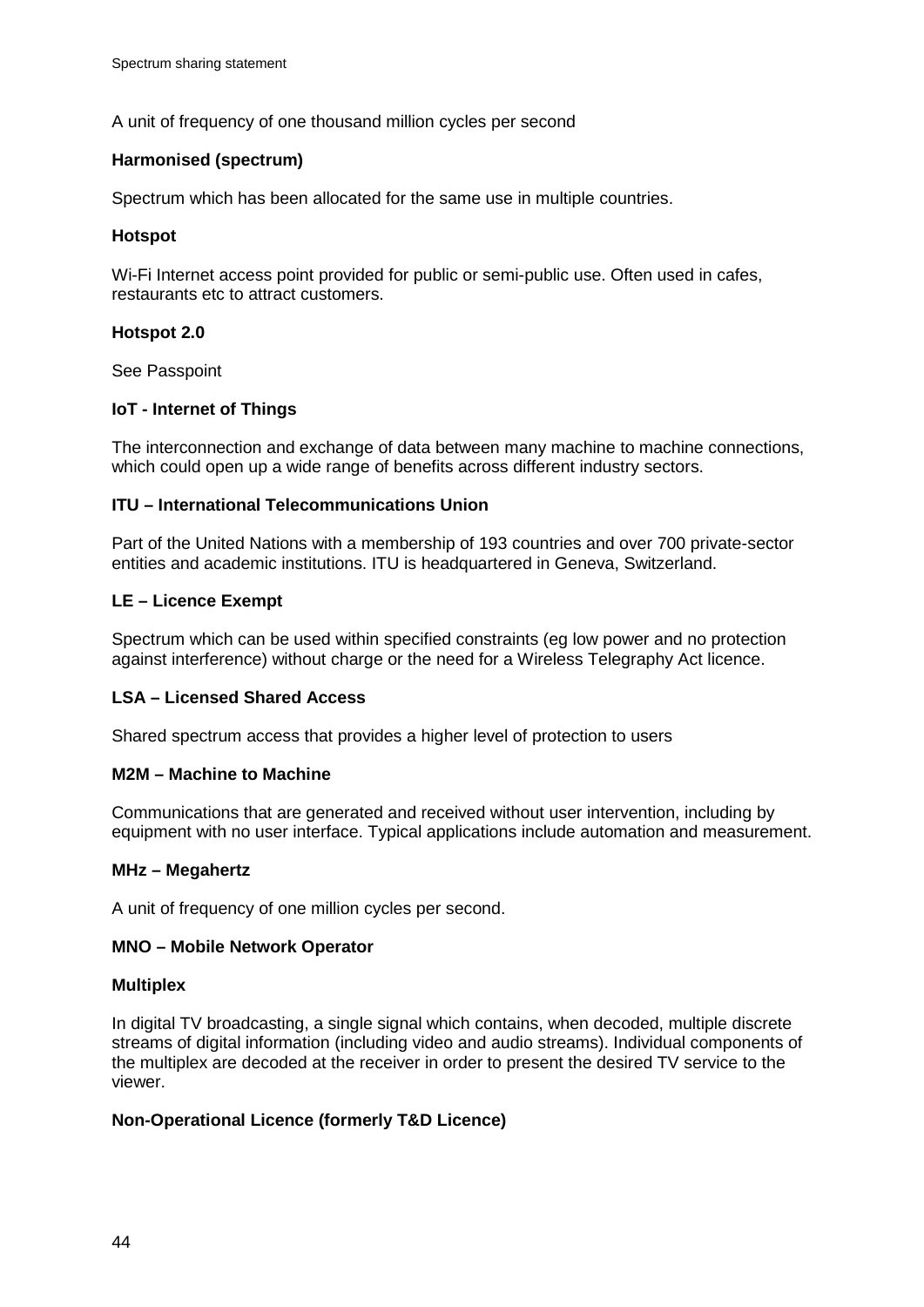A unit of frequency of one thousand million cycles per second

**Harmonised (spectrum)**

Spectrum which has been allocated for the same use in multiple countries.

**Hotspot**

Wi-Fi Internet access point provided for public or semi-public use. Often used in cafes, restaurants etc to attract customers.

**Hotspot 2.0**

See Passpoint

**IoT - Internet of Things**

The interconnection and exchange of data between many machine to machine connections, which could open up a wide range of benefits across different industry sectors.

**ITU – International Telecommunications Union**

Part of the United Nations with a membership of 193 countries and over 700 private-sector entities and academic institutions. ITU is headquartered in Geneva, Switzerland.

**LE – Licence Exempt**

Spectrum which can be used within specified constraints (eg low power and no protection against interference) without charge or the need for a Wireless Telegraphy Act licence.

**LSA – Licensed Shared Access**

Shared spectrum access that provides a higher level of protection to users

**M2M – Machine to Machine**

Communications that are generated and received without user intervention, including by equipment with no user interface. Typical applications include automation and measurement.

**MHz – Megahertz**

A unit of frequency of one million cycles per second.

**MNO – Mobile Network Operator**

**Multiplex**

In digital TV broadcasting, a single signal which contains, when decoded, multiple discrete streams of digital information (including video and audio streams). Individual components of the multiplex are decoded at the receiver in order to present the desired TV service to the viewer.

**Non-Operational Licence (formerly T&D Licence)**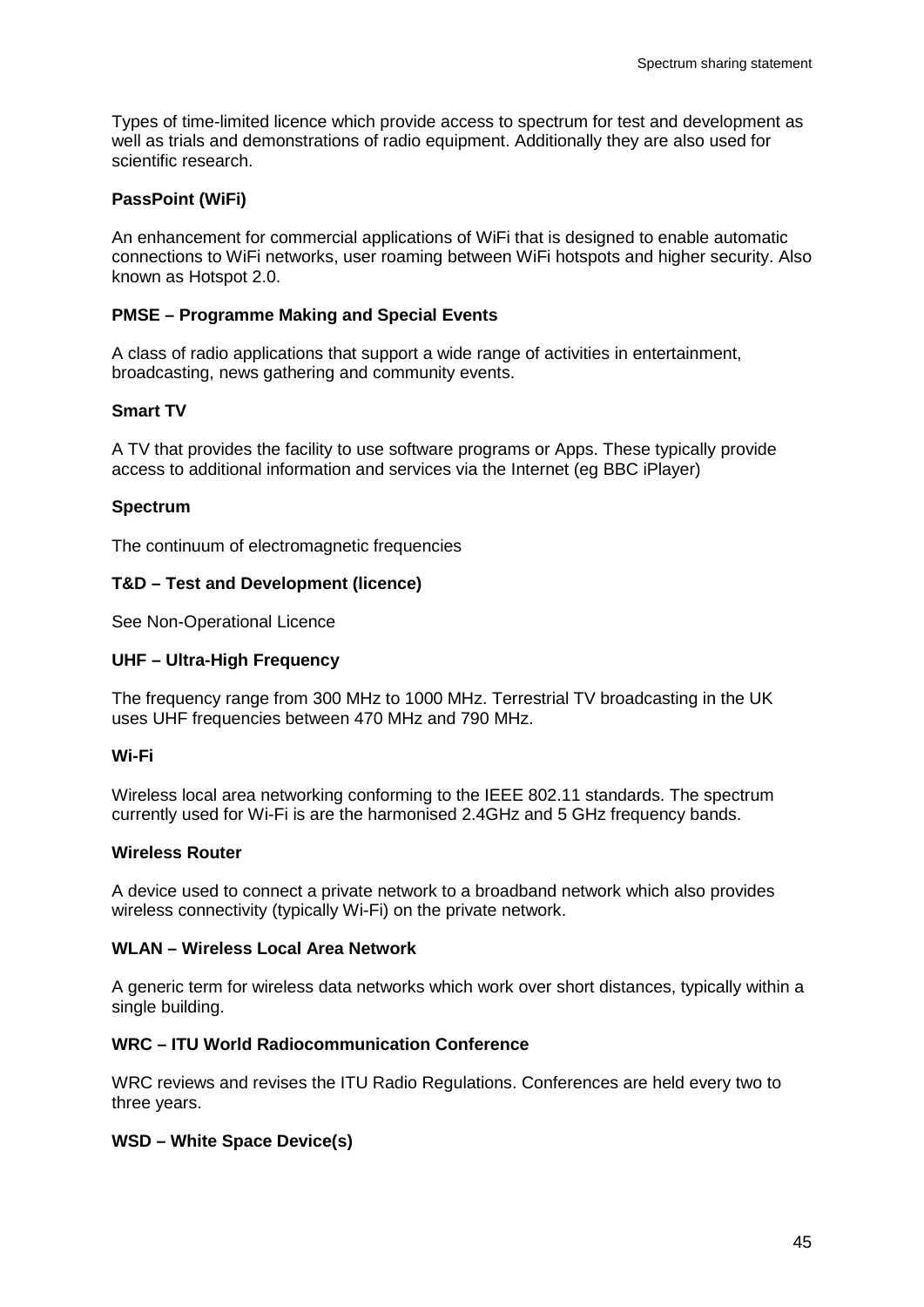Types of time-limited licence which provide access to spectrum for test and development as well as trials and demonstrations of radio equipment. Additionally they are also used for scientific research.

**PassPoint (WiFi)**

An enhancement for commercial applications of WiFi that is designed to enable automatic connections to WiFi networks, user roaming between WiFi hotspots and higher security. Also known as Hotspot 2.0.

**PMSE – Programme Making and Special Events**

A class of radio applications that support a wide range of activities in entertainment, broadcasting, news gathering and community events.

**Smart TV**

A TV that provides the facility to use software programs or Apps. These typically provide access to additional information and services via the Internet (eg BBC iPlayer)

**Spectrum**

The continuum of electromagnetic frequencies

**T&D – Test and Development (licence)**

See Non-Operational Licence

**UHF – Ultra-High Frequency**

The frequency range from 300 MHz to 1000 MHz. Terrestrial TV broadcasting in the UK uses UHF frequencies between 470 MHz and 790 MHz.

**Wi-Fi**

Wireless local area networking conforming to the IEEE 802.11 standards. The spectrum currently used for Wi-Fi is are the harmonised 2.4GHz and 5 GHz frequency bands.

**Wireless Router**

A device used to connect a private network to a broadband network which also provides wireless connectivity (typically Wi-Fi) on the private network.

**WLAN – Wireless Local Area Network**

A generic term for wireless data networks which work over short distances, typically within a single building.

**WRC – ITU World Radiocommunication Conference**

WRC reviews and revises the ITU Radio Regulations. Conferences are held every two to three years.

**WSD – White Space Device(s)**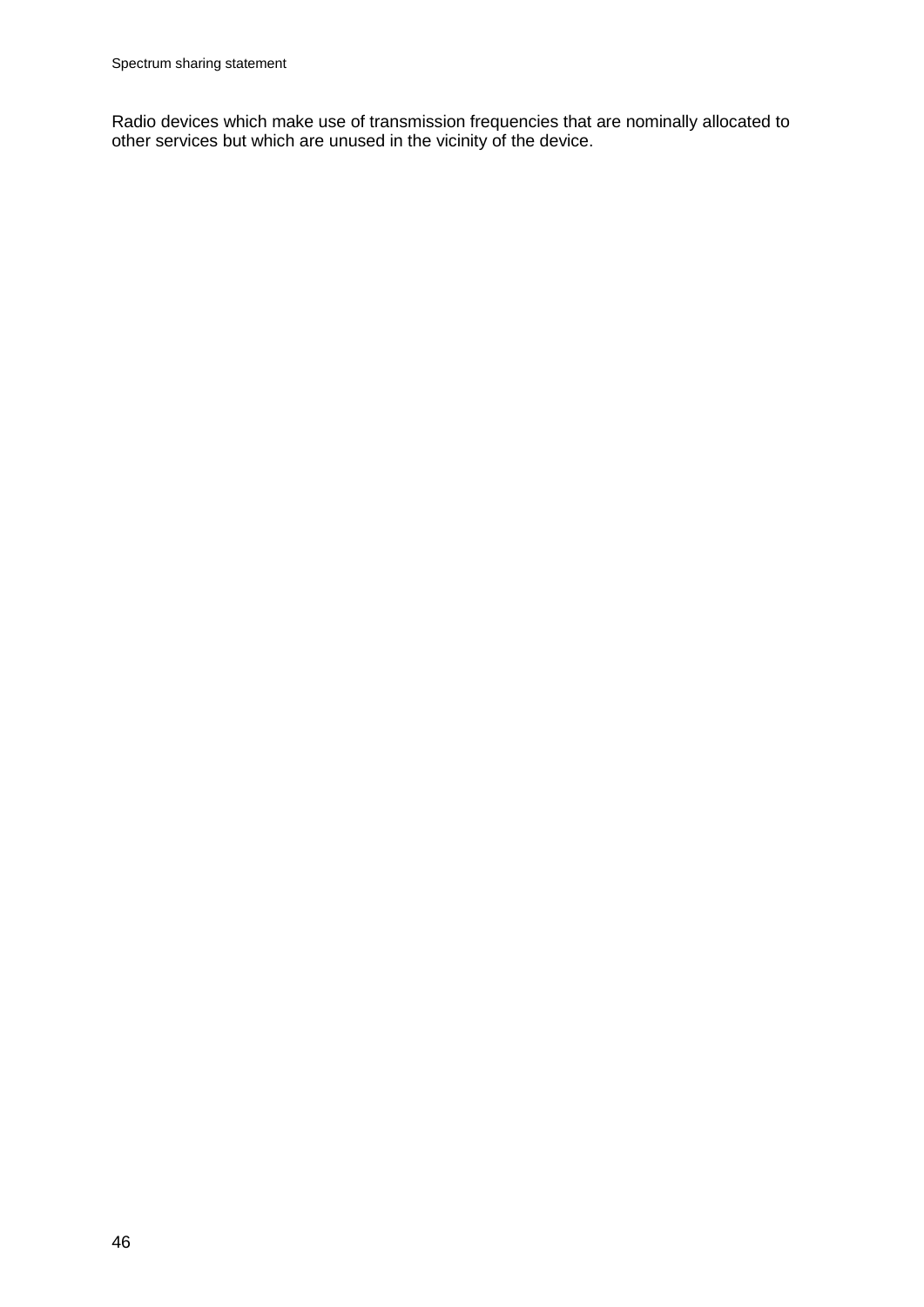Radio devices which make use of transmission frequencies that are nominally allocated to other services but which are unused in the vicinity of the device.